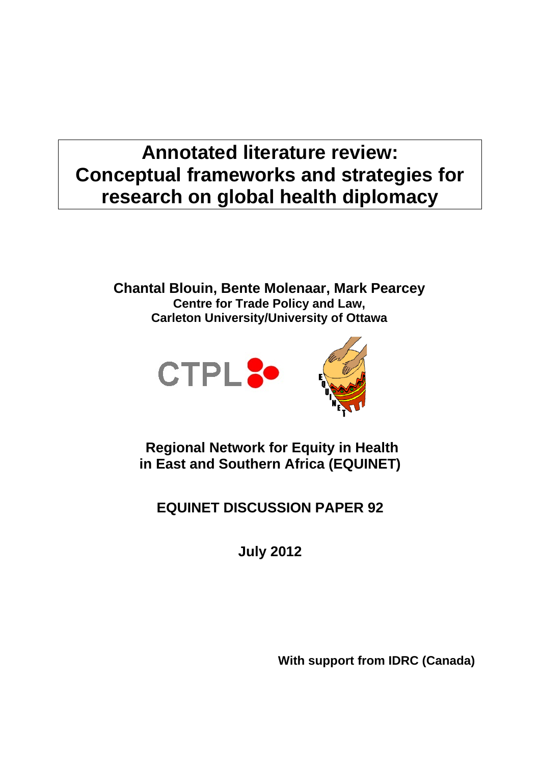# Annotated literature review: Conceptual frameworks and strategies for research on global health diplomacy

**Chantal Blouin, Bente Molenaar, Mark Pearcey**
**Centre for Trade Policy and Law,**
**Carleton University/University of Ottawa**

**Regional Network for Equity in Health in East and Southern Africa (EQUINET)**

**EQUINET DISCUSSION PAPER 92**

**July 2012**

**With support from IDRC (Canada)**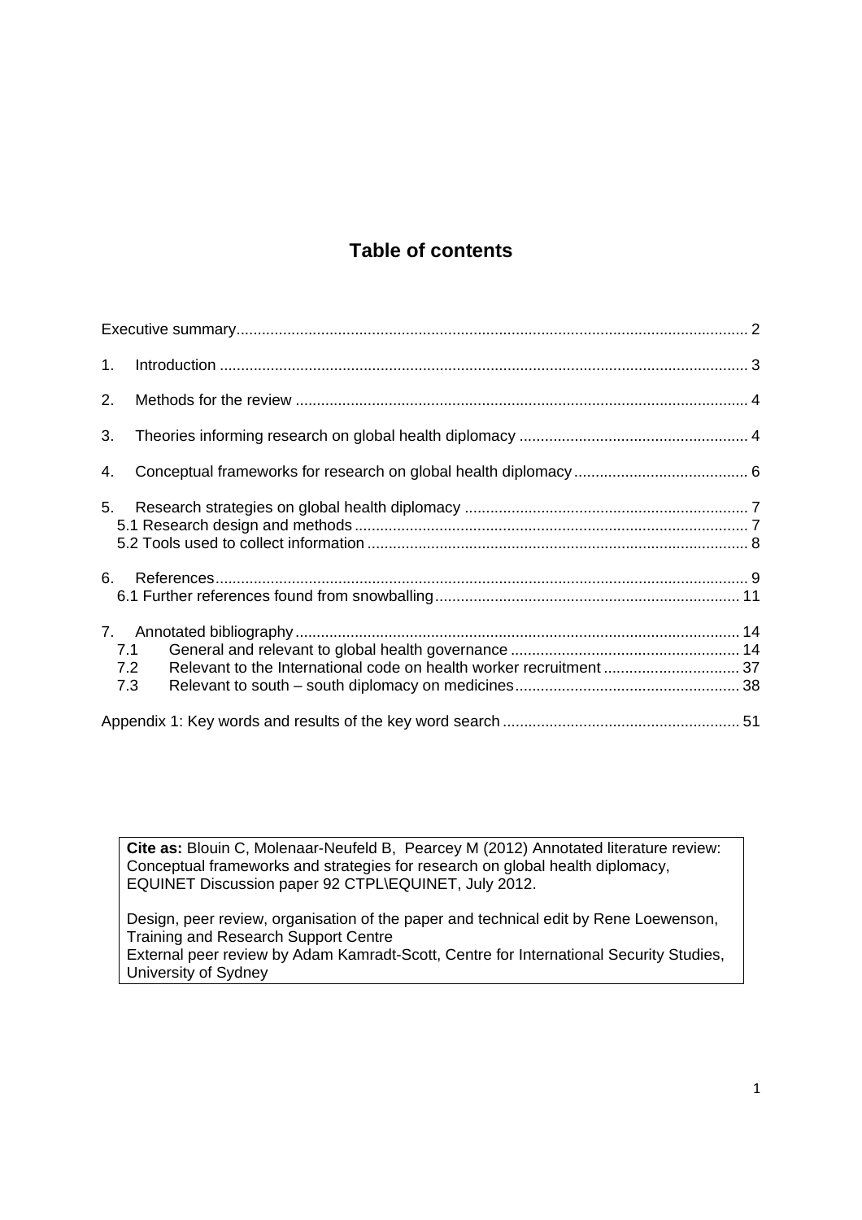# Table of contents

Executive summary .......... 2

1. Introduction .......... 3
2. Methods for the review .......... 4
3. Theories informing research on global health diplomacy .......... 4
4. Conceptual frameworks for research on global health diplomacy .......... 6
5. Research strategies on global health diplomacy .......... 7
   - 5.1 Research design and methods .......... 7
   - 5.2 Tools used to collect information .......... 8
6. References .......... 9
   - 6.1 Further references found from snowballing .......... 11
7. Annotated bibliography .......... 14
   - 7.1 General and relevant to global health governance .......... 14
   - 7.2 Relevant to the International code on health worker recruitment .......... 37
   - 7.3 Relevant to south – south diplomacy on medicines .......... 38

Appendix 1: Key words and results of the key word search .......... 51

**Cite as:** Blouin C, Molenaar-Neufeld B, Pearcey M (2012) Annotated literature review: Conceptual frameworks and strategies for research on global health diplomacy, EQUINET Discussion paper 92 CTPL\EQUINET, July 2012.

Design, peer review, organisation of the paper and technical edit by Rene Loewenson, Training and Research Support Centre
External peer review by Adam Kamradt-Scott, Centre for International Security Studies, University of Sydney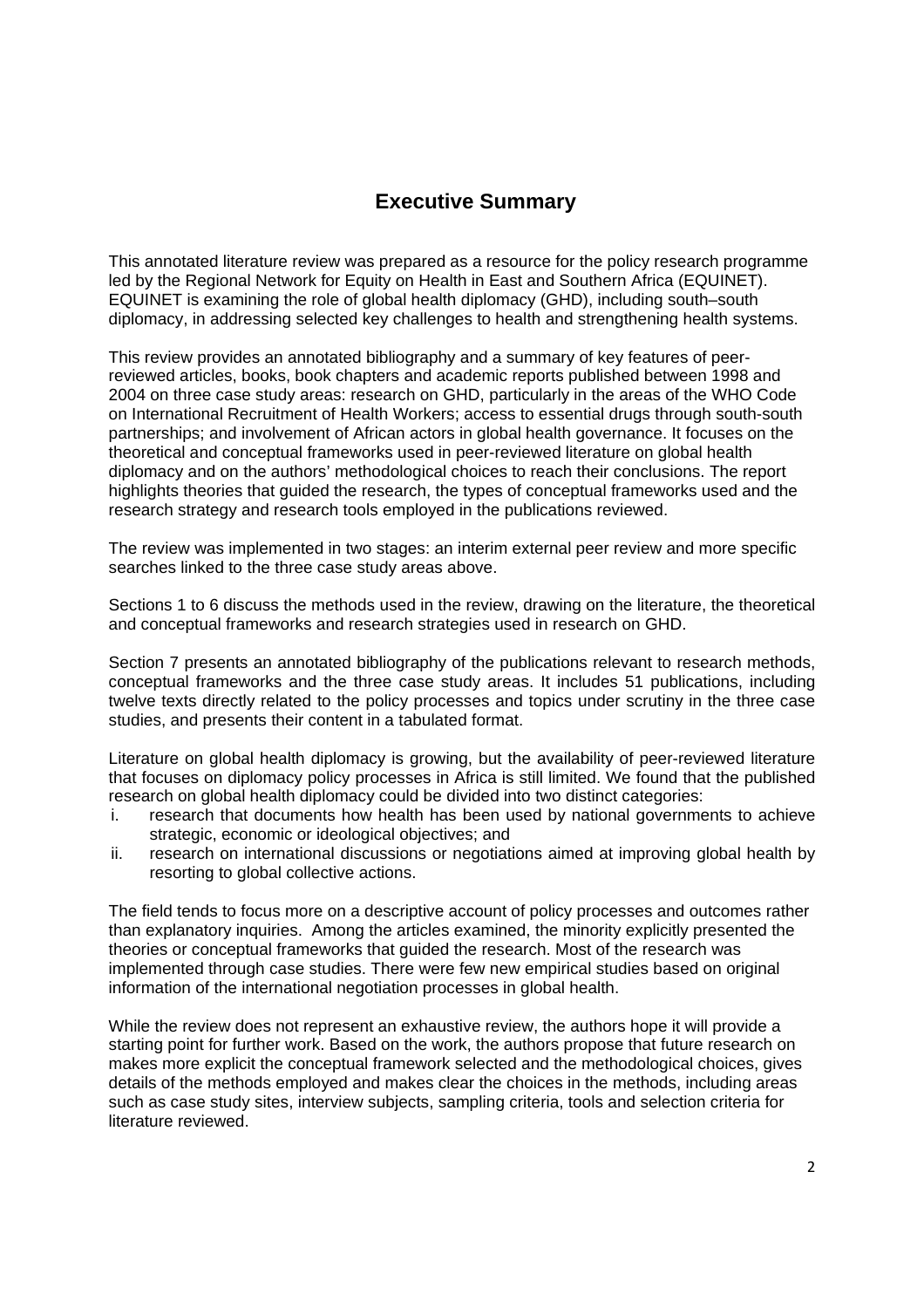# Executive Summary

This annotated literature review was prepared as a resource for the policy research programme led by the Regional Network for Equity on Health in East and Southern Africa (EQUINET). EQUINET is examining the role of global health diplomacy (GHD), including south–south diplomacy, in addressing selected key challenges to health and strengthening health systems.

This review provides an annotated bibliography and a summary of key features of peer-reviewed articles, books, book chapters and academic reports published between 1998 and 2004 on three case study areas: research on GHD, particularly in the areas of the WHO Code on International Recruitment of Health Workers; access to essential drugs through south-south partnerships; and involvement of African actors in global health governance. It focuses on the theoretical and conceptual frameworks used in peer-reviewed literature on global health diplomacy and on the authors' methodological choices to reach their conclusions. The report highlights theories that guided the research, the types of conceptual frameworks used and the research strategy and research tools employed in the publications reviewed.

The review was implemented in two stages: an interim external peer review and more specific searches linked to the three case study areas above.

Sections 1 to 6 discuss the methods used in the review, drawing on the literature, the theoretical and conceptual frameworks and research strategies used in research on GHD.

Section 7 presents an annotated bibliography of the publications relevant to research methods, conceptual frameworks and the three case study areas. It includes 51 publications, including twelve texts directly related to the policy processes and topics under scrutiny in the three case studies, and presents their content in a tabulated format.

Literature on global health diplomacy is growing, but the availability of peer-reviewed literature that focuses on diplomacy policy processes in Africa is still limited. We found that the published research on global health diplomacy could be divided into two distinct categories:

i. research that documents how health has been used by national governments to achieve strategic, economic or ideological objectives; and
ii. research on international discussions or negotiations aimed at improving global health by resorting to global collective actions.

The field tends to focus more on a descriptive account of policy processes and outcomes rather than explanatory inquiries. Among the articles examined, the minority explicitly presented the theories or conceptual frameworks that guided the research. Most of the research was implemented through case studies. There were few new empirical studies based on original information of the international negotiation processes in global health.

While the review does not represent an exhaustive review, the authors hope it will provide a starting point for further work. Based on the work, the authors propose that future research on makes more explicit the conceptual framework selected and the methodological choices, gives details of the methods employed and makes clear the choices in the methods, including areas such as case study sites, interview subjects, sampling criteria, tools and selection criteria for literature reviewed.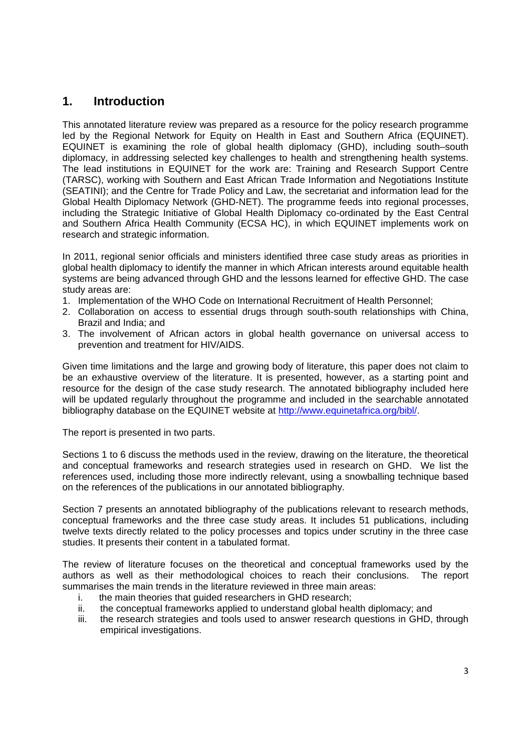## 1. Introduction

This annotated literature review was prepared as a resource for the policy research programme led by the Regional Network for Equity on Health in East and Southern Africa (EQUINET). EQUINET is examining the role of global health diplomacy (GHD), including south–south diplomacy, in addressing selected key challenges to health and strengthening health systems. The lead institutions in EQUINET for the work are: Training and Research Support Centre (TARSC), working with Southern and East African Trade Information and Negotiations Institute (SEATINI); and the Centre for Trade Policy and Law, the secretariat and information lead for the Global Health Diplomacy Network (GHD-NET). The programme feeds into regional processes, including the Strategic Initiative of Global Health Diplomacy co-ordinated by the East Central and Southern Africa Health Community (ECSA HC), in which EQUINET implements work on research and strategic information.

In 2011, regional senior officials and ministers identified three case study areas as priorities in global health diplomacy to identify the manner in which African interests around equitable health systems are being advanced through GHD and the lessons learned for effective GHD. The case study areas are:

1. Implementation of the WHO Code on International Recruitment of Health Personnel;
2. Collaboration on access to essential drugs through south-south relationships with China, Brazil and India; and
3. The involvement of African actors in global health governance on universal access to prevention and treatment for HIV/AIDS.

Given time limitations and the large and growing body of literature, this paper does not claim to be an exhaustive overview of the literature. It is presented, however, as a starting point and resource for the design of the case study research. The annotated bibliography included here will be updated regularly throughout the programme and included in the searchable annotated bibliography database on the EQUINET website at [http://www.equinetafrica.org/bibl/](http://www.equinetafrica.org/bibl/).

The report is presented in two parts.

Sections 1 to 6 discuss the methods used in the review, drawing on the literature, the theoretical and conceptual frameworks and research strategies used in research on GHD. We list the references used, including those more indirectly relevant, using a snowballing technique based on the references of the publications in our annotated bibliography.

Section 7 presents an annotated bibliography of the publications relevant to research methods, conceptual frameworks and the three case study areas. It includes 51 publications, including twelve texts directly related to the policy processes and topics under scrutiny in the three case studies. It presents their content in a tabulated format.

The review of literature focuses on the theoretical and conceptual frameworks used by the authors as well as their methodological choices to reach their conclusions. The report summarises the main trends in the literature reviewed in three main areas:

i. the main theories that guided researchers in GHD research;
ii. the conceptual frameworks applied to understand global health diplomacy; and
iii. the research strategies and tools used to answer research questions in GHD, through empirical investigations.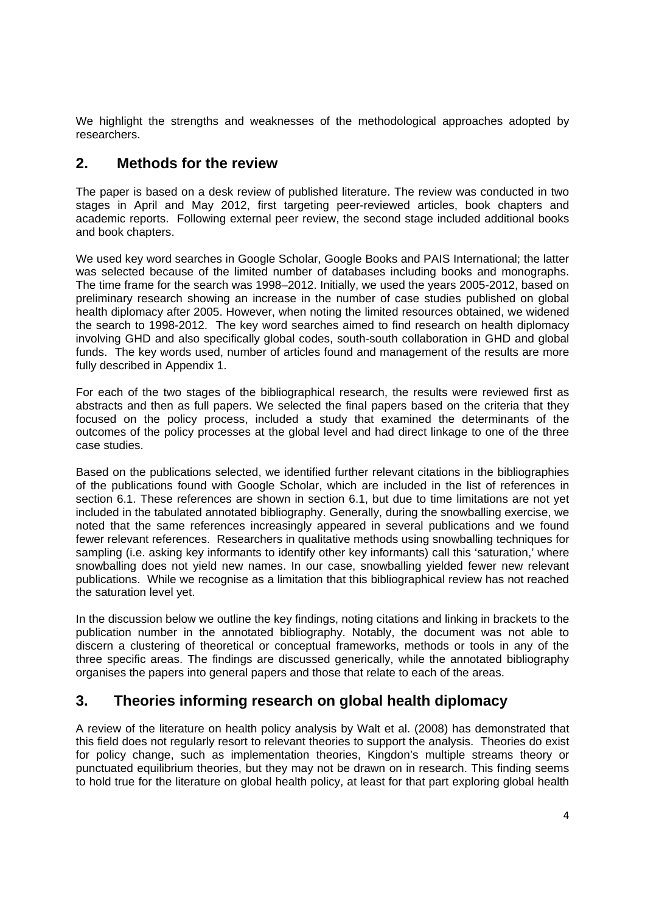We highlight the strengths and weaknesses of the methodological approaches adopted by researchers.

## 2. Methods for the review

The paper is based on a desk review of published literature. The review was conducted in two stages in April and May 2012, first targeting peer-reviewed articles, book chapters and academic reports. Following external peer review, the second stage included additional books and book chapters.

We used key word searches in Google Scholar, Google Books and PAIS International; the latter was selected because of the limited number of databases including books and monographs. The time frame for the search was 1998–2012. Initially, we used the years 2005-2012, based on preliminary research showing an increase in the number of case studies published on global health diplomacy after 2005. However, when noting the limited resources obtained, we widened the search to 1998-2012. The key word searches aimed to find research on health diplomacy involving GHD and also specifically global codes, south-south collaboration in GHD and global funds. The key words used, number of articles found and management of the results are more fully described in Appendix 1.

For each of the two stages of the bibliographical research, the results were reviewed first as abstracts and then as full papers. We selected the final papers based on the criteria that they focused on the policy process, included a study that examined the determinants of the outcomes of the policy processes at the global level and had direct linkage to one of the three case studies.

Based on the publications selected, we identified further relevant citations in the bibliographies of the publications found with Google Scholar, which are included in the list of references in section 6.1. These references are shown in section 6.1, but due to time limitations are not yet included in the tabulated annotated bibliography. Generally, during the snowballing exercise, we noted that the same references increasingly appeared in several publications and we found fewer relevant references. Researchers in qualitative methods using snowballing techniques for sampling (i.e. asking key informants to identify other key informants) call this 'saturation,' where snowballing does not yield new names. In our case, snowballing yielded fewer new relevant publications. While we recognise as a limitation that this bibliographical review has not reached the saturation level yet.

In the discussion below we outline the key findings, noting citations and linking in brackets to the publication number in the annotated bibliography. Notably, the document was not able to discern a clustering of theoretical or conceptual frameworks, methods or tools in any of the three specific areas. The findings are discussed generically, while the annotated bibliography organises the papers into general papers and those that relate to each of the areas.

## 3. Theories informing research on global health diplomacy

A review of the literature on health policy analysis by Walt et al. (2008) has demonstrated that this field does not regularly resort to relevant theories to support the analysis. Theories do exist for policy change, such as implementation theories, Kingdon's multiple streams theory or punctuated equilibrium theories, but they may not be drawn on in research. This finding seems to hold true for the literature on global health policy, at least for that part exploring global health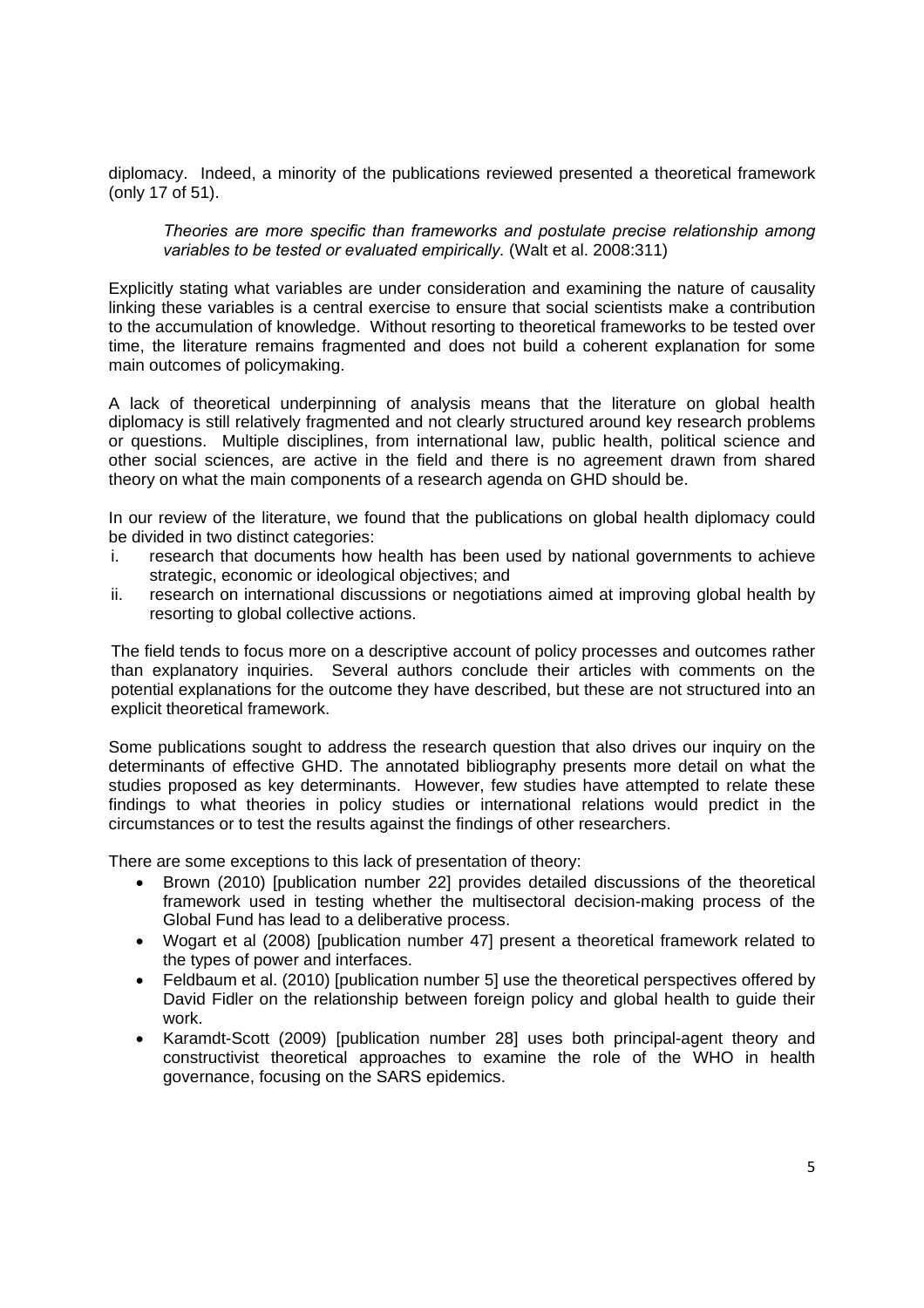diplomacy. Indeed, a minority of the publications reviewed presented a theoretical framework (only 17 of 51).

> *Theories are more specific than frameworks and postulate precise relationship among variables to be tested or evaluated empirically.* (Walt et al. 2008:311)

Explicitly stating what variables are under consideration and examining the nature of causality linking these variables is a central exercise to ensure that social scientists make a contribution to the accumulation of knowledge. Without resorting to theoretical frameworks to be tested over time, the literature remains fragmented and does not build a coherent explanation for some main outcomes of policymaking.

A lack of theoretical underpinning of analysis means that the literature on global health diplomacy is still relatively fragmented and not clearly structured around key research problems or questions. Multiple disciplines, from international law, public health, political science and other social sciences, are active in the field and there is no agreement drawn from shared theory on what the main components of a research agenda on GHD should be.

In our review of the literature, we found that the publications on global health diplomacy could be divided in two distinct categories:

i. research that documents how health has been used by national governments to achieve strategic, economic or ideological objectives; and
ii. research on international discussions or negotiations aimed at improving global health by resorting to global collective actions.

The field tends to focus more on a descriptive account of policy processes and outcomes rather than explanatory inquiries. Several authors conclude their articles with comments on the potential explanations for the outcome they have described, but these are not structured into an explicit theoretical framework.

Some publications sought to address the research question that also drives our inquiry on the determinants of effective GHD. The annotated bibliography presents more detail on what the studies proposed as key determinants. However, few studies have attempted to relate these findings to what theories in policy studies or international relations would predict in the circumstances or to test the results against the findings of other researchers.

There are some exceptions to this lack of presentation of theory:

- Brown (2010) [publication number 22] provides detailed discussions of the theoretical framework used in testing whether the multisectoral decision-making process of the Global Fund has lead to a deliberative process.
- Wogart et al (2008) [publication number 47] present a theoretical framework related to the types of power and interfaces.
- Feldbaum et al. (2010) [publication number 5] use the theoretical perspectives offered by David Fidler on the relationship between foreign policy and global health to guide their work.
- Karamdt-Scott (2009) [publication number 28] uses both principal-agent theory and constructivist theoretical approaches to examine the role of the WHO in health governance, focusing on the SARS epidemics.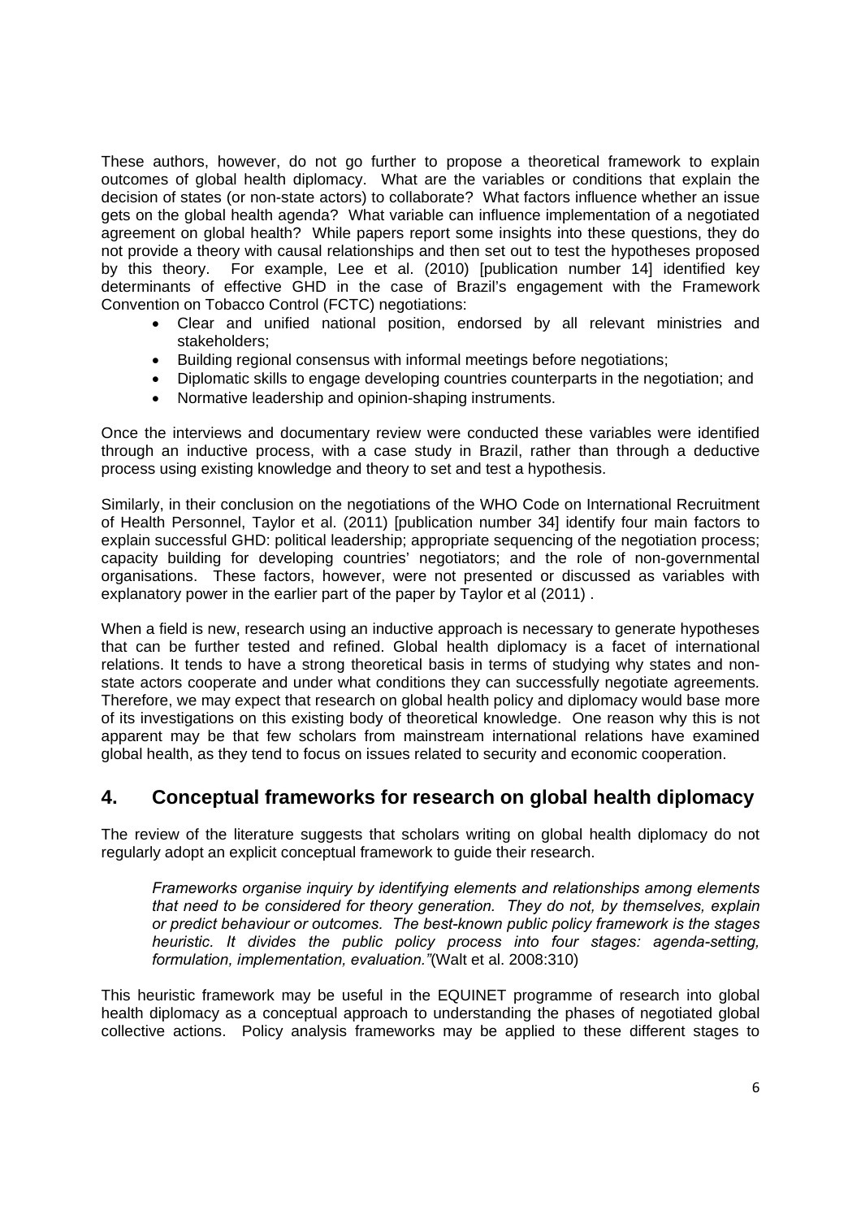These authors, however, do not go further to propose a theoretical framework to explain outcomes of global health diplomacy. What are the variables or conditions that explain the decision of states (or non-state actors) to collaborate? What factors influence whether an issue gets on the global health agenda? What variable can influence implementation of a negotiated agreement on global health? While papers report some insights into these questions, they do not provide a theory with causal relationships and then set out to test the hypotheses proposed by this theory. For example, Lee et al. (2010) [publication number 14] identified key determinants of effective GHD in the case of Brazil's engagement with the Framework Convention on Tobacco Control (FCTC) negotiations:

- Clear and unified national position, endorsed by all relevant ministries and stakeholders;
- Building regional consensus with informal meetings before negotiations;
- Diplomatic skills to engage developing countries counterparts in the negotiation; and
- Normative leadership and opinion-shaping instruments.

Once the interviews and documentary review were conducted these variables were identified through an inductive process, with a case study in Brazil, rather than through a deductive process using existing knowledge and theory to set and test a hypothesis.

Similarly, in their conclusion on the negotiations of the WHO Code on International Recruitment of Health Personnel, Taylor et al. (2011) [publication number 34] identify four main factors to explain successful GHD: political leadership; appropriate sequencing of the negotiation process; capacity building for developing countries' negotiators; and the role of non-governmental organisations. These factors, however, were not presented or discussed as variables with explanatory power in the earlier part of the paper by Taylor et al (2011) .

When a field is new, research using an inductive approach is necessary to generate hypotheses that can be further tested and refined. Global health diplomacy is a facet of international relations. It tends to have a strong theoretical basis in terms of studying why states and non-state actors cooperate and under what conditions they can successfully negotiate agreements. Therefore, we may expect that research on global health policy and diplomacy would base more of its investigations on this existing body of theoretical knowledge. One reason why this is not apparent may be that few scholars from mainstream international relations have examined global health, as they tend to focus on issues related to security and economic cooperation.

## 4. Conceptual frameworks for research on global health diplomacy

The review of the literature suggests that scholars writing on global health diplomacy do not regularly adopt an explicit conceptual framework to guide their research.

> *Frameworks organise inquiry by identifying elements and relationships among elements that need to be considered for theory generation. They do not, by themselves, explain or predict behaviour or outcomes. The best-known public policy framework is the stages heuristic. It divides the public policy process into four stages: agenda-setting, formulation, implementation, evaluation."*(Walt et al. 2008:310)

This heuristic framework may be useful in the EQUINET programme of research into global health diplomacy as a conceptual approach to understanding the phases of negotiated global collective actions. Policy analysis frameworks may be applied to these different stages to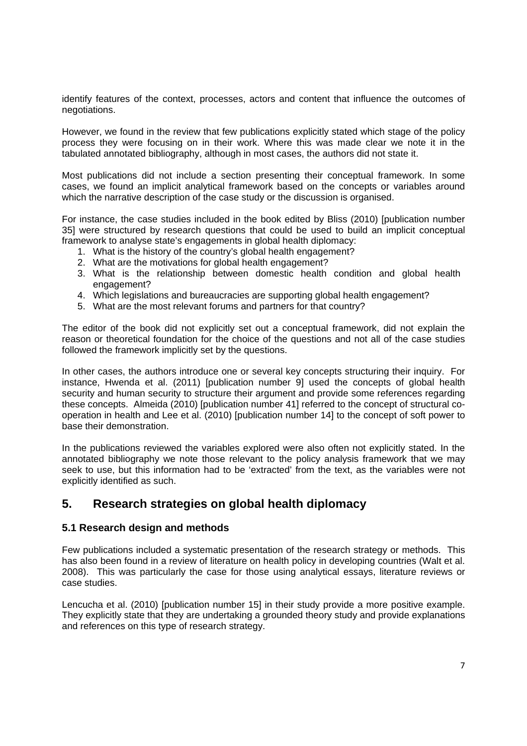identify features of the context, processes, actors and content that influence the outcomes of negotiations.

However, we found in the review that few publications explicitly stated which stage of the policy process they were focusing on in their work. Where this was made clear we note it in the tabulated annotated bibliography, although in most cases, the authors did not state it.

Most publications did not include a section presenting their conceptual framework. In some cases, we found an implicit analytical framework based on the concepts or variables around which the narrative description of the case study or the discussion is organised.

For instance, the case studies included in the book edited by Bliss (2010) [publication number 35] were structured by research questions that could be used to build an implicit conceptual framework to analyse state's engagements in global health diplomacy:

1. What is the history of the country's global health engagement?
2. What are the motivations for global health engagement?
3. What is the relationship between domestic health condition and global health engagement?
4. Which legislations and bureaucracies are supporting global health engagement?
5. What are the most relevant forums and partners for that country?

The editor of the book did not explicitly set out a conceptual framework, did not explain the reason or theoretical foundation for the choice of the questions and not all of the case studies followed the framework implicitly set by the questions.

In other cases, the authors introduce one or several key concepts structuring their inquiry. For instance, Hwenda et al. (2011) [publication number 9] used the concepts of global health security and human security to structure their argument and provide some references regarding these concepts. Almeida (2010) [publication number 41] referred to the concept of structural co-operation in health and Lee et al. (2010) [publication number 14] to the concept of soft power to base their demonstration.

In the publications reviewed the variables explored were also often not explicitly stated. In the annotated bibliography we note those relevant to the policy analysis framework that we may seek to use, but this information had to be 'extracted' from the text, as the variables were not explicitly identified as such.

## 5. Research strategies on global health diplomacy

### 5.1 Research design and methods

Few publications included a systematic presentation of the research strategy or methods. This has also been found in a review of literature on health policy in developing countries (Walt et al. 2008). This was particularly the case for those using analytical essays, literature reviews or case studies.

Lencucha et al. (2010) [publication number 15] in their study provide a more positive example. They explicitly state that they are undertaking a grounded theory study and provide explanations and references on this type of research strategy.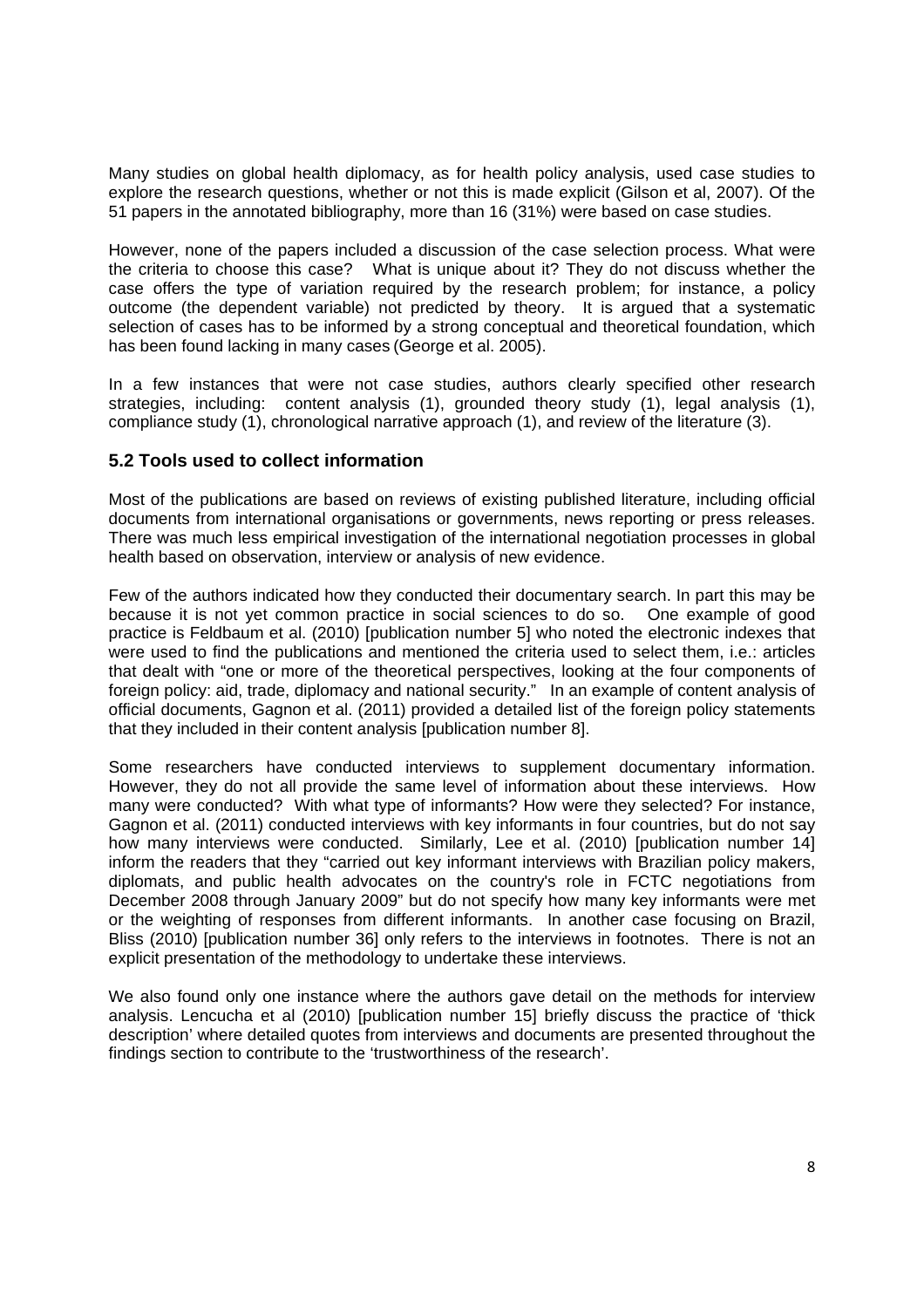Many studies on global health diplomacy, as for health policy analysis, used case studies to explore the research questions, whether or not this is made explicit (Gilson et al, 2007). Of the 51 papers in the annotated bibliography, more than 16 (31%) were based on case studies.

However, none of the papers included a discussion of the case selection process. What were the criteria to choose this case? What is unique about it? They do not discuss whether the case offers the type of variation required by the research problem; for instance, a policy outcome (the dependent variable) not predicted by theory. It is argued that a systematic selection of cases has to be informed by a strong conceptual and theoretical foundation, which has been found lacking in many cases (George et al. 2005).

In a few instances that were not case studies, authors clearly specified other research strategies, including: content analysis (1), grounded theory study (1), legal analysis (1), compliance study (1), chronological narrative approach (1), and review of the literature (3).

### 5.2 Tools used to collect information

Most of the publications are based on reviews of existing published literature, including official documents from international organisations or governments, news reporting or press releases. There was much less empirical investigation of the international negotiation processes in global health based on observation, interview or analysis of new evidence.

Few of the authors indicated how they conducted their documentary search. In part this may be because it is not yet common practice in social sciences to do so. One example of good practice is Feldbaum et al. (2010) [publication number 5] who noted the electronic indexes that were used to find the publications and mentioned the criteria used to select them, i.e.: articles that dealt with "one or more of the theoretical perspectives, looking at the four components of foreign policy: aid, trade, diplomacy and national security." In an example of content analysis of official documents, Gagnon et al. (2011) provided a detailed list of the foreign policy statements that they included in their content analysis [publication number 8].

Some researchers have conducted interviews to supplement documentary information. However, they do not all provide the same level of information about these interviews. How many were conducted? With what type of informants? How were they selected? For instance, Gagnon et al. (2011) conducted interviews with key informants in four countries, but do not say how many interviews were conducted. Similarly, Lee et al. (2010) [publication number 14] inform the readers that they "carried out key informant interviews with Brazilian policy makers, diplomats, and public health advocates on the country's role in FCTC negotiations from December 2008 through January 2009" but do not specify how many key informants were met or the weighting of responses from different informants. In another case focusing on Brazil, Bliss (2010) [publication number 36] only refers to the interviews in footnotes. There is not an explicit presentation of the methodology to undertake these interviews.

We also found only one instance where the authors gave detail on the methods for interview analysis. Lencucha et al (2010) [publication number 15] briefly discuss the practice of 'thick description' where detailed quotes from interviews and documents are presented throughout the findings section to contribute to the 'trustworthiness of the research'.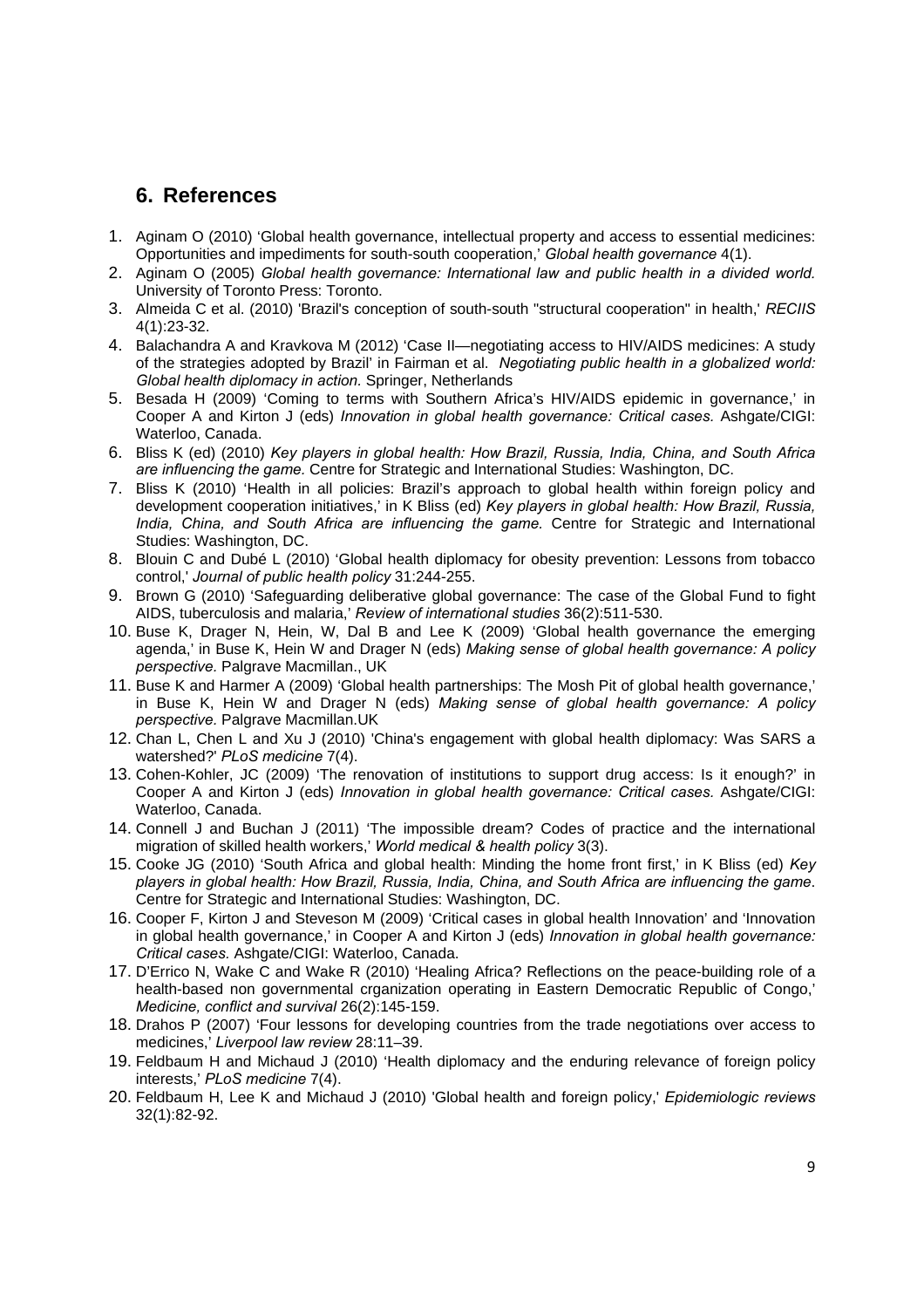## 6. References

1. Aginam O (2010) 'Global health governance, intellectual property and access to essential medicines: Opportunities and impediments for south-south cooperation,' *Global health governance* 4(1).
2. Aginam O (2005) *Global health governance: International law and public health in a divided world.* University of Toronto Press: Toronto.
3. Almeida C et al. (2010) 'Brazil's conception of south-south "structural cooperation" in health,' *RECIIS* 4(1):23-32.
4. Balachandra A and Kravkova M (2012) 'Case II—negotiating access to HIV/AIDS medicines: A study of the strategies adopted by Brazil' in Fairman et al. *Negotiating public health in a globalized world: Global health diplomacy in action.* Springer, Netherlands
5. Besada H (2009) 'Coming to terms with Southern Africa's HIV/AIDS epidemic in governance,' in Cooper A and Kirton J (eds) *Innovation in global health governance: Critical cases.* Ashgate/CIGI: Waterloo, Canada.
6. Bliss K (ed) (2010) *Key players in global health: How Brazil, Russia, India, China, and South Africa are influencing the game.* Centre for Strategic and International Studies: Washington, DC.
7. Bliss K (2010) 'Health in all policies: Brazil's approach to global health within foreign policy and development cooperation initiatives,' in K Bliss (ed) *Key players in global health: How Brazil, Russia, India, China, and South Africa are influencing the game.* Centre for Strategic and International Studies: Washington, DC.
8. Blouin C and Dubé L (2010) 'Global health diplomacy for obesity prevention: Lessons from tobacco control,' *Journal of public health policy* 31:244-255.
9. Brown G (2010) 'Safeguarding deliberative global governance: The case of the Global Fund to fight AIDS, tuberculosis and malaria,' *Review of international studies* 36(2):511-530.
10. Buse K, Drager N, Hein, W, Dal B and Lee K (2009) 'Global health governance the emerging agenda,' in Buse K, Hein W and Drager N (eds) *Making sense of global health governance: A policy perspective.* Palgrave Macmillan., UK
11. Buse K and Harmer A (2009) 'Global health partnerships: The Mosh Pit of global health governance,' in Buse K, Hein W and Drager N (eds) *Making sense of global health governance: A policy perspective.* Palgrave Macmillan.UK
12. Chan L, Chen L and Xu J (2010) 'China's engagement with global health diplomacy: Was SARS a watershed?' *PLoS medicine* 7(4).
13. Cohen-Kohler, JC (2009) 'The renovation of institutions to support drug access: Is it enough?' in Cooper A and Kirton J (eds) *Innovation in global health governance: Critical cases.* Ashgate/CIGI: Waterloo, Canada.
14. Connell J and Buchan J (2011) 'The impossible dream? Codes of practice and the international migration of skilled health workers,' *World medical & health policy* 3(3).
15. Cooke JG (2010) 'South Africa and global health: Minding the home front first,' in K Bliss (ed) *Key players in global health: How Brazil, Russia, India, China, and South Africa are influencing the game.* Centre for Strategic and International Studies: Washington, DC.
16. Cooper F, Kirton J and Steveson M (2009) 'Critical cases in global health Innovation' and 'Innovation in global health governance,' in Cooper A and Kirton J (eds) *Innovation in global health governance: Critical cases.* Ashgate/CIGI: Waterloo, Canada.
17. D'Errico N, Wake C and Wake R (2010) 'Healing Africa? Reflections on the peace-building role of a health-based non governmental crganization operating in Eastern Democratic Republic of Congo,' *Medicine, conflict and survival* 26(2):145-159.
18. Drahos P (2007) 'Four lessons for developing countries from the trade negotiations over access to medicines,' *Liverpool law review* 28:11–39.
19. Feldbaum H and Michaud J (2010) 'Health diplomacy and the enduring relevance of foreign policy interests,' *PLoS medicine* 7(4).
20. Feldbaum H, Lee K and Michaud J (2010) 'Global health and foreign policy,' *Epidemiologic reviews* 32(1):82-92.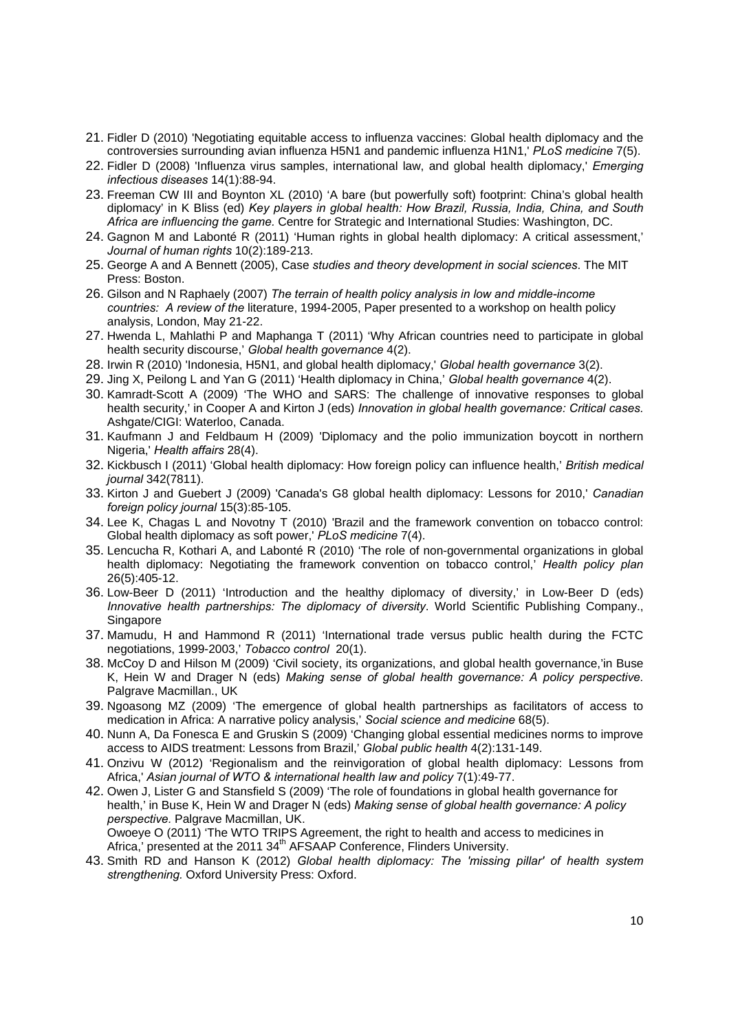21. Fidler D (2010) 'Negotiating equitable access to influenza vaccines: Global health diplomacy and the controversies surrounding avian influenza H5N1 and pandemic influenza H1N1,' *PLoS medicine* 7(5).
22. Fidler D (2008) 'Influenza virus samples, international law, and global health diplomacy,' *Emerging infectious diseases* 14(1):88-94.
23. Freeman CW III and Boynton XL (2010) 'A bare (but powerfully soft) footprint: China's global health diplomacy' in K Bliss (ed) *Key players in global health: How Brazil, Russia, India, China, and South Africa are influencing the game.* Centre for Strategic and International Studies: Washington, DC.
24. Gagnon M and Labonté R (2011) 'Human rights in global health diplomacy: A critical assessment,' *Journal of human rights* 10(2):189-213.
25. George A and A Bennett (2005), Case *studies and theory development in social sciences*. The MIT Press: Boston.
26. Gilson and N Raphaely (2007) *The terrain of health policy analysis in low and middle-income countries: A review of the* literature, 1994-2005, Paper presented to a workshop on health policy analysis, London, May 21-22.
27. Hwenda L, Mahlathi P and Maphanga T (2011) 'Why African countries need to participate in global health security discourse,' *Global health governance* 4(2).
28. Irwin R (2010) 'Indonesia, H5N1, and global health diplomacy,' *Global health governance* 3(2).
29. Jing X, Peilong L and Yan G (2011) 'Health diplomacy in China,' *Global health governance* 4(2).
30. Kamradt-Scott A (2009) 'The WHO and SARS: The challenge of innovative responses to global health security,' in Cooper A and Kirton J (eds) *Innovation in global health governance: Critical cases.* Ashgate/CIGI: Waterloo, Canada.
31. Kaufmann J and Feldbaum H (2009) 'Diplomacy and the polio immunization boycott in northern Nigeria,' *Health affairs* 28(4).
32. Kickbusch I (2011) 'Global health diplomacy: How foreign policy can influence health,' *British medical journal* 342(7811).
33. Kirton J and Guebert J (2009) 'Canada's G8 global health diplomacy: Lessons for 2010,' *Canadian foreign policy journal* 15(3):85-105.
34. Lee K, Chagas L and Novotny T (2010) 'Brazil and the framework convention on tobacco control: Global health diplomacy as soft power,' *PLoS medicine* 7(4).
35. Lencucha R, Kothari A, and Labonté R (2010) 'The role of non-governmental organizations in global health diplomacy: Negotiating the framework convention on tobacco control,' *Health policy plan* 26(5):405-12.
36. Low-Beer D (2011) 'Introduction and the healthy diplomacy of diversity,' in Low-Beer D (eds) *Innovative health partnerships: The diplomacy of diversity*. World Scientific Publishing Company., Singapore
37. Mamudu, H and Hammond R (2011) 'International trade versus public health during the FCTC negotiations, 1999-2003,' *Tobacco control* 20(1).
38. McCoy D and Hilson M (2009) 'Civil society, its organizations, and global health governance,'in Buse K, Hein W and Drager N (eds) *Making sense of global health governance: A policy perspective.* Palgrave Macmillan., UK
39. Ngoasong MZ (2009) 'The emergence of global health partnerships as facilitators of access to medication in Africa: A narrative policy analysis,' *Social science and medicine* 68(5).
40. Nunn A, Da Fonesca E and Gruskin S (2009) 'Changing global essential medicines norms to improve access to AIDS treatment: Lessons from Brazil,' *Global public health* 4(2):131-149.
41. Onzivu W (2012) 'Regionalism and the reinvigoration of global health diplomacy: Lessons from Africa,' *Asian journal of WTO & international health law and policy* 7(1):49-77.
42. Owen J, Lister G and Stansfield S (2009) 'The role of foundations in global health governance for health,' in Buse K, Hein W and Drager N (eds) *Making sense of global health governance: A policy perspective.* Palgrave Macmillan, UK.
    Owoeye O (2011) 'The WTO TRIPS Agreement, the right to health and access to medicines in Africa,' presented at the 2011 34th AFSAAP Conference, Flinders University.
43. Smith RD and Hanson K (2012) *Global health diplomacy: The 'missing pillar' of health system strengthening.* Oxford University Press: Oxford.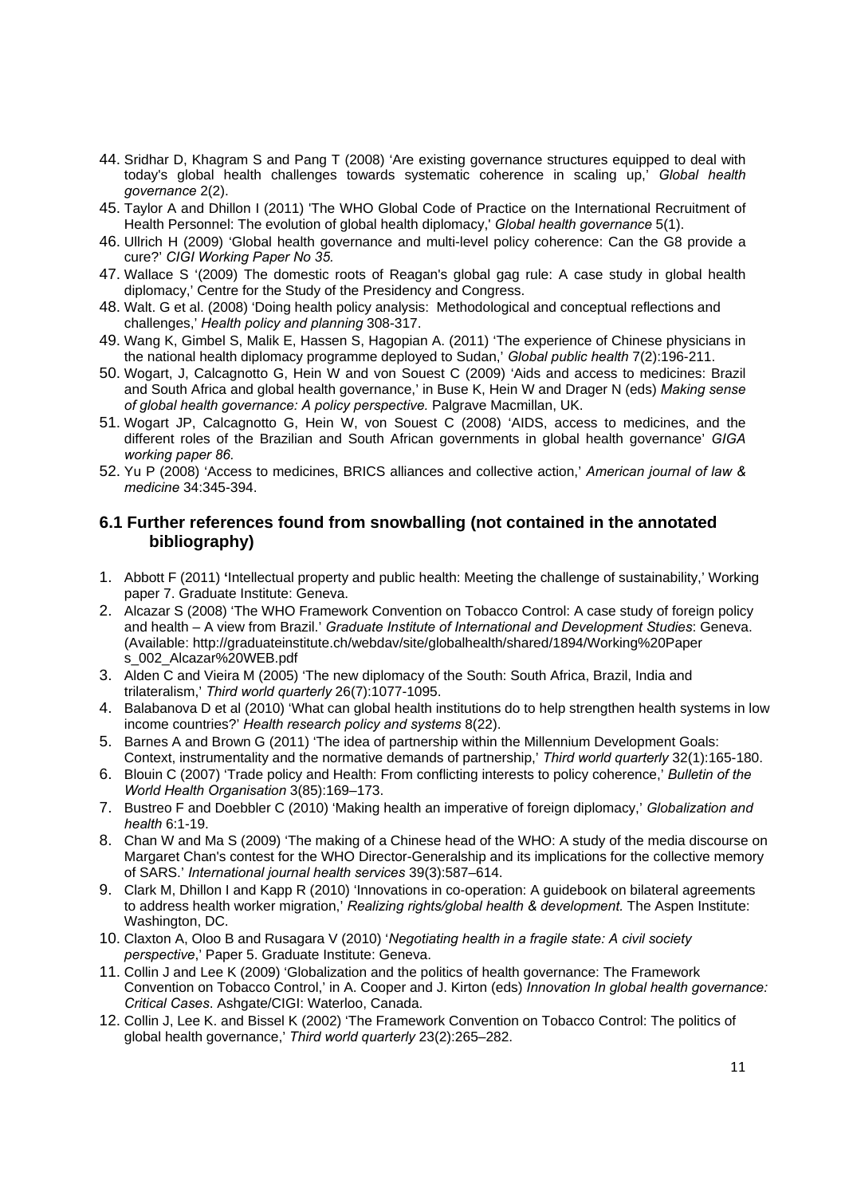44. Sridhar D, Khagram S and Pang T (2008) 'Are existing governance structures equipped to deal with today's global health challenges towards systematic coherence in scaling up,' *Global health governance* 2(2).
45. Taylor A and Dhillon I (2011) 'The WHO Global Code of Practice on the International Recruitment of Health Personnel: The evolution of global health diplomacy,' *Global health governance* 5(1).
46. Ullrich H (2009) 'Global health governance and multi-level policy coherence: Can the G8 provide a cure?' *CIGI Working Paper No 35.*
47. Wallace S '(2009) The domestic roots of Reagan's global gag rule: A case study in global health diplomacy,' Centre for the Study of the Presidency and Congress.
48. Walt. G et al. (2008) 'Doing health policy analysis: Methodological and conceptual reflections and challenges,' *Health policy and planning* 308-317.
49. Wang K, Gimbel S, Malik E, Hassen S, Hagopian A. (2011) 'The experience of Chinese physicians in the national health diplomacy programme deployed to Sudan,' *Global public health* 7(2):196-211.
50. Wogart, J, Calcagnotto G, Hein W and von Souest C (2009) 'Aids and access to medicines: Brazil and South Africa and global health governance,' in Buse K, Hein W and Drager N (eds) *Making sense of global health governance: A policy perspective.* Palgrave Macmillan, UK.
51. Wogart JP, Calcagnotto G, Hein W, von Souest C (2008) 'AIDS, access to medicines, and the different roles of the Brazilian and South African governments in global health governance' *GIGA working paper 86.*
52. Yu P (2008) 'Access to medicines, BRICS alliances and collective action,' *American journal of law & medicine* 34:345-394.

### 6.1 Further references found from snowballing (not contained in the annotated bibliography)

1. Abbott F (2011) 'Intellectual property and public health: Meeting the challenge of sustainability,' Working paper 7. Graduate Institute: Geneva.
2. Alcazar S (2008) 'The WHO Framework Convention on Tobacco Control: A case study of foreign policy and health – A view from Brazil.' *Graduate Institute of International and Development Studies*: Geneva. (Available: http://graduateinstitute.ch/webdav/site/globalhealth/shared/1894/Working%20Paper s_002_Alcazar%20WEB.pdf
3. Alden C and Vieira M (2005) 'The new diplomacy of the South: South Africa, Brazil, India and trilateralism,' *Third world quarterly* 26(7):1077-1095.
4. Balabanova D et al (2010) 'What can global health institutions do to help strengthen health systems in low income countries?' *Health research policy and systems* 8(22).
5. Barnes A and Brown G (2011) 'The idea of partnership within the Millennium Development Goals: Context, instrumentality and the normative demands of partnership,' *Third world quarterly* 32(1):165-180.
6. Blouin C (2007) 'Trade policy and Health: From conflicting interests to policy coherence,' *Bulletin of the World Health Organisation* 3(85):169–173.
7. Bustreo F and Doebbler C (2010) 'Making health an imperative of foreign diplomacy,' *Globalization and health* 6:1-19.
8. Chan W and Ma S (2009) 'The making of a Chinese head of the WHO: A study of the media discourse on Margaret Chan's contest for the WHO Director-Generalship and its implications for the collective memory of SARS.' *International journal health services* 39(3):587–614.
9. Clark M, Dhillon I and Kapp R (2010) 'Innovations in co-operation: A guidebook on bilateral agreements to address health worker migration,' *Realizing rights/global health & development.* The Aspen Institute: Washington, DC.
10. Claxton A, Oloo B and Rusagara V (2010) '*Negotiating health in a fragile state: A civil society perspective*,' Paper 5. Graduate Institute: Geneva.
11. Collin J and Lee K (2009) 'Globalization and the politics of health governance: The Framework Convention on Tobacco Control,' in A. Cooper and J. Kirton (eds) *Innovation In global health governance: Critical Cases*. Ashgate/CIGI: Waterloo, Canada.
12. Collin J, Lee K. and Bissel K (2002) 'The Framework Convention on Tobacco Control: The politics of global health governance,' *Third world quarterly* 23(2):265–282.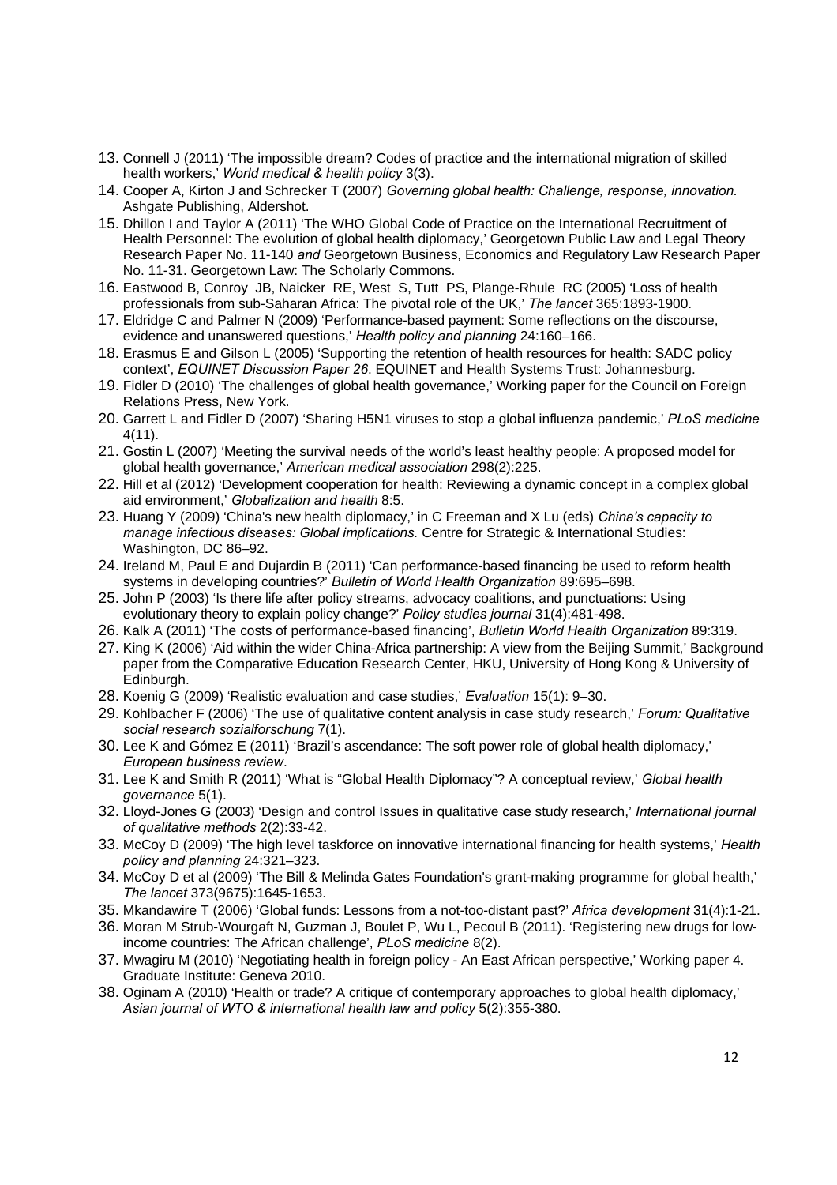13. Connell J (2011) 'The impossible dream? Codes of practice and the international migration of skilled health workers,' *World medical & health policy* 3(3).
14. Cooper A, Kirton J and Schrecker T (2007) *Governing global health: Challenge, response, innovation.* Ashgate Publishing, Aldershot.
15. Dhillon I and Taylor A (2011) 'The WHO Global Code of Practice on the International Recruitment of Health Personnel: The evolution of global health diplomacy,' Georgetown Public Law and Legal Theory Research Paper No. 11-140 *and* Georgetown Business, Economics and Regulatory Law Research Paper No. 11-31. Georgetown Law: The Scholarly Commons.
16. Eastwood B, Conroy JB, Naicker RE, West S, Tutt PS, Plange-Rhule RC (2005) 'Loss of health professionals from sub-Saharan Africa: The pivotal role of the UK,' *The lancet* 365:1893-1900.
17. Eldridge C and Palmer N (2009) 'Performance-based payment: Some reflections on the discourse, evidence and unanswered questions,' *Health policy and planning* 24:160–166.
18. Erasmus E and Gilson L (2005) 'Supporting the retention of health resources for health: SADC policy context', *EQUINET Discussion Paper 26*. EQUINET and Health Systems Trust: Johannesburg.
19. Fidler D (2010) 'The challenges of global health governance,' Working paper for the Council on Foreign Relations Press, New York.
20. Garrett L and Fidler D (2007) 'Sharing H5N1 viruses to stop a global influenza pandemic,' *PLoS medicine* 4(11).
21. Gostin L (2007) 'Meeting the survival needs of the world's least healthy people: A proposed model for global health governance,' *American medical association* 298(2):225.
22. Hill et al (2012) 'Development cooperation for health: Reviewing a dynamic concept in a complex global aid environment,' *Globalization and health* 8:5.
23. Huang Y (2009) 'China's new health diplomacy,' in C Freeman and X Lu (eds) *China's capacity to manage infectious diseases: Global implications.* Centre for Strategic & International Studies: Washington, DC 86–92.
24. Ireland M, Paul E and Dujardin B (2011) 'Can performance-based financing be used to reform health systems in developing countries?' *Bulletin of World Health Organization* 89:695–698.
25. John P (2003) 'Is there life after policy streams, advocacy coalitions, and punctuations: Using evolutionary theory to explain policy change?' *Policy studies journal* 31(4):481-498.
26. Kalk A (2011) 'The costs of performance-based financing', *Bulletin World Health Organization* 89:319.
27. King K (2006) 'Aid within the wider China-Africa partnership: A view from the Beijing Summit,' Background paper from the Comparative Education Research Center, HKU, University of Hong Kong & University of Edinburgh.
28. Koenig G (2009) 'Realistic evaluation and case studies,' *Evaluation* 15(1): 9–30.
29. Kohlbacher F (2006) 'The use of qualitative content analysis in case study research,' *Forum: Qualitative social research sozialforschung* 7(1).
30. Lee K and Gómez E (2011) 'Brazil's ascendance: The soft power role of global health diplomacy,' *European business review*.
31. Lee K and Smith R (2011) 'What is "Global Health Diplomacy"? A conceptual review,' *Global health governance* 5(1).
32. Lloyd-Jones G (2003) 'Design and control Issues in qualitative case study research,' *International journal of qualitative methods* 2(2):33-42.
33. McCoy D (2009) 'The high level taskforce on innovative international financing for health systems,' *Health policy and planning* 24:321–323.
34. McCoy D et al (2009) 'The Bill & Melinda Gates Foundation's grant-making programme for global health,' *The lancet* 373(9675):1645-1653.
35. Mkandawire T (2006) 'Global funds: Lessons from a not-too-distant past?' *Africa development* 31(4):1-21.
36. Moran M Strub-Wourgaft N, Guzman J, Boulet P, Wu L, Pecoul B (2011). 'Registering new drugs for low-income countries: The African challenge', *PLoS medicine* 8(2).
37. Mwagiru M (2010) 'Negotiating health in foreign policy - An East African perspective,' Working paper 4. Graduate Institute: Geneva 2010.
38. Oginam A (2010) 'Health or trade? A critique of contemporary approaches to global health diplomacy,' *Asian journal of WTO & international health law and policy* 5(2):355-380.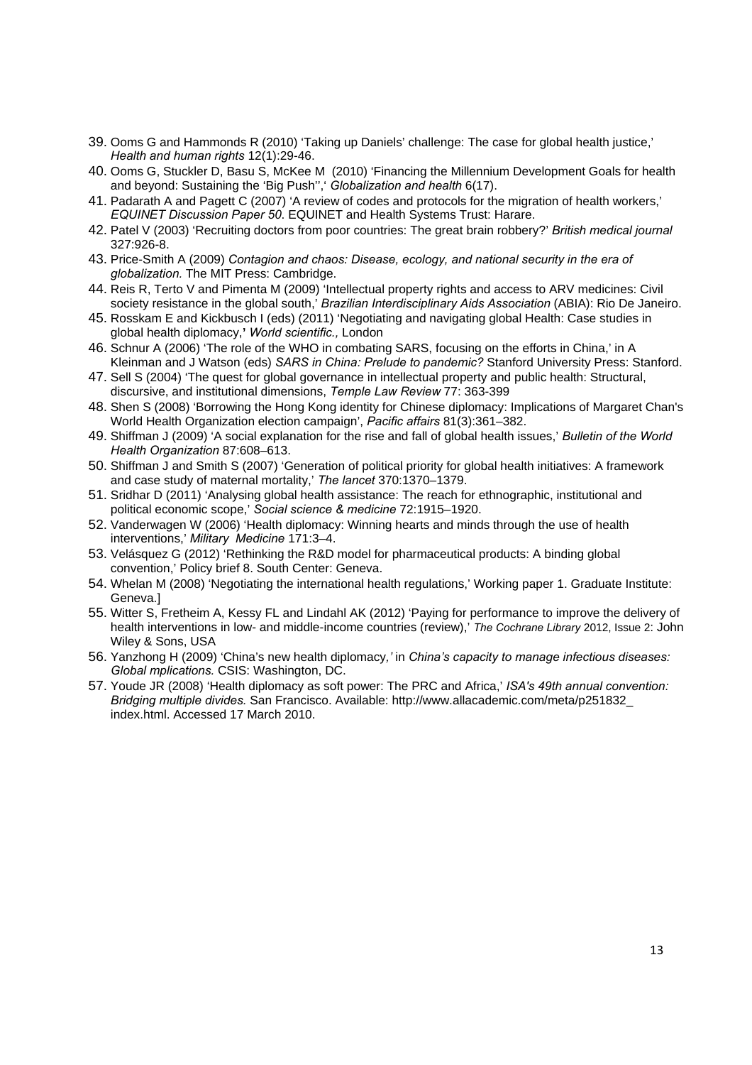39. Ooms G and Hammonds R (2010) 'Taking up Daniels' challenge: The case for global health justice,' *Health and human rights* 12(1):29-46.
40. Ooms G, Stuckler D, Basu S, McKee M (2010) 'Financing the Millennium Development Goals for health and beyond: Sustaining the 'Big Push'',' *Globalization and health* 6(17).
41. Padarath A and Pagett C (2007) 'A review of codes and protocols for the migration of health workers,' *EQUINET Discussion Paper 50.* EQUINET and Health Systems Trust: Harare.
42. Patel V (2003) 'Recruiting doctors from poor countries: The great brain robbery?' *British medical journal* 327:926-8.
43. Price-Smith A (2009) *Contagion and chaos: Disease, ecology, and national security in the era of globalization.* The MIT Press: Cambridge.
44. Reis R, Terto V and Pimenta M (2009) 'Intellectual property rights and access to ARV medicines: Civil society resistance in the global south,' *Brazilian Interdisciplinary Aids Association* (ABIA): Rio De Janeiro.
45. Rosskam E and Kickbusch I (eds) (2011) 'Negotiating and navigating global Health: Case studies in global health diplomacy,**'** *World scientific.,* London
46. Schnur A (2006) 'The role of the WHO in combating SARS, focusing on the efforts in China,' in A Kleinman and J Watson (eds) *SARS in China: Prelude to pandemic?* Stanford University Press: Stanford.
47. Sell S (2004) 'The quest for global governance in intellectual property and public health: Structural, discursive, and institutional dimensions, *Temple Law Review* 77: 363-399
48. Shen S (2008) 'Borrowing the Hong Kong identity for Chinese diplomacy: Implications of Margaret Chan's World Health Organization election campaign', *Pacific affairs* 81(3):361–382.
49. Shiffman J (2009) 'A social explanation for the rise and fall of global health issues,' *Bulletin of the World Health Organization* 87:608–613.
50. Shiffman J and Smith S (2007) 'Generation of political priority for global health initiatives: A framework and case study of maternal mortality,' *The lancet* 370:1370–1379.
51. Sridhar D (2011) 'Analysing global health assistance: The reach for ethnographic, institutional and political economic scope,' *Social science & medicine* 72:1915–1920.
52. Vanderwagen W (2006) 'Health diplomacy: Winning hearts and minds through the use of health interventions,' *Military Medicine* 171:3–4.
53. Velásquez G (2012) 'Rethinking the R&D model for pharmaceutical products: A binding global convention,' Policy brief 8. South Center: Geneva.
54. Whelan M (2008) 'Negotiating the international health regulations,' Working paper 1. Graduate Institute: Geneva.]
55. Witter S, Fretheim A, Kessy FL and Lindahl AK (2012) 'Paying for performance to improve the delivery of health interventions in low- and middle-income countries (review),' *The Cochrane Library* 2012, Issue 2: John Wiley & Sons, USA
56. Yanzhong H (2009) 'China's new health diplomacy*,'* in *China's capacity to manage infectious diseases: Global mplications.* CSIS: Washington, DC.
57. Youde JR (2008) 'Health diplomacy as soft power: The PRC and Africa,' *ISA's 49th annual convention: Bridging multiple divides.* San Francisco. Available: http://www.allacademic.com/meta/p251832_ index.html. Accessed 17 March 2010.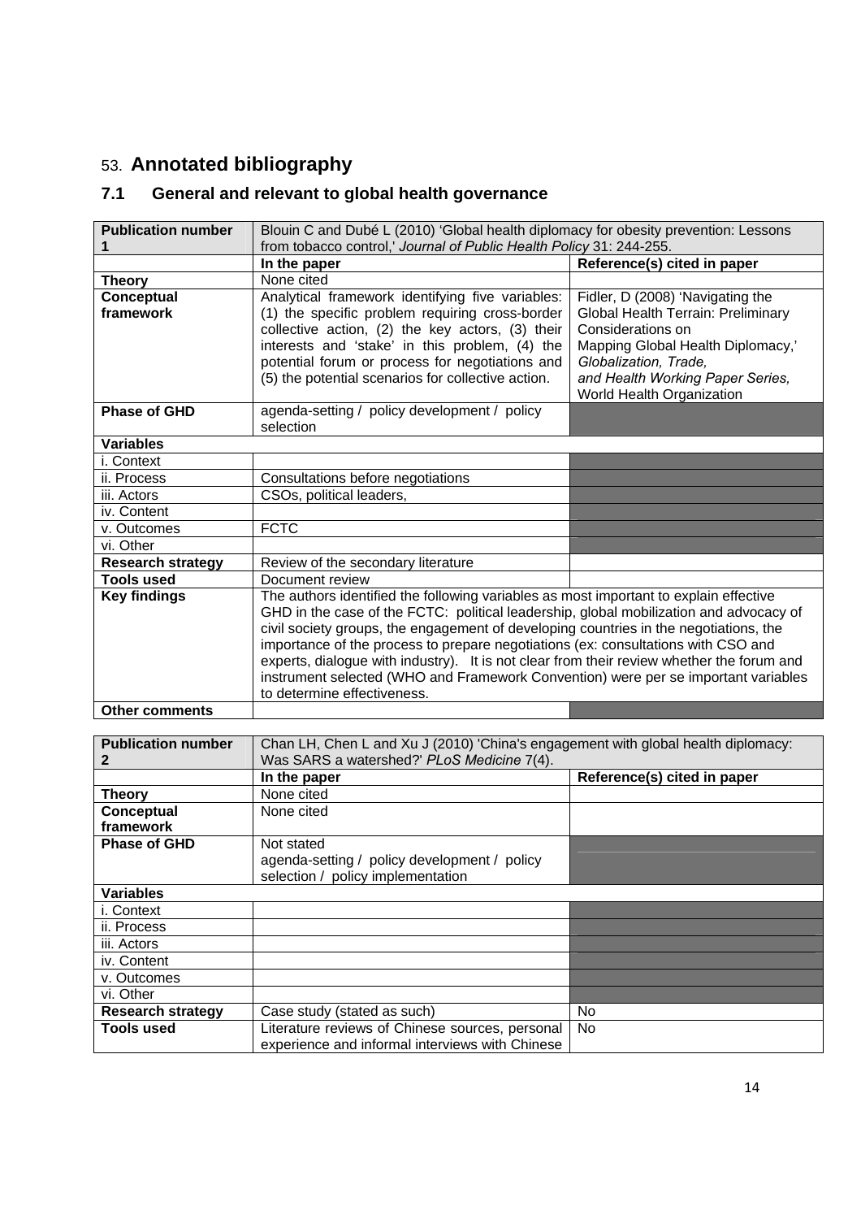# 53. Annotated bibliography

## 7.1 General and relevant to global health governance

| **Publication number 1** | Blouin C and Dubé L (2010) 'Global health diplomacy for obesity prevention: Lessons from tobacco control,' *Journal of Public Health Policy* 31: 244-255. | |
|---|---|---|
| | **In the paper** | **Reference(s) cited in paper** |
| **Theory** | None cited | |
| **Conceptual framework** | Analytical framework identifying five variables: (1) the specific problem requiring cross-border collective action, (2) the key actors, (3) their interests and 'stake' in this problem, (4) the potential forum or process for negotiations and (5) the potential scenarios for collective action. | Fidler, D (2008) 'Navigating the Global Health Terrain: Preliminary Considerations on Mapping Global Health Diplomacy,' *Globalization, Trade, and Health Working Paper Series,* World Health Organization |
| **Phase of GHD** | agenda-setting / policy development / policy selection | |
| **Variables** | | |
| i. Context | | |
| ii. Process | Consultations before negotiations | |
| iii. Actors | CSOs, political leaders, | |
| iv. Content | | |
| v. Outcomes | FCTC | |
| vi. Other | | |
| **Research strategy** | Review of the secondary literature | |
| **Tools used** | Document review | |
| **Key findings** | The authors identified the following variables as most important to explain effective GHD in the case of the FCTC: political leadership, global mobilization and advocacy of civil society groups, the engagement of developing countries in the negotiations, the importance of the process to prepare negotiations (ex: consultations with CSO and experts, dialogue with industry). It is not clear from their review whether the forum and instrument selected (WHO and Framework Convention) were per se important variables to determine effectiveness. | |
| **Other comments** | | |

| **Publication number 2** | Chan LH, Chen L and Xu J (2010) 'China's engagement with global health diplomacy: Was SARS a watershed?' *PLoS Medicine* 7(4). | |
|---|---|---|
| | **In the paper** | **Reference(s) cited in paper** |
| **Theory** | None cited | |
| **Conceptual framework** | None cited | |
| **Phase of GHD** | Not stated<br>agenda-setting / policy development / policy selection / policy implementation | |
| **Variables** | | |
| i. Context | | |
| ii. Process | | |
| iii. Actors | | |
| iv. Content | | |
| v. Outcomes | | |
| vi. Other | | |
| **Research strategy** | Case study (stated as such) | No |
| **Tools used** | Literature reviews of Chinese sources, personal experience and informal interviews with Chinese | No |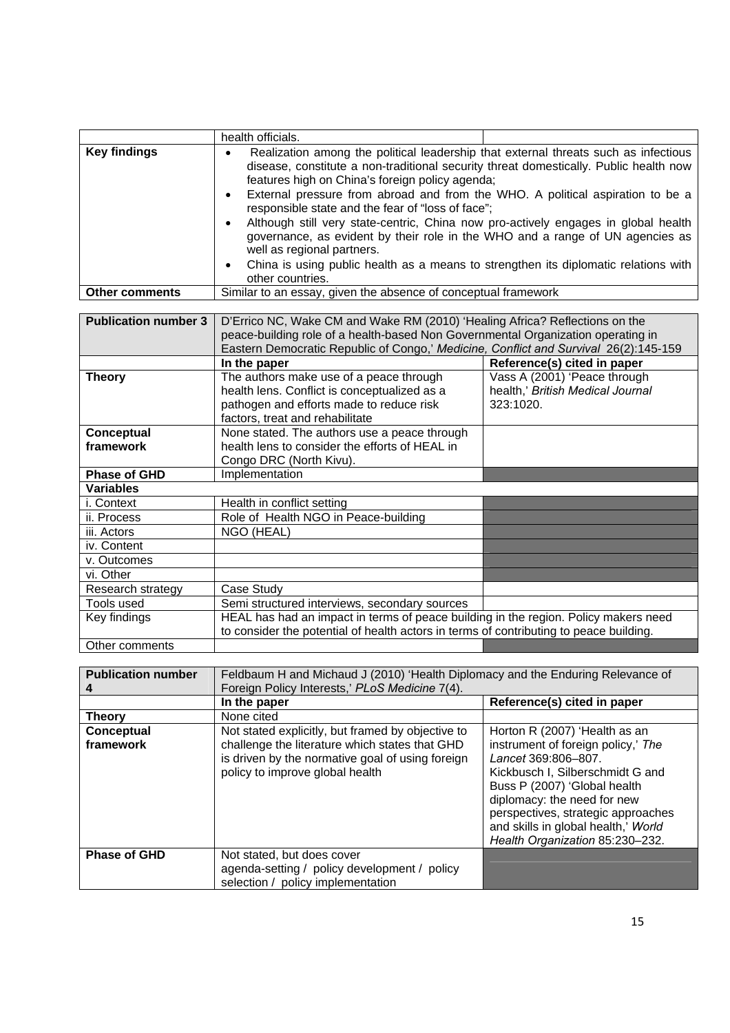|  | health officials. |  |
|---|---|---|
| **Key findings** | • Realization among the political leadership that external threats such as infectious disease, constitute a non-traditional security threat domestically. Public health now features high on China's foreign policy agenda;<br>• External pressure from abroad and from the WHO. A political aspiration to be a responsible state and the fear of "loss of face";<br>• Although still very state-centric, China now pro-actively engages in global health governance, as evident by their role in the WHO and a range of UN agencies as well as regional partners.<br>• China is using public health as a means to strengthen its diplomatic relations with other countries. |  |
| **Other comments** | Similar to an essay, given the absence of conceptual framework |  |

| **Publication number 3** | D'Errico NC, Wake CM and Wake RM (2010) 'Healing Africa? Reflections on the peace-building role of a health-based Non Governmental Organization operating in Eastern Democratic Republic of Congo,' *Medicine, Conflict and Survival* 26(2):145-159 |  |
|---|---|---|
|  | **In the paper** | **Reference(s) cited in paper** |
| **Theory** | The authors make use of a peace through health lens. Conflict is conceptualized as a pathogen and efforts made to reduce risk factors, treat and rehabilitate | Vass A (2001) 'Peace through health,' *British Medical Journal* 323:1020. |
| **Conceptual framework** | None stated. The authors use a peace through health lens to consider the efforts of HEAL in Congo DRC (North Kivu). |  |
| **Phase of GHD** | Implementation |  |
| **Variables** |  |  |
| i. Context | Health in conflict setting |  |
| ii. Process | Role of Health NGO in Peace-building |  |
| iii. Actors | NGO (HEAL) |  |
| iv. Content |  |  |
| v. Outcomes |  |  |
| vi. Other |  |  |
| Research strategy | Case Study |  |
| Tools used | Semi structured interviews, secondary sources |  |
| Key findings | HEAL has had an impact in terms of peace building in the region. Policy makers need to consider the potential of health actors in terms of contributing to peace building. |  |
| Other comments |  |  |

| **Publication number 4** | Feldbaum H and Michaud J (2010) 'Health Diplomacy and the Enduring Relevance of Foreign Policy Interests,' *PLoS Medicine* 7(4). |  |
|---|---|---|
|  | **In the paper** | **Reference(s) cited in paper** |
| **Theory** | None cited |  |
| **Conceptual framework** | Not stated explicitly, but framed by objective to challenge the literature which states that GHD is driven by the normative goal of using foreign policy to improve global health | Horton R (2007) 'Health as an instrument of foreign policy,' *The Lancet* 369:806–807.<br>Kickbusch I, Silberschmidt G and Buss P (2007) 'Global health diplomacy: the need for new perspectives, strategic approaches and skills in global health,' *World Health Organization* 85:230–232. |
| **Phase of GHD** | Not stated, but does cover agenda-setting / policy development / policy selection / policy implementation |  |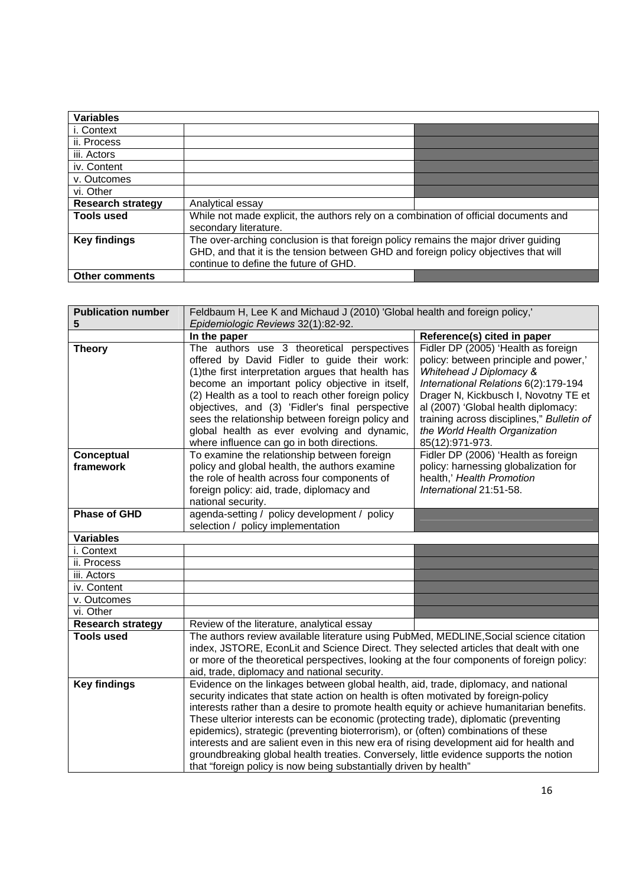| Variables | | |
|---|---|---|
| i. Context | | |
| ii. Process | | |
| iii. Actors | | |
| iv. Content | | |
| v. Outcomes | | |
| vi. Other | | |
| **Research strategy** | Analytical essay | |
| **Tools used** | While not made explicit, the authors rely on a combination of official documents and secondary literature. | |
| **Key findings** | The over-arching conclusion is that foreign policy remains the major driver guiding GHD, and that it is the tension between GHD and foreign policy objectives that will continue to define the future of GHD. | |
| **Other comments** | | |

| **Publication number 5** | Feldbaum H, Lee K and Michaud J (2010) 'Global health and foreign policy,' *Epidemiologic Reviews* 32(1):82-92. | |
|---|---|---|
| | **In the paper** | **Reference(s) cited in paper** |
| **Theory** | The authors use 3 theoretical perspectives offered by David Fidler to guide their work: (1)the first interpretation argues that health has become an important policy objective in itself, (2) Health as a tool to reach other foreign policy objectives, and (3) 'Fidler's final perspective sees the relationship between foreign policy and global health as ever evolving and dynamic, where influence can go in both directions. | Fidler DP (2005) 'Health as foreign policy: between principle and power,' *Whitehead J Diplomacy & International Relations* 6(2):179-194 Drager N, Kickbusch I, Novotny TE et al (2007) 'Global health diplomacy: training across disciplines," *Bulletin of the World Health Organization* 85(12):971-973. |
| **Conceptual framework** | To examine the relationship between foreign policy and global health, the authors examine the role of health across four components of foreign policy: aid, trade, diplomacy and national security. | Fidler DP (2006) 'Health as foreign policy: harnessing globalization for health,' *Health Promotion International* 21:51-58. |
| **Phase of GHD** | agenda-setting / policy development / policy selection / policy implementation | |
| **Variables** | | |
| i. Context | | |
| ii. Process | | |
| iii. Actors | | |
| iv. Content | | |
| v. Outcomes | | |
| vi. Other | | |
| **Research strategy** | Review of the literature, analytical essay | |
| **Tools used** | The authors review available literature using PubMed, MEDLINE,Social science citation index, JSTORE, EconLit and Science Direct. They selected articles that dealt with one or more of the theoretical perspectives, looking at the four components of foreign policy: aid, trade, diplomacy and national security. | |
| **Key findings** | Evidence on the linkages between global health, aid, trade, diplomacy, and national security indicates that state action on health is often motivated by foreign-policy interests rather than a desire to promote health equity or achieve humanitarian benefits. These ulterior interests can be economic (protecting trade), diplomatic (preventing epidemics), strategic (preventing bioterrorism), or (often) combinations of these interests and are salient even in this new era of rising development aid for health and groundbreaking global health treaties. Conversely, little evidence supports the notion that "foreign policy is now being substantially driven by health" | |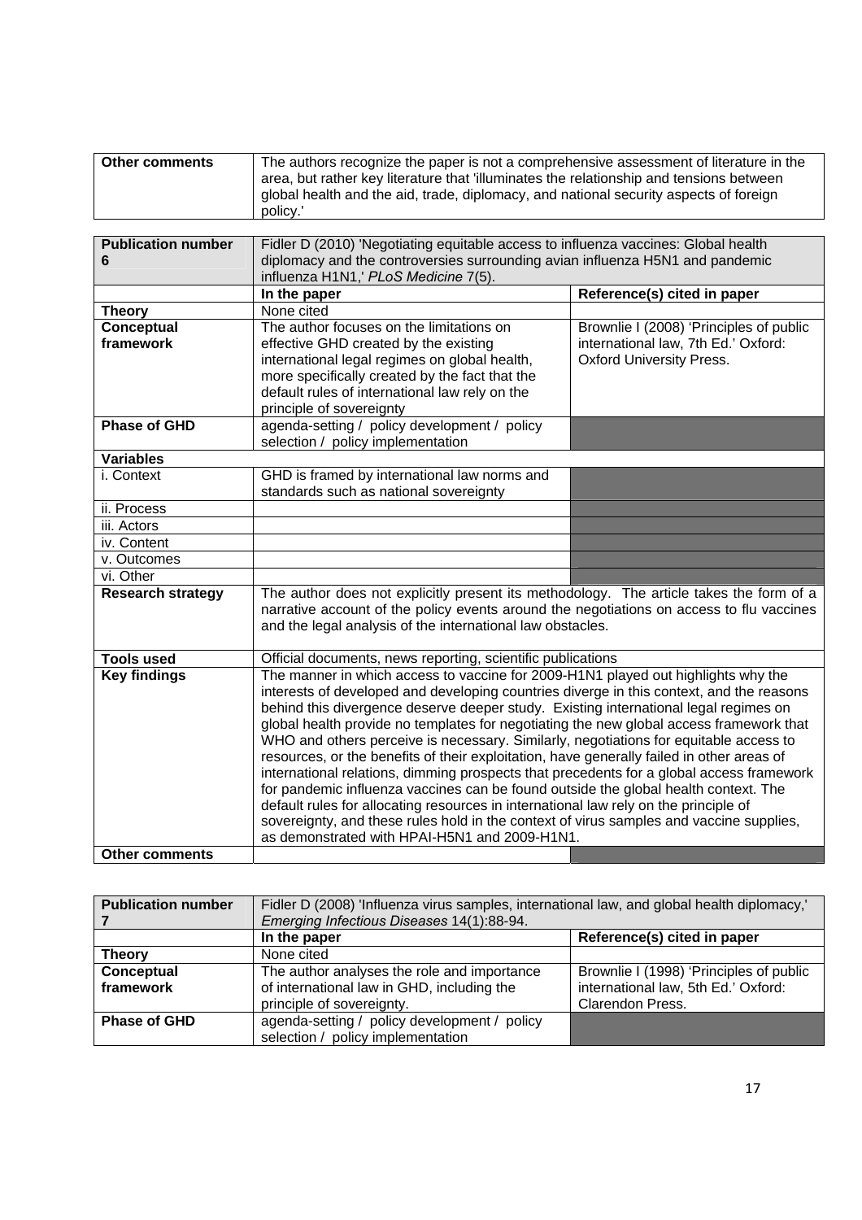| Other comments | The authors recognize the paper is not a comprehensive assessment of literature in the area, but rather key literature that 'illuminates the relationship and tensions between global health and the aid, trade, diplomacy, and national security aspects of foreign policy.' |
|---|---|

| **Publication number 6** | Fidler D (2010) 'Negotiating equitable access to influenza vaccines: Global health diplomacy and the controversies surrounding avian influenza H5N1 and pandemic influenza H1N1,' *PLoS Medicine* 7(5). | |
|---|---|---|
| | **In the paper** | **Reference(s) cited in paper** |
| **Theory** | None cited | |
| **Conceptual framework** | The author focuses on the limitations on effective GHD created by the existing international legal regimes on global health, more specifically created by the fact that the default rules of international law rely on the principle of sovereignty | Brownlie I (2008) 'Principles of public international law, 7th Ed.' Oxford: Oxford University Press. |
| **Phase of GHD** | agenda-setting / policy development / policy selection / policy implementation | |
| **Variables** | | |
| i. Context | GHD is framed by international law norms and standards such as national sovereignty | |
| ii. Process | | |
| iii. Actors | | |
| iv. Content | | |
| v. Outcomes | | |
| vi. Other | | |
| **Research strategy** | The author does not explicitly present its methodology. The article takes the form of a narrative account of the policy events around the negotiations on access to flu vaccines and the legal analysis of the international law obstacles. | |
| **Tools used** | Official documents, news reporting, scientific publications | |
| **Key findings** | The manner in which access to vaccine for 2009-H1N1 played out highlights why the interests of developed and developing countries diverge in this context, and the reasons behind this divergence deserve deeper study. Existing international legal regimes on global health provide no templates for negotiating the new global access framework that WHO and others perceive is necessary. Similarly, negotiations for equitable access to resources, or the benefits of their exploitation, have generally failed in other areas of international relations, dimming prospects that precedents for a global access framework for pandemic influenza vaccines can be found outside the global health context. The default rules for allocating resources in international law rely on the principle of sovereignty, and these rules hold in the context of virus samples and vaccine supplies, as demonstrated with HPAI-H5N1 and 2009-H1N1. | |
| **Other comments** | | |

| **Publication number 7** | Fidler D (2008) 'Influenza virus samples, international law, and global health diplomacy,' *Emerging Infectious Diseases* 14(1):88-94. | |
|---|---|---|
| | **In the paper** | **Reference(s) cited in paper** |
| **Theory** | None cited | |
| **Conceptual framework** | The author analyses the role and importance of international law in GHD, including the principle of sovereignty. | Brownlie I (1998) 'Principles of public international law, 5th Ed.' Oxford: Clarendon Press. |
| **Phase of GHD** | agenda-setting / policy development / policy selection / policy implementation | |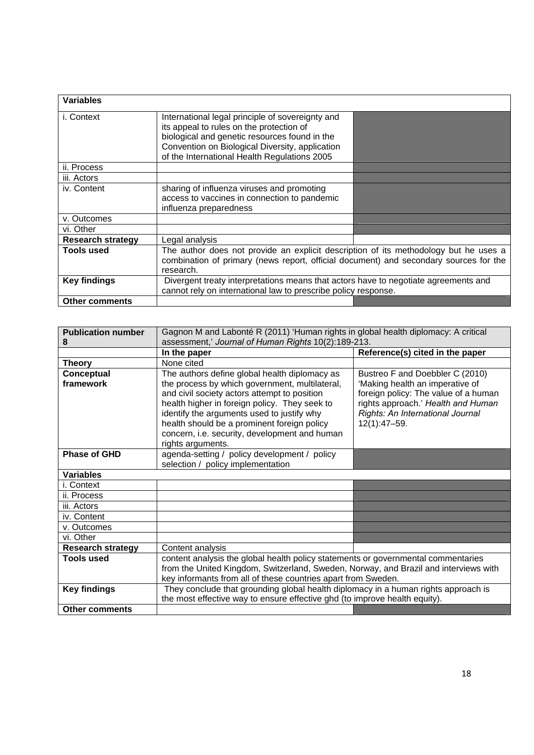| Variables | | |
|---|---|---|
| i. Context | International legal principle of sovereignty and its appeal to rules on the protection of biological and genetic resources found in the Convention on Biological Diversity, application of the International Health Regulations 2005 | |
| ii. Process | | |
| iii. Actors | | |
| iv. Content | sharing of influenza viruses and promoting access to vaccines in connection to pandemic influenza preparedness | |
| v. Outcomes | | |
| vi. Other | | |
| **Research strategy** | Legal analysis | |
| **Tools used** | The author does not provide an explicit description of its methodology but he uses a combination of primary (news report, official document) and secondary sources for the research. | |
| **Key findings** | Divergent treaty interpretations means that actors have to negotiate agreements and cannot rely on international law to prescribe policy response. | |
| **Other comments** | | |

| **Publication number 8** | Gagnon M and Labonté R (2011) 'Human rights in global health diplomacy: A critical assessment,' *Journal of Human Rights* 10(2):189-213. | |
|---|---|---|
| | **In the paper** | **Reference(s) cited in the paper** |
| **Theory** | None cited | |
| **Conceptual framework** | The authors define global health diplomacy as the process by which government, multilateral, and civil society actors attempt to position health higher in foreign policy. They seek to identify the arguments used to justify why health should be a prominent foreign policy concern, i.e. security, development and human rights arguments. | Bustreo F and Doebbler C (2010) 'Making health an imperative of foreign policy: The value of a human rights approach.' *Health and Human Rights: An International Journal* 12(1):47–59. |
| **Phase of GHD** | agenda-setting / policy development / policy selection / policy implementation | |
| **Variables** | | |
| i. Context | | |
| ii. Process | | |
| iii. Actors | | |
| iv. Content | | |
| v. Outcomes | | |
| vi. Other | | |
| **Research strategy** | Content analysis | |
| **Tools used** | content analysis the global health policy statements or governmental commentaries from the United Kingdom, Switzerland, Sweden, Norway, and Brazil and interviews with key informants from all of these countries apart from Sweden. | |
| **Key findings** | They conclude that grounding global health diplomacy in a human rights approach is the most effective way to ensure effective ghd (to improve health equity). | |
| **Other comments** | | |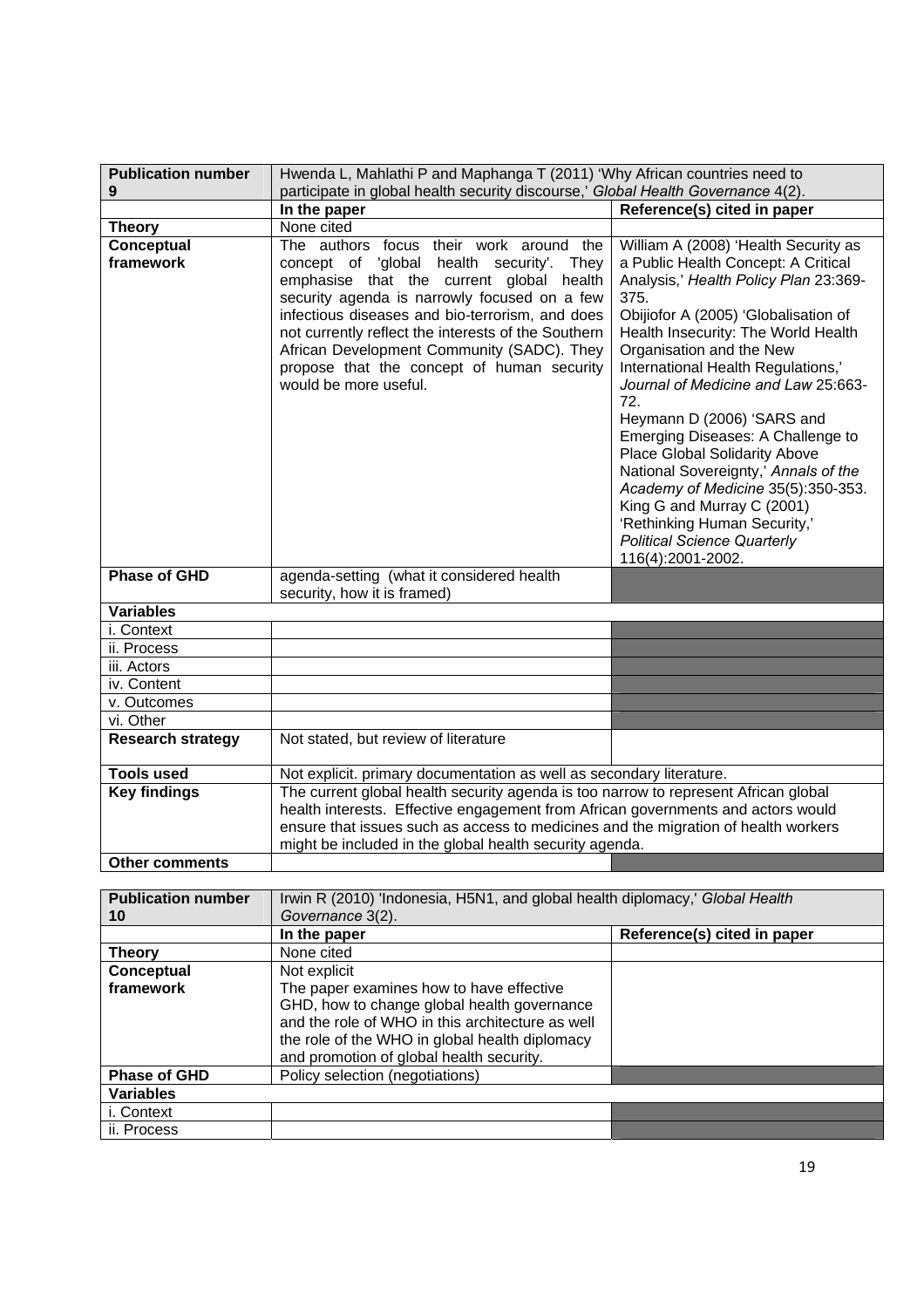| **Publication number 9** | Hwenda L, Mahlathi P and Maphanga T (2011) 'Why African countries need to participate in global health security discourse,' *Global Health Governance* 4(2). | |
|---|---|---|
| | **In the paper** | **Reference(s) cited in paper** |
| **Theory** | None cited | |
| **Conceptual framework** | The authors focus their work around the concept of 'global health security'. They emphasise that the current global health security agenda is narrowly focused on a few infectious diseases and bio-terrorism, and does not currently reflect the interests of the Southern African Development Community (SADC). They propose that the concept of human security would be more useful. | William A (2008) 'Health Security as a Public Health Concept: A Critical Analysis,' *Health Policy Plan* 23:369-375.<br>Obijiofor A (2005) 'Globalisation of Health Insecurity: The World Health Organisation and the New International Health Regulations,' *Journal of Medicine and Law* 25:663-72.<br>Heymann D (2006) 'SARS and Emerging Diseases: A Challenge to Place Global Solidarity Above National Sovereignty,' *Annals of the Academy of Medicine* 35(5):350-353.<br>King G and Murray C (2001) 'Rethinking Human Security,' *Political Science Quarterly* 116(4):2001-2002. |
| **Phase of GHD** | agenda-setting (what it considered health security, how it is framed) | |
| **Variables** | | |
| i. Context | | |
| ii. Process | | |
| iii. Actors | | |
| iv. Content | | |
| v. Outcomes | | |
| vi. Other | | |
| **Research strategy** | Not stated, but review of literature | |
| **Tools used** | Not explicit. primary documentation as well as secondary literature. | |
| **Key findings** | The current global health security agenda is too narrow to represent African global health interests. Effective engagement from African governments and actors would ensure that issues such as access to medicines and the migration of health workers might be included in the global health security agenda. | |
| **Other comments** | | |

| **Publication number 10** | Irwin R (2010) 'Indonesia, H5N1, and global health diplomacy,' *Global Health Governance* 3(2). | |
|---|---|---|
| | **In the paper** | **Reference(s) cited in paper** |
| **Theory** | None cited | |
| **Conceptual framework** | Not explicit<br>The paper examines how to have effective GHD, how to change global health governance and the role of WHO in this architecture as well the role of the WHO in global health diplomacy and promotion of global health security. | |
| **Phase of GHD** | Policy selection (negotiations) | |
| **Variables** | | |
| i. Context | | |
| ii. Process | | |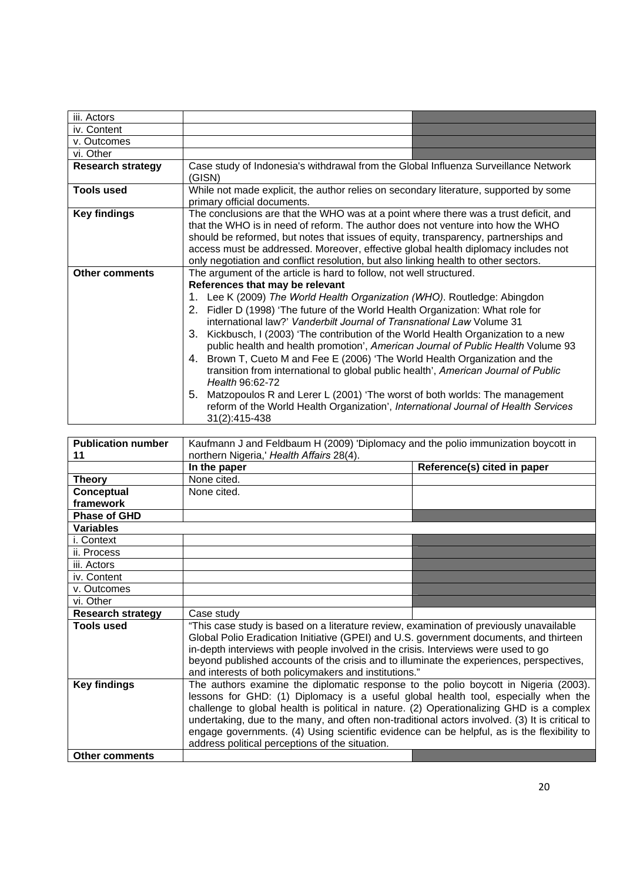| | | |
|---|---|---|
| iii. Actors | | |
| iv. Content | | |
| v. Outcomes | | |
| vi. Other | | |
| **Research strategy** | Case study of Indonesia's withdrawal from the Global Influenza Surveillance Network (GISN) | |
| **Tools used** | While not made explicit, the author relies on secondary literature, supported by some primary official documents. | |
| **Key findings** | The conclusions are that the WHO was at a point where there was a trust deficit, and that the WHO is in need of reform. The author does not venture into how the WHO should be reformed, but notes that issues of equity, transparency, partnerships and access must be addressed. Moreover, effective global health diplomacy includes not only negotiation and conflict resolution, but also linking health to other sectors. | |
| **Other comments** | The argument of the article is hard to follow, not well structured.<br>**References that may be relevant**<br>1. Lee K (2009) *The World Health Organization (WHO)*. Routledge: Abingdon<br>2. Fidler D (1998) 'The future of the World Health Organization: What role for international law?' *Vanderbilt Journal of Transnational Law* Volume 31<br>3. Kickbusch, I (2003) 'The contribution of the World Health Organization to a new public health and health promotion', *American Journal of Public Health* Volume 93<br>4. Brown T, Cueto M and Fee E (2006) 'The World Health Organization and the transition from international to global public health', *American Journal of Public Health* 96:62-72<br>5. Matzopoulos R and Lerer L (2001) 'The worst of both worlds: The management reform of the World Health Organization', *International Journal of Health Services* 31(2):415-438 | |

| **Publication number 11** | Kaufmann J and Feldbaum H (2009) 'Diplomacy and the polio immunization boycott in northern Nigeria,' *Health Affairs* 28(4). | |
|---|---|---|
| | **In the paper** | **Reference(s) cited in paper** |
| **Theory** | None cited. | |
| **Conceptual framework** | None cited. | |
| **Phase of GHD** | | |
| **Variables** | | |
| i. Context | | |
| ii. Process | | |
| iii. Actors | | |
| iv. Content | | |
| v. Outcomes | | |
| vi. Other | | |
| **Research strategy** | Case study | |
| **Tools used** | "This case study is based on a literature review, examination of previously unavailable Global Polio Eradication Initiative (GPEI) and U.S. government documents, and thirteen in-depth interviews with people involved in the crisis. Interviews were used to go beyond published accounts of the crisis and to illuminate the experiences, perspectives, and interests of both policymakers and institutions." | |
| **Key findings** | The authors examine the diplomatic response to the polio boycott in Nigeria (2003). lessons for GHD: (1) Diplomacy is a useful global health tool, especially when the challenge to global health is political in nature. (2) Operationalizing GHD is a complex undertaking, due to the many, and often non-traditional actors involved. (3) It is critical to engage governments. (4) Using scientific evidence can be helpful, as is the flexibility to address political perceptions of the situation. | |
| **Other comments** | | |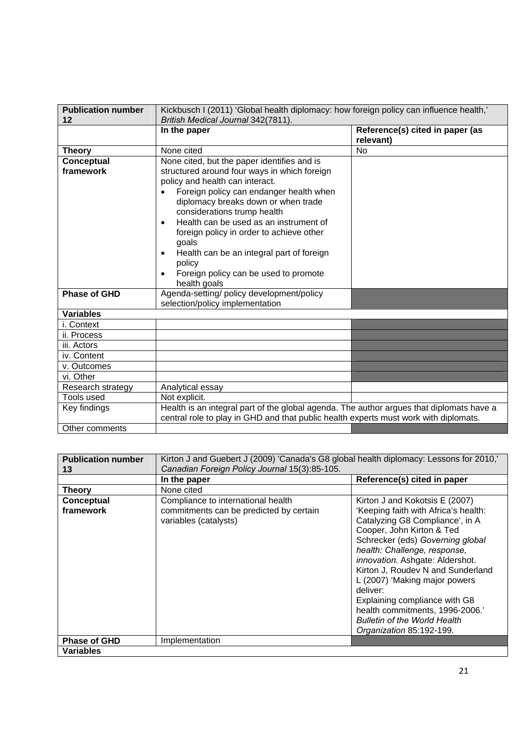| **Publication number 12** | Kickbusch I (2011) 'Global health diplomacy: how foreign policy can influence health,' *British Medical Journal* 342(7811). | |
|---|---|---|
| | **In the paper** | **Reference(s) cited in paper (as relevant)** |
| **Theory** | None cited | No |
| **Conceptual framework** | None cited, but the paper identifies and is structured around four ways in which foreign policy and health can interact.<br>• Foreign policy can endanger health when diplomacy breaks down or when trade considerations trump health<br>• Health can be used as an instrument of foreign policy in order to achieve other goals<br>• Health can be an integral part of foreign policy<br>• Foreign policy can be used to promote health goals | |
| **Phase of GHD** | Agenda-setting/ policy development/policy selection/policy implementation | |
| **Variables** | | |
| i. Context | | |
| ii. Process | | |
| iii. Actors | | |
| iv. Content | | |
| v. Outcomes | | |
| vi. Other | | |
| Research strategy | Analytical essay | |
| Tools used | Not explicit. | |
| Key findings | Health is an integral part of the global agenda. The author argues that diplomats have a central role to play in GHD and that public health experts must work with diplomats. | |
| Other comments | | |

| **Publication number 13** | Kirton J and Guebert J (2009) 'Canada's G8 global health diplomacy: Lessons for 2010,' *Canadian Foreign Policy Journal* 15(3):85-105. | |
|---|---|---|
| | **In the paper** | **Reference(s) cited in paper** |
| **Theory** | None cited | |
| **Conceptual framework** | Compliance to international health commitments can be predicted by certain variables (catalysts) | Kirton J and Kokotsis E (2007) 'Keeping faith with Africa's health: Catalyzing G8 Compliance', in A Cooper, John Kirton & Ted Schrecker (eds) *Governing global health: Challenge, response, innovation.* Ashgate: Aldershot.<br>Kirton J, Roudev N and Sunderland L (2007) 'Making major powers deliver:<br>Explaining compliance with G8 health commitments, 1996-2006.' *Bulletin of the World Health Organization* 85:192-199. |
| **Phase of GHD** | Implementation | |
| **Variables** | | |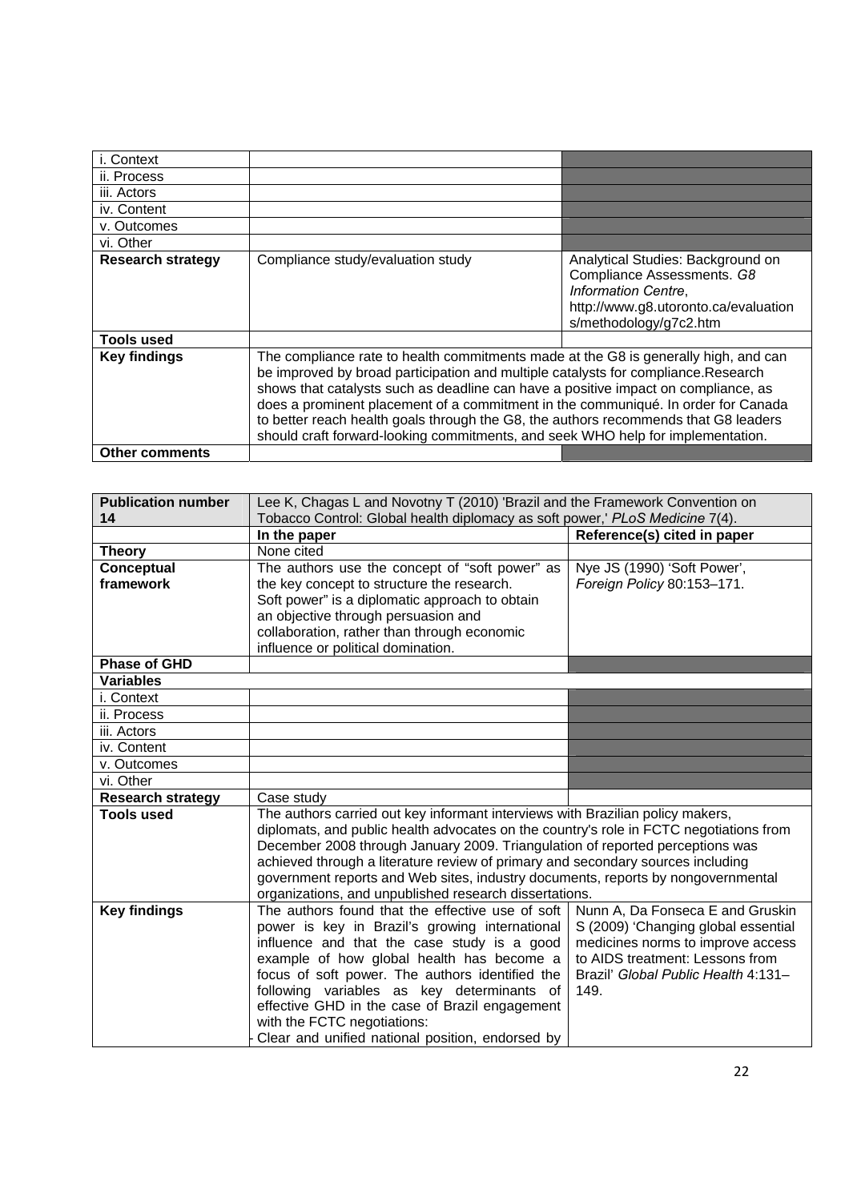| | | |
|---|---|---|
| i. Context | | |
| ii. Process | | |
| iii. Actors | | |
| iv. Content | | |
| v. Outcomes | | |
| vi. Other | | |
| **Research strategy** | Compliance study/evaluation study | Analytical Studies: Background on Compliance Assessments. *G8 Information Centre*, http://www.g8.utoronto.ca/evaluations/methodology/g7c2.htm |
| **Tools used** | | |
| **Key findings** | The compliance rate to health commitments made at the G8 is generally high, and can be improved by broad participation and multiple catalysts for compliance.Research shows that catalysts such as deadline can have a positive impact on compliance, as does a prominent placement of a commitment in the communiqué. In order for Canada to better reach health goals through the G8, the authors recommends that G8 leaders should craft forward-looking commitments, and seek WHO help for implementation. | |
| **Other comments** | | |

| **Publication number 14** | Lee K, Chagas L and Novotny T (2010) 'Brazil and the Framework Convention on Tobacco Control: Global health diplomacy as soft power,' *PLoS Medicine* 7(4). | |
|---|---|---|
| | **In the paper** | **Reference(s) cited in paper** |
| **Theory** | None cited | |
| **Conceptual framework** | The authors use the concept of "soft power" as the key concept to structure the research. Soft power" is a diplomatic approach to obtain an objective through persuasion and collaboration, rather than through economic influence or political domination. | Nye JS (1990) 'Soft Power', *Foreign Policy* 80:153–171. |
| **Phase of GHD** | | |
| **Variables** | | |
| i. Context | | |
| ii. Process | | |
| iii. Actors | | |
| iv. Content | | |
| v. Outcomes | | |
| vi. Other | | |
| **Research strategy** | Case study | |
| **Tools used** | The authors carried out key informant interviews with Brazilian policy makers, diplomats, and public health advocates on the country's role in FCTC negotiations from December 2008 through January 2009. Triangulation of reported perceptions was achieved through a literature review of primary and secondary sources including government reports and Web sites, industry documents, reports by nongovernmental organizations, and unpublished research dissertations. | |
| **Key findings** | The authors found that the effective use of soft power is key in Brazil's growing international influence and that the case study is a good example of how global health has become a focus of soft power. The authors identified the following variables as key determinants of effective GHD in the case of Brazil engagement with the FCTC negotiations:<br>- Clear and unified national position, endorsed by | Nunn A, Da Fonseca E and Gruskin S (2009) 'Changing global essential medicines norms to improve access to AIDS treatment: Lessons from Brazil' *Global Public Health* 4:131–149. |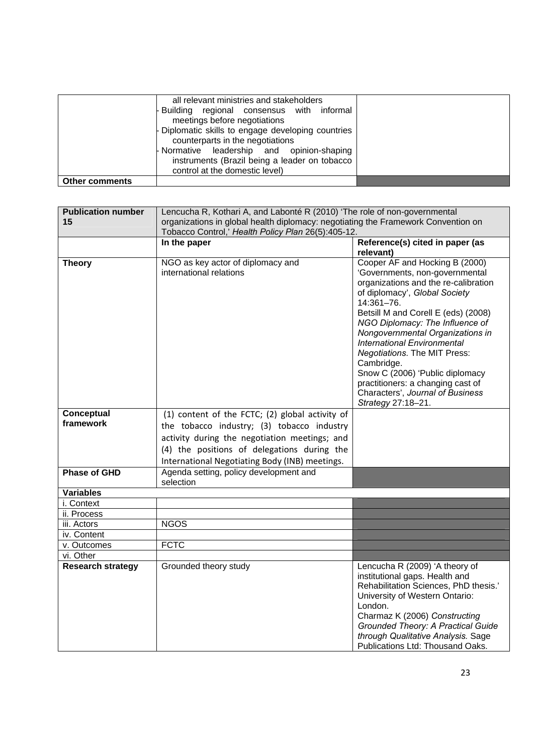| | | |
|---|---|---|
| | all relevant ministries and stakeholders<br>- Building regional consensus with informal meetings before negotiations<br>- Diplomatic skills to engage developing countries counterparts in the negotiations<br>- Normative leadership and opinion-shaping instruments (Brazil being a leader on tobacco control at the domestic level) | |
| **Other comments** | | |

| **Publication number 15** | Lencucha R, Kothari A, and Labonté R (2010) 'The role of non-governmental organizations in global health diplomacy: negotiating the Framework Convention on Tobacco Control,' *Health Policy Plan* 26(5):405-12. | |
|---|---|---|
| | **In the paper** | **Reference(s) cited in paper (as relevant)** |
| **Theory** | NGO as key actor of diplomacy and international relations | Cooper AF and Hocking B (2000) 'Governments, non-governmental organizations and the re-calibration of diplomacy', *Global Society* 14:361–76.<br>Betsill M and Corell E (eds) (2008) *NGO Diplomacy: The Influence of Nongovernmental Organizations in International Environmental Negotiations*. The MIT Press: Cambridge.<br>Snow C (2006) 'Public diplomacy practitioners: a changing cast of Characters', *Journal of Business Strategy* 27:18–21. |
| **Conceptual framework** | (1) content of the FCTC; (2) global activity of the tobacco industry; (3) tobacco industry activity during the negotiation meetings; and (4) the positions of delegations during the International Negotiating Body (INB) meetings. | |
| **Phase of GHD** | Agenda setting, policy development and selection | |
| **Variables** | | |
| i. Context | | |
| ii. Process | | |
| iii. Actors | NGOS | |
| iv. Content | | |
| v. Outcomes | FCTC | |
| vi. Other | | |
| **Research strategy** | Grounded theory study | Lencucha R (2009) 'A theory of institutional gaps. Health and Rehabilitation Sciences, PhD thesis.' University of Western Ontario: London.<br>Charmaz K (2006) *Constructing Grounded Theory: A Practical Guide through Qualitative Analysis.* Sage Publications Ltd: Thousand Oaks. |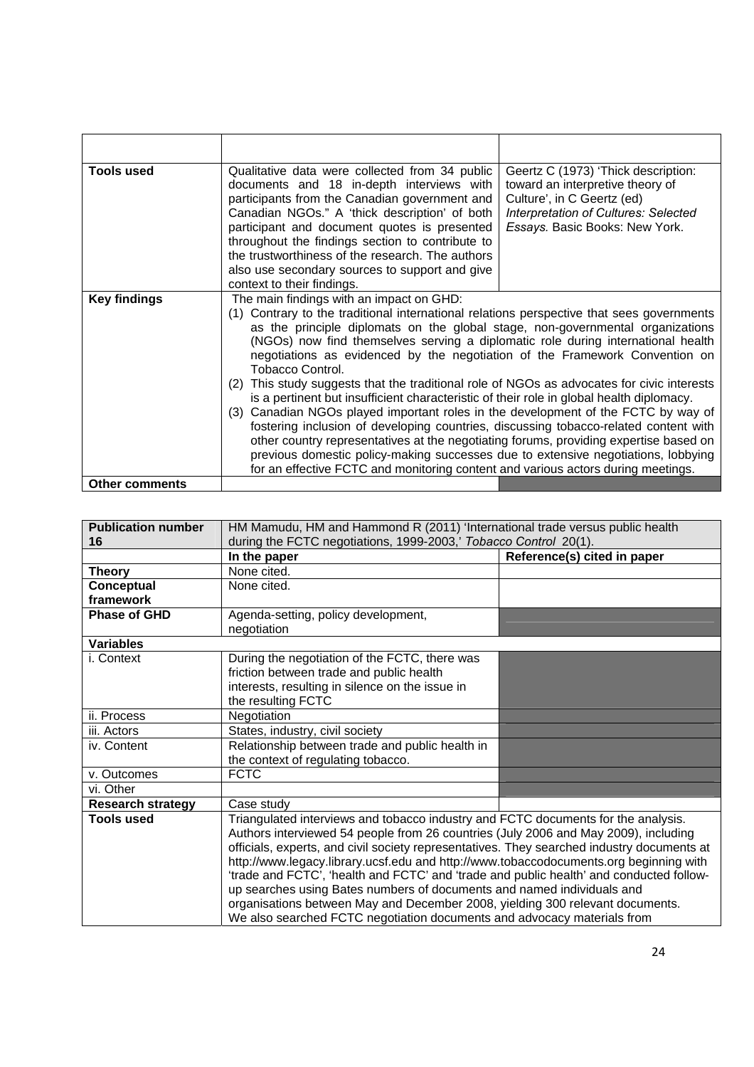| | | |
|---|---|---|
| **Tools used** | Qualitative data were collected from 34 public documents and 18 in-depth interviews with participants from the Canadian government and Canadian NGOs." A 'thick description' of both participant and document quotes is presented throughout the findings section to contribute to the trustworthiness of the research. The authors also use secondary sources to support and give context to their findings. | Geertz C (1973) 'Thick description: toward an interpretive theory of Culture', in C Geertz (ed) *Interpretation of Cultures: Selected Essays.* Basic Books: New York. |
| **Key findings** | The main findings with an impact on GHD:<br>(1) Contrary to the traditional international relations perspective that sees governments as the principle diplomats on the global stage, non-governmental organizations (NGOs) now find themselves serving a diplomatic role during international health negotiations as evidenced by the negotiation of the Framework Convention on Tobacco Control.<br>(2) This study suggests that the traditional role of NGOs as advocates for civic interests is a pertinent but insufficient characteristic of their role in global health diplomacy.<br>(3) Canadian NGOs played important roles in the development of the FCTC by way of fostering inclusion of developing countries, discussing tobacco-related content with other country representatives at the negotiating forums, providing expertise based on previous domestic policy-making successes due to extensive negotiations, lobbying for an effective FCTC and monitoring content and various actors during meetings. | |
| **Other comments** | | |

| **Publication number 16** | HM Mamudu, HM and Hammond R (2011) 'International trade versus public health during the FCTC negotiations, 1999-2003,' *Tobacco Control* 20(1). | |
|---|---|---|
| | **In the paper** | **Reference(s) cited in paper** |
| **Theory** | None cited. | |
| **Conceptual framework** | None cited. | |
| **Phase of GHD** | Agenda-setting, policy development, negotiation | |
| **Variables** | | |
| i. Context | During the negotiation of the FCTC, there was friction between trade and public health interests, resulting in silence on the issue in the resulting FCTC | |
| ii. Process | Negotiation | |
| iii. Actors | States, industry, civil society | |
| iv. Content | Relationship between trade and public health in the context of regulating tobacco. | |
| v. Outcomes | FCTC | |
| vi. Other | | |
| **Research strategy** | Case study | |
| **Tools used** | Triangulated interviews and tobacco industry and FCTC documents for the analysis. Authors interviewed 54 people from 26 countries (July 2006 and May 2009), including officials, experts, and civil society representatives. They searched industry documents at http://www.legacy.library.ucsf.edu and http://www.tobaccodocuments.org beginning with 'trade and FCTC', 'health and FCTC' and 'trade and public health' and conducted follow-up searches using Bates numbers of documents and named individuals and organisations between May and December 2008, yielding 300 relevant documents. We also searched FCTC negotiation documents and advocacy materials from | |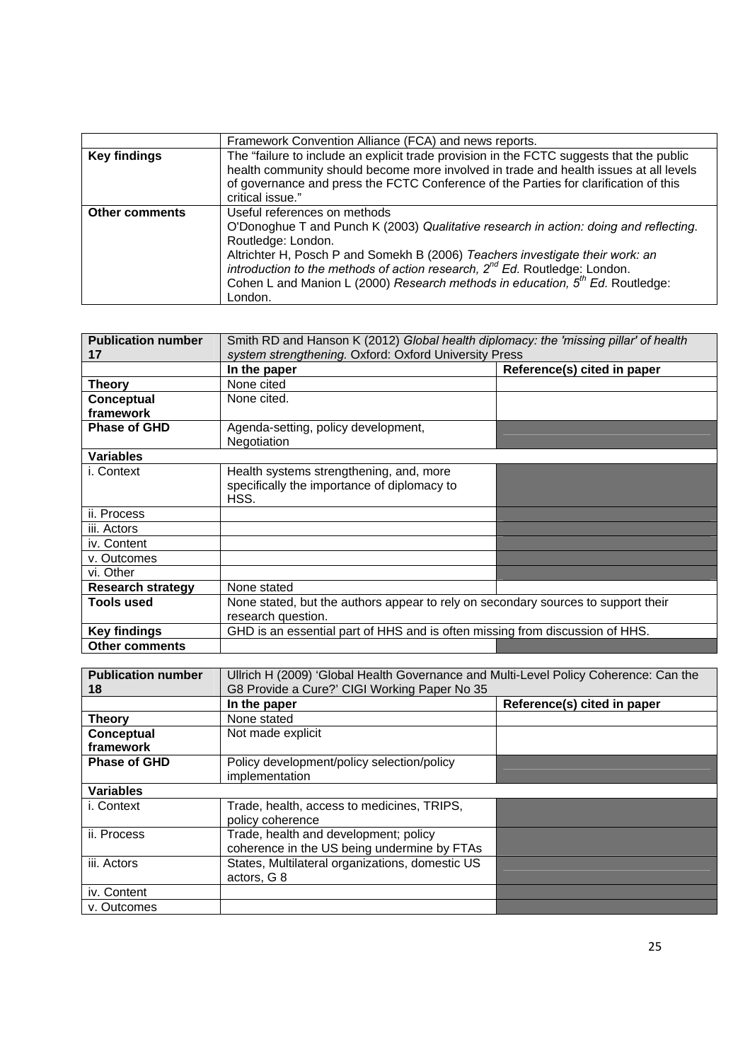| | Framework Convention Alliance (FCA) and news reports. | |
|---|---|---|
| **Key findings** | The "failure to include an explicit trade provision in the FCTC suggests that the public health community should become more involved in trade and health issues at all levels of governance and press the FCTC Conference of the Parties for clarification of this critical issue." | |
| **Other comments** | Useful references on methods<br>O'Donoghue T and Punch K (2003) *Qualitative research in action: doing and reflecting*. Routledge: London.<br>Altrichter H, Posch P and Somekh B (2006) *Teachers investigate their work: an introduction to the methods of action research, 2nd Ed.* Routledge: London.<br>Cohen L and Manion L (2000) *Research methods in education, 5th Ed.* Routledge: London. | |

| **Publication number 17** | Smith RD and Hanson K (2012) *Global health diplomacy: the 'missing pillar' of health system strengthening.* Oxford: Oxford University Press | |
|---|---|---|
| | **In the paper** | **Reference(s) cited in paper** |
| **Theory** | None cited | |
| **Conceptual framework** | None cited. | |
| **Phase of GHD** | Agenda-setting, policy development, Negotiation | |
| **Variables** | | |
| i. Context | Health systems strengthening, and, more specifically the importance of diplomacy to HSS. | |
| ii. Process | | |
| iii. Actors | | |
| iv. Content | | |
| v. Outcomes | | |
| vi. Other | | |
| **Research strategy** | None stated | |
| **Tools used** | None stated, but the authors appear to rely on secondary sources to support their research question. | |
| **Key findings** | GHD is an essential part of HHS and is often missing from discussion of HHS. | |
| **Other comments** | | |

| **Publication number 18** | Ullrich H (2009) 'Global Health Governance and Multi-Level Policy Coherence: Can the G8 Provide a Cure?' CIGI Working Paper No 35 | |
|---|---|---|
| | **In the paper** | **Reference(s) cited in paper** |
| **Theory** | None stated | |
| **Conceptual framework** | Not made explicit | |
| **Phase of GHD** | Policy development/policy selection/policy implementation | |
| **Variables** | | |
| i. Context | Trade, health, access to medicines, TRIPS, policy coherence | |
| ii. Process | Trade, health and development; policy coherence in the US being undermine by FTAs | |
| iii. Actors | States, Multilateral organizations, domestic US actors, G 8 | |
| iv. Content | | |
| v. Outcomes | | |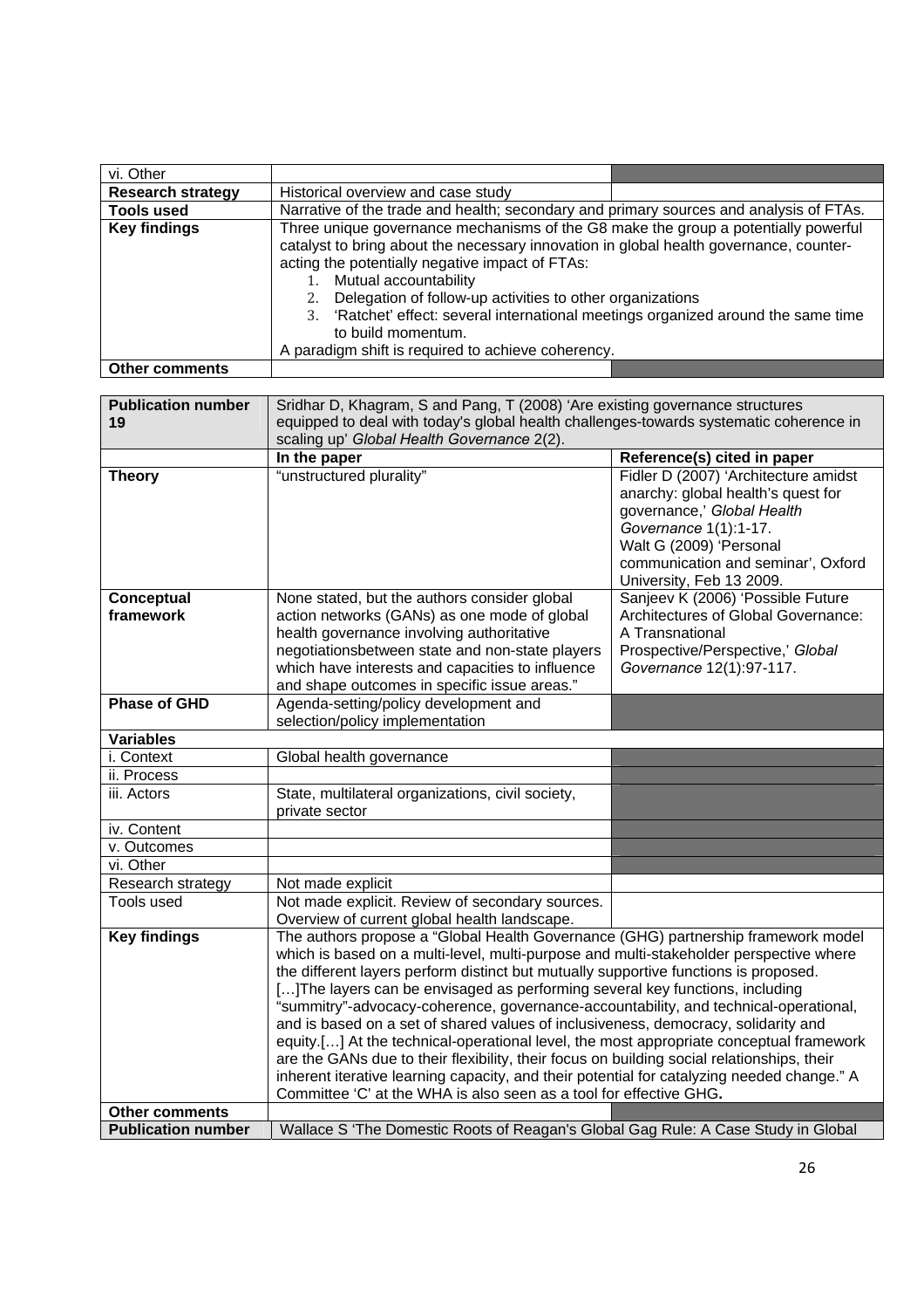| vi. Other | | |
|---|---|---|
| **Research strategy** | Historical overview and case study | |
| **Tools used** | Narrative of the trade and health; secondary and primary sources and analysis of FTAs. | |
| **Key findings** | Three unique governance mechanisms of the G8 make the group a potentially powerful catalyst to bring about the necessary innovation in global health governance, counter-acting the potentially negative impact of FTAs: 1. Mutual accountability 2. Delegation of follow-up activities to other organizations 3. 'Ratchet' effect: several international meetings organized around the same time to build momentum. A paradigm shift is required to achieve coherency. | |
| **Other comments** | | |

| **Publication number 19** | Sridhar D, Khagram, S and Pang, T (2008) 'Are existing governance structures equipped to deal with today's global health challenges-towards systematic coherence in scaling up' *Global Health Governance* 2(2). | |
|---|---|---|
| | **In the paper** | **Reference(s) cited in paper** |
| **Theory** | "unstructured plurality" | Fidler D (2007) 'Architecture amidst anarchy: global health's quest for governance,' *Global Health Governance* 1(1):1-17. Walt G (2009) 'Personal communication and seminar', Oxford University, Feb 13 2009. |
| **Conceptual framework** | None stated, but the authors consider global action networks (GANs) as one mode of global health governance involving authoritative negotiationsbetween state and non-state players which have interests and capacities to influence and shape outcomes in specific issue areas." | Sanjeev K (2006) 'Possible Future Architectures of Global Governance: A Transnational Prospective/Perspective,' *Global Governance* 12(1):97-117. |
| **Phase of GHD** | Agenda-setting/policy development and selection/policy implementation | |
| **Variables** | | |
| i. Context | Global health governance | |
| ii. Process | | |
| iii. Actors | State, multilateral organizations, civil society, private sector | |
| iv. Content | | |
| v. Outcomes | | |
| vi. Other | | |
| Research strategy | Not made explicit | |
| Tools used | Not made explicit. Review of secondary sources. Overview of current global health landscape. | |
| **Key findings** | The authors propose a "Global Health Governance (GHG) partnership framework model which is based on a multi-level, multi-purpose and multi-stakeholder perspective where the different layers perform distinct but mutually supportive functions is proposed. […]The layers can be envisaged as performing several key functions, including "summitry"-advocacy-coherence, governance-accountability, and technical-operational, and is based on a set of shared values of inclusiveness, democracy, solidarity and equity.[…] At the technical-operational level, the most appropriate conceptual framework are the GANs due to their flexibility, their focus on building social relationships, their inherent iterative learning capacity, and their potential for catalyzing needed change." A Committee 'C' at the WHA is also seen as a tool for effective GHG**.** | |
| **Other comments** | | |
| **Publication number** | Wallace S 'The Domestic Roots of Reagan's Global Gag Rule: A Case Study in Global | |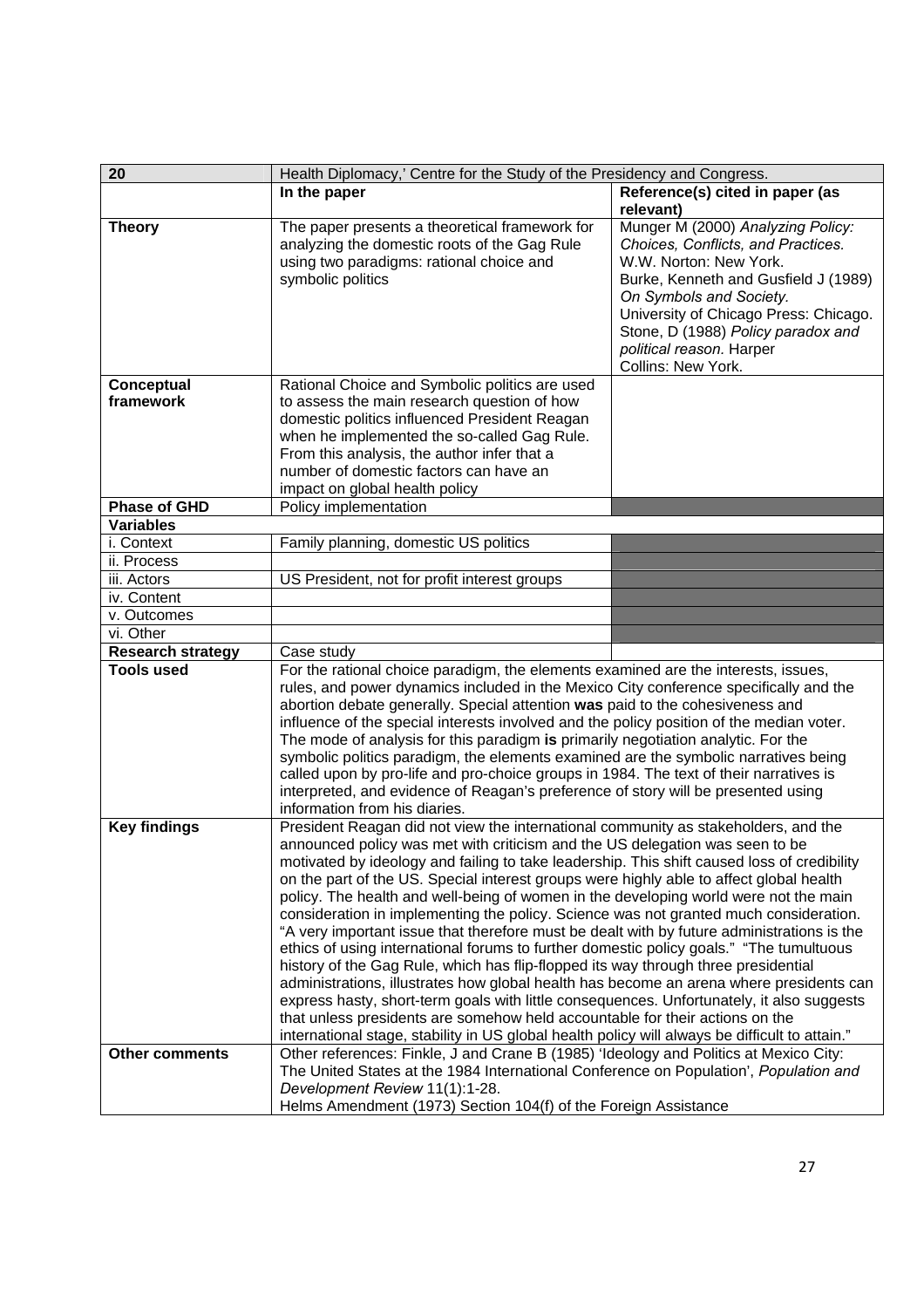| 20 | Health Diplomacy,' Centre for the Study of the Presidency and Congress. | |
|---|---|---|
| | **In the paper** | **Reference(s) cited in paper (as relevant)** |
| **Theory** | The paper presents a theoretical framework for analyzing the domestic roots of the Gag Rule using two paradigms: rational choice and symbolic politics | Munger M (2000) *Analyzing Policy: Choices, Conflicts, and Practices.* W.W. Norton: New York. Burke, Kenneth and Gusfield J (1989) *On Symbols and Society.* University of Chicago Press: Chicago. Stone, D (1988) *Policy paradox and political reason.* Harper Collins: New York. |
| **Conceptual framework** | Rational Choice and Symbolic politics are used to assess the main research question of how domestic politics influenced President Reagan when he implemented the so-called Gag Rule. From this analysis, the author infer that a number of domestic factors can have an impact on global health policy | |
| **Phase of GHD** | Policy implementation | |
| **Variables** | | |
| i. Context | Family planning, domestic US politics | |
| ii. Process | | |
| iii. Actors | US President, not for profit interest groups | |
| iv. Content | | |
| v. Outcomes | | |
| vi. Other | | |
| **Research strategy** | Case study | |
| **Tools used** | For the rational choice paradigm, the elements examined are the interests, issues, rules, and power dynamics included in the Mexico City conference specifically and the abortion debate generally. Special attention **was** paid to the cohesiveness and influence of the special interests involved and the policy position of the median voter. The mode of analysis for this paradigm **is** primarily negotiation analytic. For the symbolic politics paradigm, the elements examined are the symbolic narratives being called upon by pro-life and pro-choice groups in 1984. The text of their narratives is interpreted, and evidence of Reagan's preference of story will be presented using information from his diaries. | |
| **Key findings** | President Reagan did not view the international community as stakeholders, and the announced policy was met with criticism and the US delegation was seen to be motivated by ideology and failing to take leadership. This shift caused loss of credibility on the part of the US. Special interest groups were highly able to affect global health policy. The health and well-being of women in the developing world were not the main consideration in implementing the policy. Science was not granted much consideration. "A very important issue that therefore must be dealt with by future administrations is the ethics of using international forums to further domestic policy goals." "The tumultuous history of the Gag Rule, which has flip-flopped its way through three presidential administrations, illustrates how global health has become an arena where presidents can express hasty, short-term goals with little consequences. Unfortunately, it also suggests that unless presidents are somehow held accountable for their actions on the international stage, stability in US global health policy will always be difficult to attain." | |
| **Other comments** | Other references: Finkle, J and Crane B (1985) 'Ideology and Politics at Mexico City: The United States at the 1984 International Conference on Population', *Population and Development Review* 11(1):1-28. Helms Amendment (1973) Section 104(f) of the Foreign Assistance | |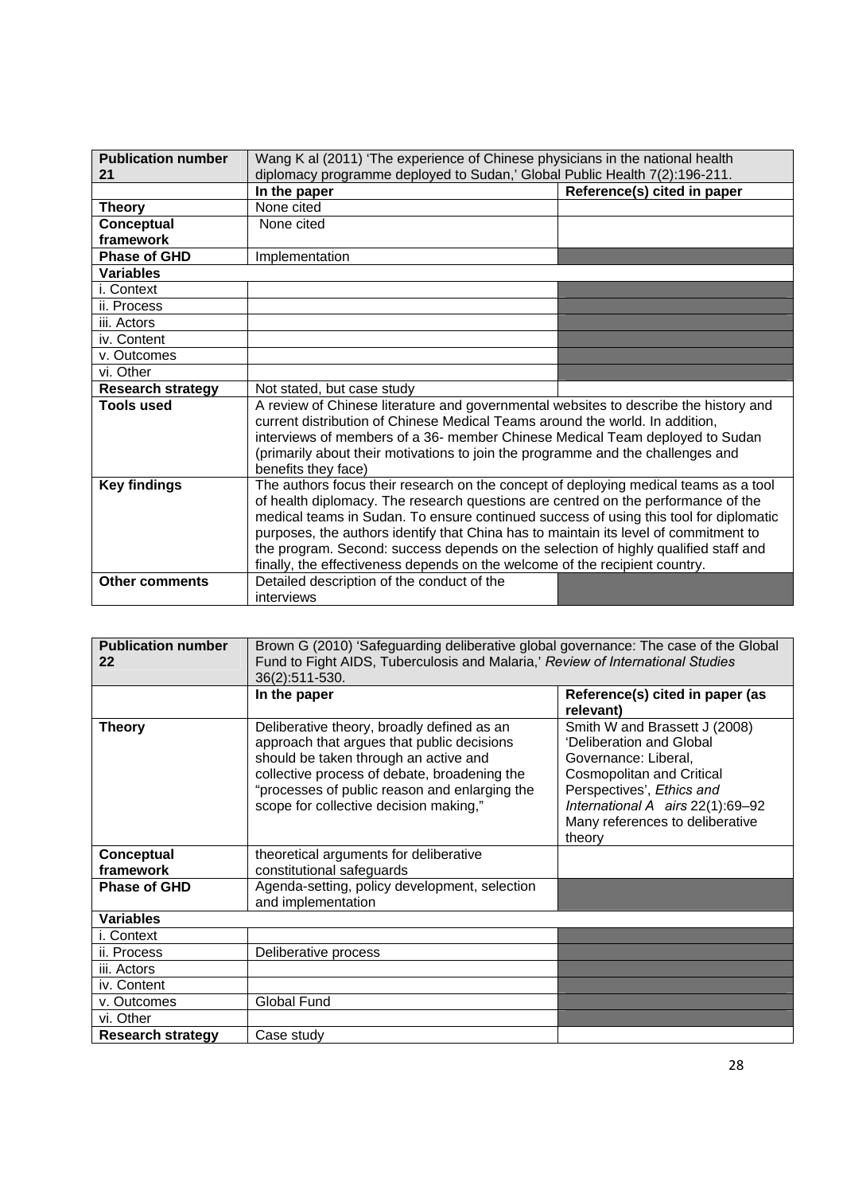| **Publication number 21** | Wang K al (2011) 'The experience of Chinese physicians in the national health diplomacy programme deployed to Sudan,' Global Public Health 7(2):196-211. | |
|---|---|---|
| | **In the paper** | **Reference(s) cited in paper** |
| **Theory** | None cited | |
| **Conceptual framework** | None cited | |
| **Phase of GHD** | Implementation | |
| **Variables** | | |
| i. Context | | |
| ii. Process | | |
| iii. Actors | | |
| iv. Content | | |
| v. Outcomes | | |
| vi. Other | | |
| **Research strategy** | Not stated, but case study | |
| **Tools used** | A review of Chinese literature and governmental websites to describe the history and current distribution of Chinese Medical Teams around the world. In addition, interviews of members of a 36- member Chinese Medical Team deployed to Sudan (primarily about their motivations to join the programme and the challenges and benefits they face) | |
| **Key findings** | The authors focus their research on the concept of deploying medical teams as a tool of health diplomacy. The research questions are centred on the performance of the medical teams in Sudan. To ensure continued success of using this tool for diplomatic purposes, the authors identify that China has to maintain its level of commitment to the program. Second: success depends on the selection of highly qualified staff and finally, the effectiveness depends on the welcome of the recipient country. | |
| **Other comments** | Detailed description of the conduct of the interviews | |

| **Publication number 22** | Brown G (2010) 'Safeguarding deliberative global governance: The case of the Global Fund to Fight AIDS, Tuberculosis and Malaria,' *Review of International Studies* 36(2):511-530. | |
|---|---|---|
| | **In the paper** | **Reference(s) cited in paper (as relevant)** |
| **Theory** | Deliberative theory, broadly defined as an approach that argues that public decisions should be taken through an active and collective process of debate, broadening the "processes of public reason and enlarging the scope for collective decision making," | Smith W and Brassett J (2008) 'Deliberation and Global Governance: Liberal, Cosmopolitan and Critical Perspectives', *Ethics and International A airs* 22(1):69–92 Many references to deliberative theory |
| **Conceptual framework** | theoretical arguments for deliberative constitutional safeguards | |
| **Phase of GHD** | Agenda-setting, policy development, selection and implementation | |
| **Variables** | | |
| i. Context | | |
| ii. Process | Deliberative process | |
| iii. Actors | | |
| iv. Content | | |
| v. Outcomes | Global Fund | |
| vi. Other | | |
| **Research strategy** | Case study | |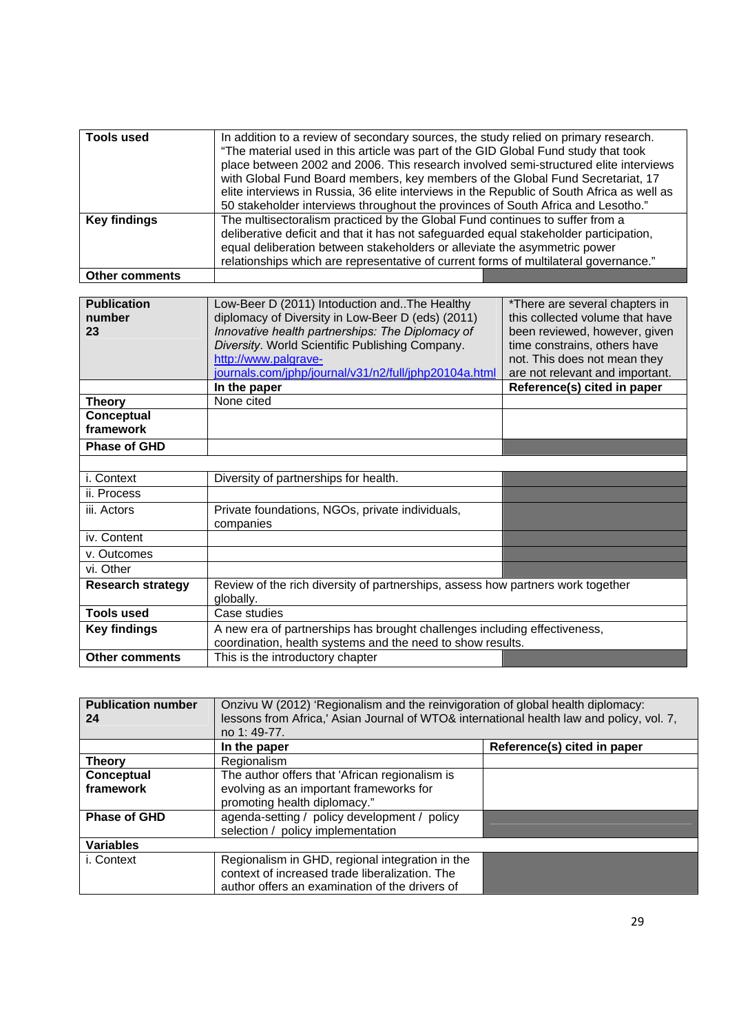| Tools used | In addition to a review of secondary sources, the study relied on primary research. "The material used in this article was part of the GID Global Fund study that took place between 2002 and 2006. This research involved semi-structured elite interviews with Global Fund Board members, key members of the Global Fund Secretariat, 17 elite interviews in Russia, 36 elite interviews in the Republic of South Africa as well as 50 stakeholder interviews throughout the provinces of South Africa and Lesotho." | |
|---|---|---|
| Key findings | The multisectoralism practiced by the Global Fund continues to suffer from a deliberative deficit and that it has not safeguarded equal stakeholder participation, equal deliberation between stakeholders or alleviate the asymmetric power relationships which are representative of current forms of multilateral governance." | |
| Other comments | | |

| Publication number 23 | Low-Beer D (2011) Intoduction and..The Healthy diplomacy of Diversity in Low-Beer D (eds) (2011) *Innovative health partnerships: The Diplomacy of Diversity*. World Scientific Publishing Company. http://www.palgrave-journals.com/jphp/journal/v31/n2/full/jphp20104a.html | *There are several chapters in this collected volume that have been reviewed, however, given time constrains, others have not. This does not mean they are not relevant and important. |
|---|---|---|
| | **In the paper** | **Reference(s) cited in paper** |
| **Theory** | None cited | |
| **Conceptual framework** | | |
| **Phase of GHD** | | |
| | | |
| i. Context | Diversity of partnerships for health. | |
| ii. Process | | |
| iii. Actors | Private foundations, NGOs, private individuals, companies | |
| iv. Content | | |
| v. Outcomes | | |
| vi. Other | | |
| **Research strategy** | Review of the rich diversity of partnerships, assess how partners work together globally. | |
| **Tools used** | Case studies | |
| **Key findings** | A new era of partnerships has brought challenges including effectiveness, coordination, health systems and the need to show results. | |
| **Other comments** | This is the introductory chapter | |

| Publication number 24 | Onzivu W (2012) 'Regionalism and the reinvigoration of global health diplomacy: lessons from Africa,' Asian Journal of WTO& international health law and policy, vol. 7, no 1: 49-77. | |
|---|---|---|
| | **In the paper** | **Reference(s) cited in paper** |
| **Theory** | Regionalism | |
| **Conceptual framework** | The author offers that 'African regionalism is evolving as an important frameworks for promoting health diplomacy." | |
| **Phase of GHD** | agenda-setting / policy development / policy selection / policy implementation | |
| **Variables** | | |
| i. Context | Regionalism in GHD, regional integration in the context of increased trade liberalization. The author offers an examination of the drivers of | |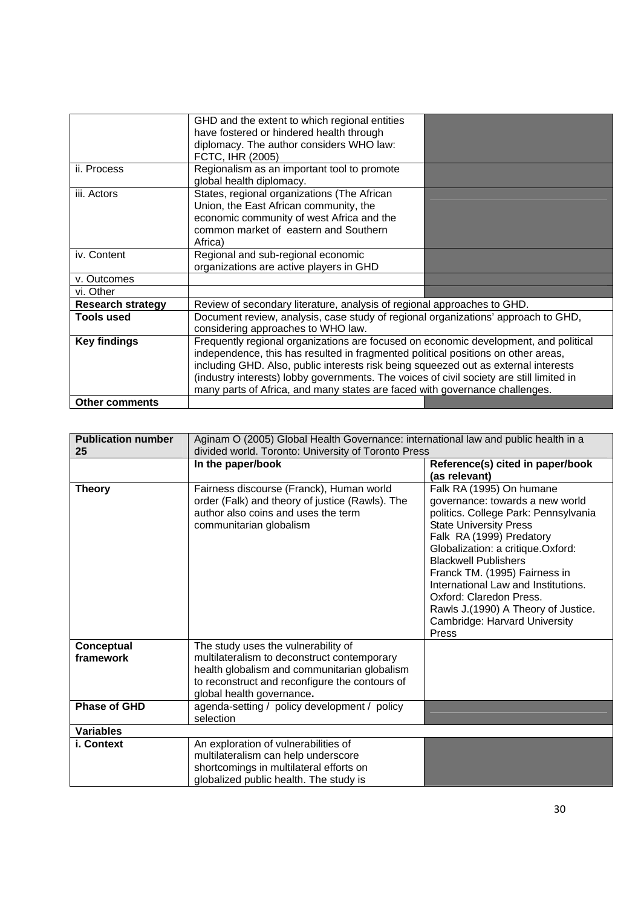|  | GHD and the extent to which regional entities have fostered or hindered health through diplomacy. The author considers WHO law: FCTC, IHR (2005) |  |
|---|---|---|
| ii. Process | Regionalism as an important tool to promote global health diplomacy. |  |
| iii. Actors | States, regional organizations (The African Union, the East African community, the economic community of west Africa and the common market of eastern and Southern Africa) |  |
| iv. Content | Regional and sub-regional economic organizations are active players in GHD |  |
| v. Outcomes |  |  |
| vi. Other |  |  |
| **Research strategy** | Review of secondary literature, analysis of regional approaches to GHD. | |
| **Tools used** | Document review, analysis, case study of regional organizations' approach to GHD, considering approaches to WHO law. | |
| **Key findings** | Frequently regional organizations are focused on economic development, and political independence, this has resulted in fragmented political positions on other areas, including GHD. Also, public interests risk being squeezed out as external interests (industry interests) lobby governments. The voices of civil society are still limited in many parts of Africa, and many states are faced with governance challenges. | |
| **Other comments** |  |  |

| **Publication number 25** | Aginam O (2005) Global Health Governance: international law and public health in a divided world. Toronto: University of Toronto Press | |
|---|---|---|
|  | **In the paper/book** | **Reference(s) cited in paper/book (as relevant)** |
| **Theory** | Fairness discourse (Franck), Human world order (Falk) and theory of justice (Rawls). The author also coins and uses the term communitarian globalism | Falk RA (1995) On humane governance: towards a new world politics. College Park: Pennsylvania State University Press<br>Falk RA (1999) Predatory Globalization: a critique.Oxford: Blackwell Publishers<br>Franck TM. (1995) Fairness in International Law and Institutions. Oxford: Claredon Press.<br>Rawls J.(1990) A Theory of Justice. Cambridge: Harvard University Press |
| **Conceptual framework** | The study uses the vulnerability of multilateralism to deconstruct contemporary health globalism and communitarian globalism to reconstruct and reconfigure the contours of global health governance**.** |  |
| **Phase of GHD** | agenda-setting / policy development / policy selection |  |
| **Variables** | | |
| **i. Context** | An exploration of vulnerabilities of multilateralism can help underscore shortcomings in multilateral efforts on globalized public health. The study is |  |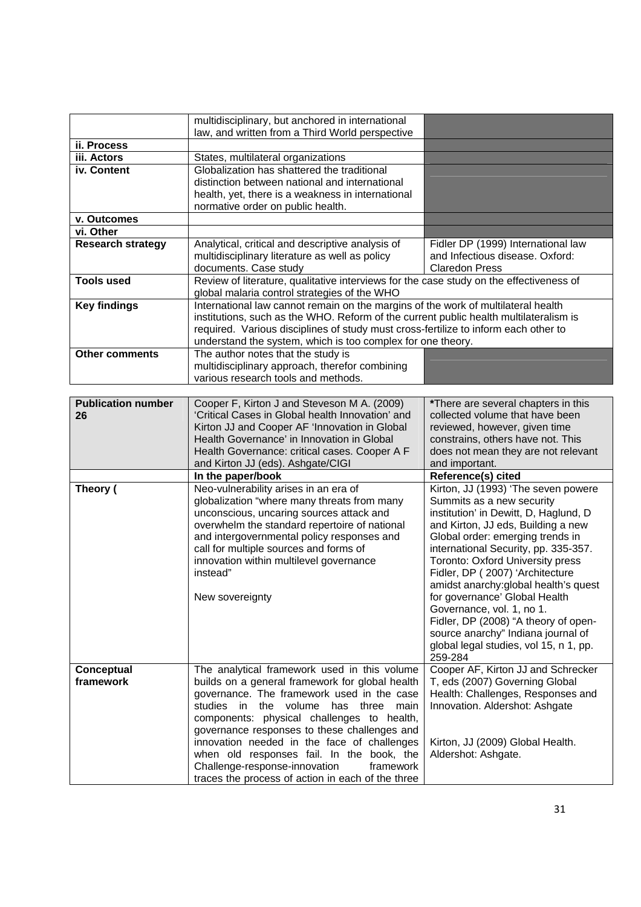| | | |
|---|---|---|
| | multidisciplinary, but anchored in international law, and written from a Third World perspective | |
| **ii. Process** | | |
| **iii. Actors** | States, multilateral organizations | |
| **iv. Content** | Globalization has shattered the traditional distinction between national and international health, yet, there is a weakness in international normative order on public health. | |
| **v. Outcomes** | | |
| **vi. Other** | | |
| **Research strategy** | Analytical, critical and descriptive analysis of multidisciplinary literature as well as policy documents. Case study | Fidler DP (1999) International law and Infectious disease. Oxford: Claredon Press |
| **Tools used** | Review of literature, qualitative interviews for the case study on the effectiveness of global malaria control strategies of the WHO | |
| **Key findings** | International law cannot remain on the margins of the work of multilateral health institutions, such as the WHO. Reform of the current public health multilateralism is required. Various disciplines of study must cross-fertilize to inform each other to understand the system, which is too complex for one theory. | |
| **Other comments** | The author notes that the study is multidisciplinary approach, therefor combining various research tools and methods. | |

| **Publication number 26** | Cooper F, Kirton J and Steveson M A. (2009) 'Critical Cases in Global health Innovation' and Kirton JJ and Cooper AF 'Innovation in Global Health Governance' in Innovation in Global Health Governance: critical cases. Cooper A F and Kirton JJ (eds). Ashgate/CIGI | **\***There are several chapters in this collected volume that have been reviewed, however, given time constrains, others have not. This does not mean they are not relevant and important. |
|---|---|---|
| | **In the paper/book** | **Reference(s) cited** |
| **Theory (** | Neo-vulnerability arises in an era of globalization "where many threats from many unconscious, uncaring sources attack and overwhelm the standard repertoire of national and intergovernmental policy responses and call for multiple sources and forms of innovation within multilevel governance instead"<br><br>New sovereignty | Kirton, JJ (1993) 'The seven powere Summits as a new security institution' in Dewitt, D, Haglund, D and Kirton, JJ eds, Building a new Global order: emerging trends in international Security, pp. 335-357. Toronto: Oxford University press<br>Fidler, DP ( 2007) 'Architecture amidst anarchy:global health's quest for governance' Global Health Governance, vol. 1, no 1.<br>Fidler, DP (2008) "A theory of open-source anarchy" Indiana journal of global legal studies, vol 15, n 1, pp. 259-284 |
| **Conceptual framework** | The analytical framework used in this volume builds on a general framework for global health governance. The framework used in the case studies in the volume has three main components: physical challenges to health, governance responses to these challenges and innovation needed in the face of challenges when old responses fail. In the book, the Challenge-response-innovation framework traces the process of action in each of the three | Cooper AF, Kirton JJ and Schrecker T, eds (2007) Governing Global Health: Challenges, Responses and Innovation. Aldershot: Ashgate<br><br>Kirton, JJ (2009) Global Health. Aldershot: Ashgate. |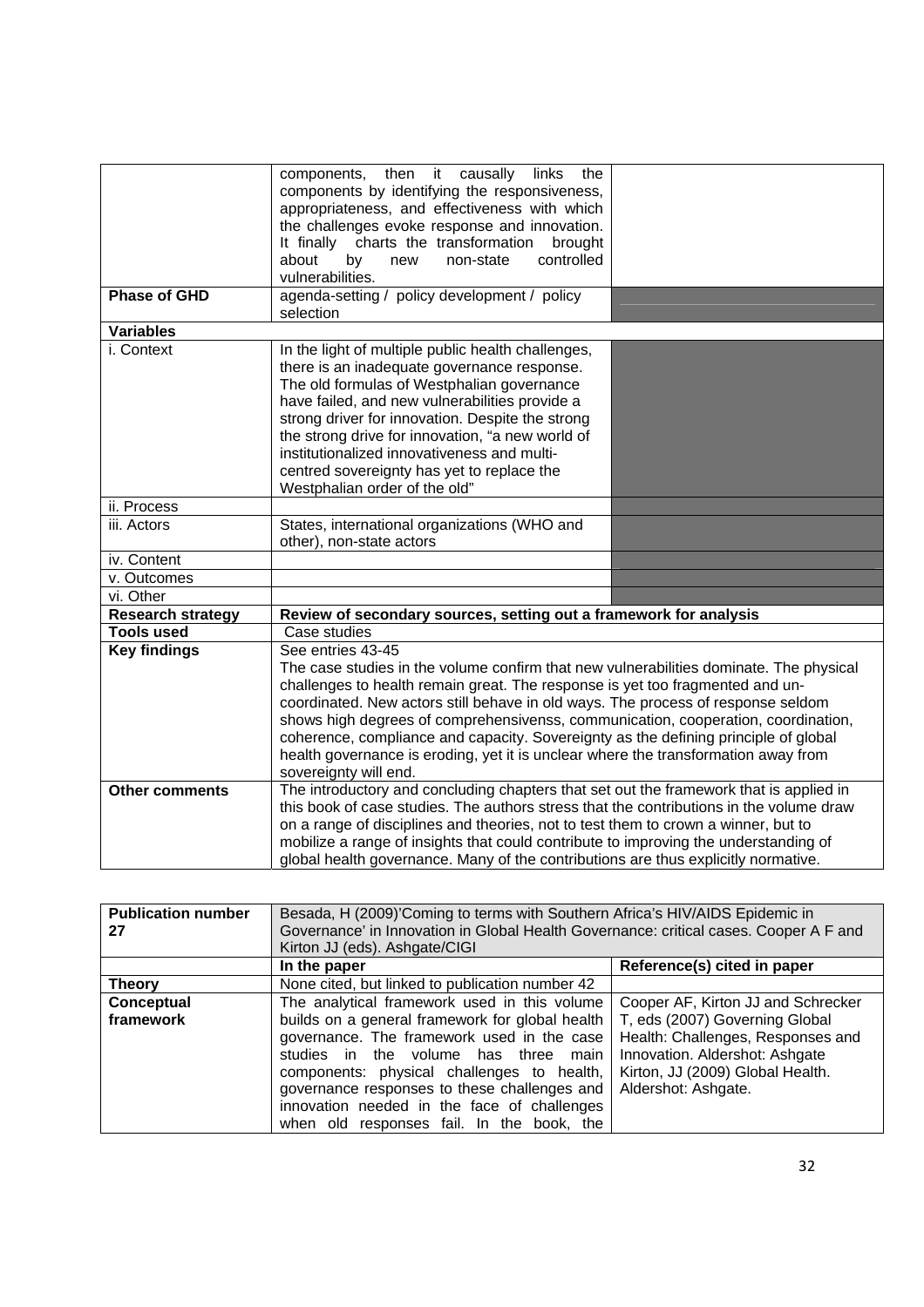| | | |
|---|---|---|
| | components, then it causally links the components by identifying the responsiveness, appropriateness, and effectiveness with which the challenges evoke response and innovation. It finally charts the transformation brought about by new non-state controlled vulnerabilities. | |
| **Phase of GHD** | agenda-setting / policy development / policy selection | |
| **Variables** | | |
| i. Context | In the light of multiple public health challenges, there is an inadequate governance response. The old formulas of Westphalian governance have failed, and new vulnerabilities provide a strong driver for innovation. Despite the strong the strong drive for innovation, "a new world of institutionalized innovativeness and multi-centred sovereignty has yet to replace the Westphalian order of the old" | |
| ii. Process | | |
| iii. Actors | States, international organizations (WHO and other), non-state actors | |
| iv. Content | | |
| v. Outcomes | | |
| vi. Other | | |
| **Research strategy** | **Review of secondary sources, setting out a framework for analysis** | |
| **Tools used** | Case studies | |
| **Key findings** | See entries 43-45<br>The case studies in the volume confirm that new vulnerabilities dominate. The physical challenges to health remain great. The response is yet too fragmented and un-coordinated. New actors still behave in old ways. The process of response seldom shows high degrees of comprehensivenss, communication, cooperation, coordination, coherence, compliance and capacity. Sovereignty as the defining principle of global health governance is eroding, yet it is unclear where the transformation away from sovereignty will end. | |
| **Other comments** | The introductory and concluding chapters that set out the framework that is applied in this book of case studies. The authors stress that the contributions in the volume draw on a range of disciplines and theories, not to test them to crown a winner, but to mobilize a range of insights that could contribute to improving the understanding of global health governance. Many of the contributions are thus explicitly normative. | |

| **Publication number 27** | Besada, H (2009)'Coming to terms with Southern Africa's HIV/AIDS Epidemic in Governance' in Innovation in Global Health Governance: critical cases. Cooper A F and Kirton JJ (eds). Ashgate/CIGI | |
|---|---|---|
| | **In the paper** | **Reference(s) cited in paper** |
| **Theory** | None cited, but linked to publication number 42 | |
| **Conceptual framework** | The analytical framework used in this volume builds on a general framework for global health governance. The framework used in the case studies in the volume has three main components: physical challenges to health, governance responses to these challenges and innovation needed in the face of challenges when old responses fail. In the book, the | Cooper AF, Kirton JJ and Schrecker T, eds (2007) Governing Global Health: Challenges, Responses and Innovation. Aldershot: Ashgate<br>Kirton, JJ (2009) Global Health. Aldershot: Ashgate. |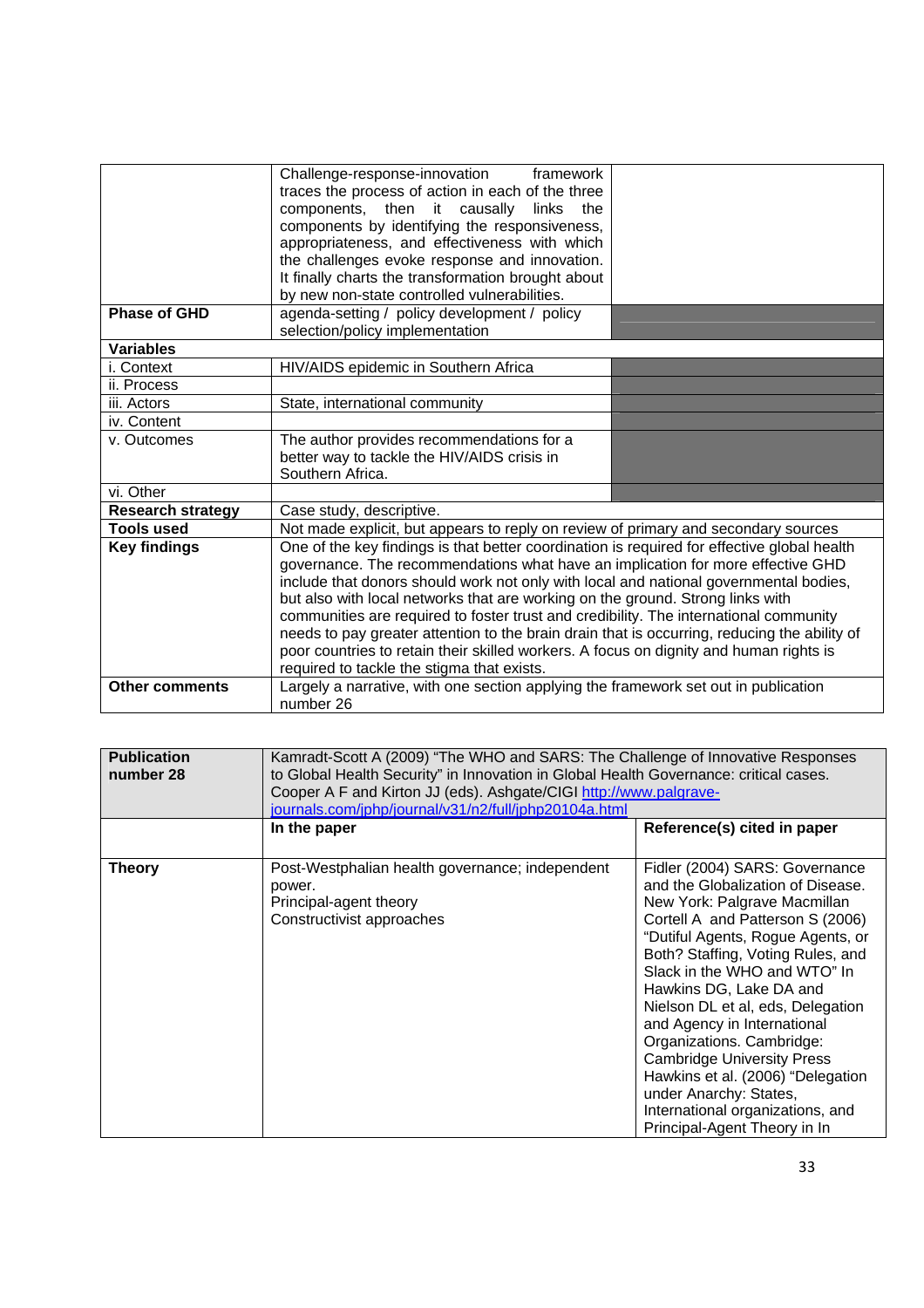| | | |
|---|---|---|
| | Challenge-response-innovation framework traces the process of action in each of the three components, then it causally links the components by identifying the responsiveness, appropriateness, and effectiveness with which the challenges evoke response and innovation. It finally charts the transformation brought about by new non-state controlled vulnerabilities. | |
| **Phase of GHD** | agenda-setting / policy development / policy selection/policy implementation | |
| **Variables** | | |
| i. Context | HIV/AIDS epidemic in Southern Africa | |
| ii. Process | | |
| iii. Actors | State, international community | |
| iv. Content | | |
| v. Outcomes | The author provides recommendations for a better way to tackle the HIV/AIDS crisis in Southern Africa. | |
| vi. Other | | |
| **Research strategy** | Case study, descriptive. | |
| **Tools used** | Not made explicit, but appears to reply on review of primary and secondary sources | |
| **Key findings** | One of the key findings is that better coordination is required for effective global health governance. The recommendations what have an implication for more effective GHD include that donors should work not only with local and national governmental bodies, but also with local networks that are working on the ground. Strong links with communities are required to foster trust and credibility. The international community needs to pay greater attention to the brain drain that is occurring, reducing the ability of poor countries to retain their skilled workers. A focus on dignity and human rights is required to tackle the stigma that exists. | |
| **Other comments** | Largely a narrative, with one section applying the framework set out in publication number 26 | |

| **Publication number 28** | Kamradt-Scott A (2009) "The WHO and SARS: The Challenge of Innovative Responses to Global Health Security" in Innovation in Global Health Governance: critical cases. Cooper A F and Kirton JJ (eds). Ashgate/CIGI http://www.palgrave-journals.com/jphp/journal/v31/n2/full/jphp20104a.html | |
|---|---|---|
| | **In the paper** | **Reference(s) cited in paper** |
| **Theory** | Post-Westphalian health governance; independent power.<br>Principal-agent theory<br>Constructivist approaches | Fidler (2004) SARS: Governance and the Globalization of Disease. New York: Palgrave Macmillan<br>Cortell A and Patterson S (2006) "Dutiful Agents, Rogue Agents, or Both? Staffing, Voting Rules, and Slack in the WHO and WTO" In Hawkins DG, Lake DA and Nielson DL et al, eds, Delegation and Agency in International Organizations. Cambridge: Cambridge University Press<br>Hawkins et al. (2006) "Delegation under Anarchy: States, International organizations, and Principal-Agent Theory in In |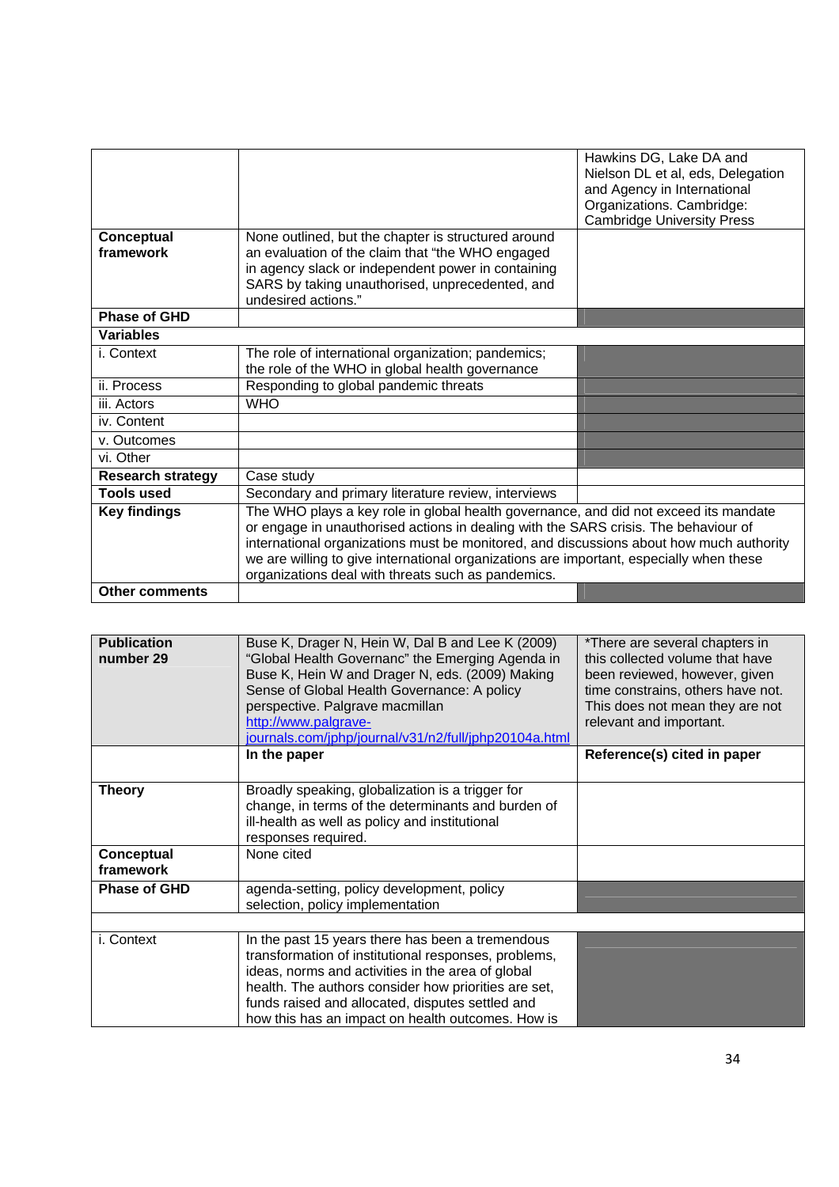| | | |
|---|---|---|
| | | Hawkins DG, Lake DA and Nielson DL et al, eds, Delegation and Agency in International Organizations. Cambridge: Cambridge University Press |
| **Conceptual framework** | None outlined, but the chapter is structured around an evaluation of the claim that "the WHO engaged in agency slack or independent power in containing SARS by taking unauthorised, unprecedented, and undesired actions." | |
| **Phase of GHD** | | |
| **Variables** | | |
| i. Context | The role of international organization; pandemics; the role of the WHO in global health governance | |
| ii. Process | Responding to global pandemic threats | |
| iii. Actors | WHO | |
| iv. Content | | |
| v. Outcomes | | |
| vi. Other | | |
| **Research strategy** | Case study | |
| **Tools used** | Secondary and primary literature review, interviews | |
| **Key findings** | The WHO plays a key role in global health governance, and did not exceed its mandate or engage in unauthorised actions in dealing with the SARS crisis. The behaviour of international organizations must be monitored, and discussions about how much authority we are willing to give international organizations are important, especially when these organizations deal with threats such as pandemics. | |
| **Other comments** | | |

| **Publication number 29** | Buse K, Drager N, Hein W, Dal B and Lee K (2009) "Global Health Governanc" the Emerging Agenda in Buse K, Hein W and Drager N, eds. (2009) Making Sense of Global Health Governance: A policy perspective. Palgrave macmillan http://www.palgrave-journals.com/jphp/journal/v31/n2/full/jphp20104a.html | *There are several chapters in this collected volume that have been reviewed, however, given time constrains, others have not. This does not mean they are not relevant and important. |
|---|---|---|
| | **In the paper** | **Reference(s) cited in paper** |
| **Theory** | Broadly speaking, globalization is a trigger for change, in terms of the determinants and burden of ill-health as well as policy and institutional responses required. | |
| **Conceptual framework** | None cited | |
| **Phase of GHD** | agenda-setting, policy development, policy selection, policy implementation | |
| | | |
| i. Context | In the past 15 years there has been a tremendous transformation of institutional responses, problems, ideas, norms and activities in the area of global health. The authors consider how priorities are set, funds raised and allocated, disputes settled and how this has an impact on health outcomes. How is | |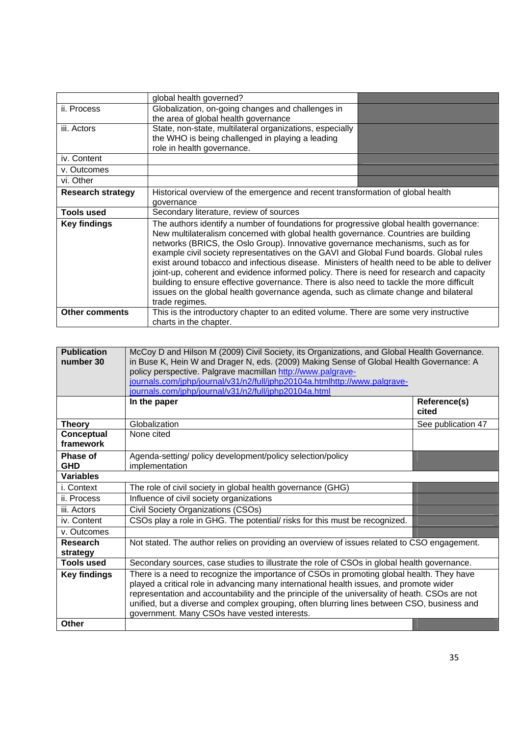| | global health governed? | |
|---|---|---|
| ii. Process | Globalization, on-going changes and challenges in the area of global health governance | |
| iii. Actors | State, non-state, multilateral organizations, especially the WHO is being challenged in playing a leading role in health governance. | |
| iv. Content | | |
| v. Outcomes | | |
| vi. Other | | |
| **Research strategy** | Historical overview of the emergence and recent transformation of global health governance | |
| **Tools used** | Secondary literature, review of sources | |
| **Key findings** | The authors identify a number of foundations for progressive global health governance: New multilateralism concerned with global health governance. Countries are building networks (BRICS, the Oslo Group). Innovative governance mechanisms, such as for example civil society representatives on the GAVI and Global Fund boards. Global rules exist around tobacco and infectious disease. Ministers of health need to be able to deliver joint-up, coherent and evidence informed policy. There is need for research and capacity building to ensure effective governance. There is also need to tackle the more difficult issues on the global health governance agenda, such as climate change and bilateral trade regimes. | |
| **Other comments** | This is the introductory chapter to an edited volume. There are some very instructive charts in the chapter. | |

| **Publication number 30** | McCoy D and Hilson M (2009) Civil Society, its Organizations, and Global Health Governance. in Buse K, Hein W and Drager N, eds. (2009) Making Sense of Global Health Governance: A policy perspective. Palgrave macmillan http://www.palgrave-journals.com/jphp/journal/v31/n2/full/jphp20104a.htmlhttp://www.palgrave-journals.com/jphp/journal/v31/n2/full/jphp20104a.html | |
|---|---|---|
| | **In the paper** | **Reference(s) cited** |
| **Theory** | Globalization | See publication 47 |
| **Conceptual framework** | None cited | |
| **Phase of GHD** | Agenda-setting/ policy development/policy selection/policy implementation | |
| **Variables** | | |
| i. Context | The role of civil society in global health governance (GHG) | |
| ii. Process | Influence of civil society organizations | |
| iii. Actors | Civil Society Organizations (CSOs) | |
| iv. Content | CSOs play a role in GHG. The potential/ risks for this must be recognized. | |
| v. Outcomes | | |
| **Research strategy** | Not stated. The author relies on providing an overview of issues related to CSO engagement. | |
| **Tools used** | Secondary sources, case studies to illustrate the role of CSOs in global health governance. | |
| **Key findings** | There is a need to recognize the importance of CSOs in promoting global health. They have played a critical role in advancing many international health issues, and promote wider representation and accountability and the principle of the universality of heath. CSOs are not unified, but a diverse and complex grouping, often blurring lines between CSO, business and government. Many CSOs have vested interests. | |
| **Other** | | |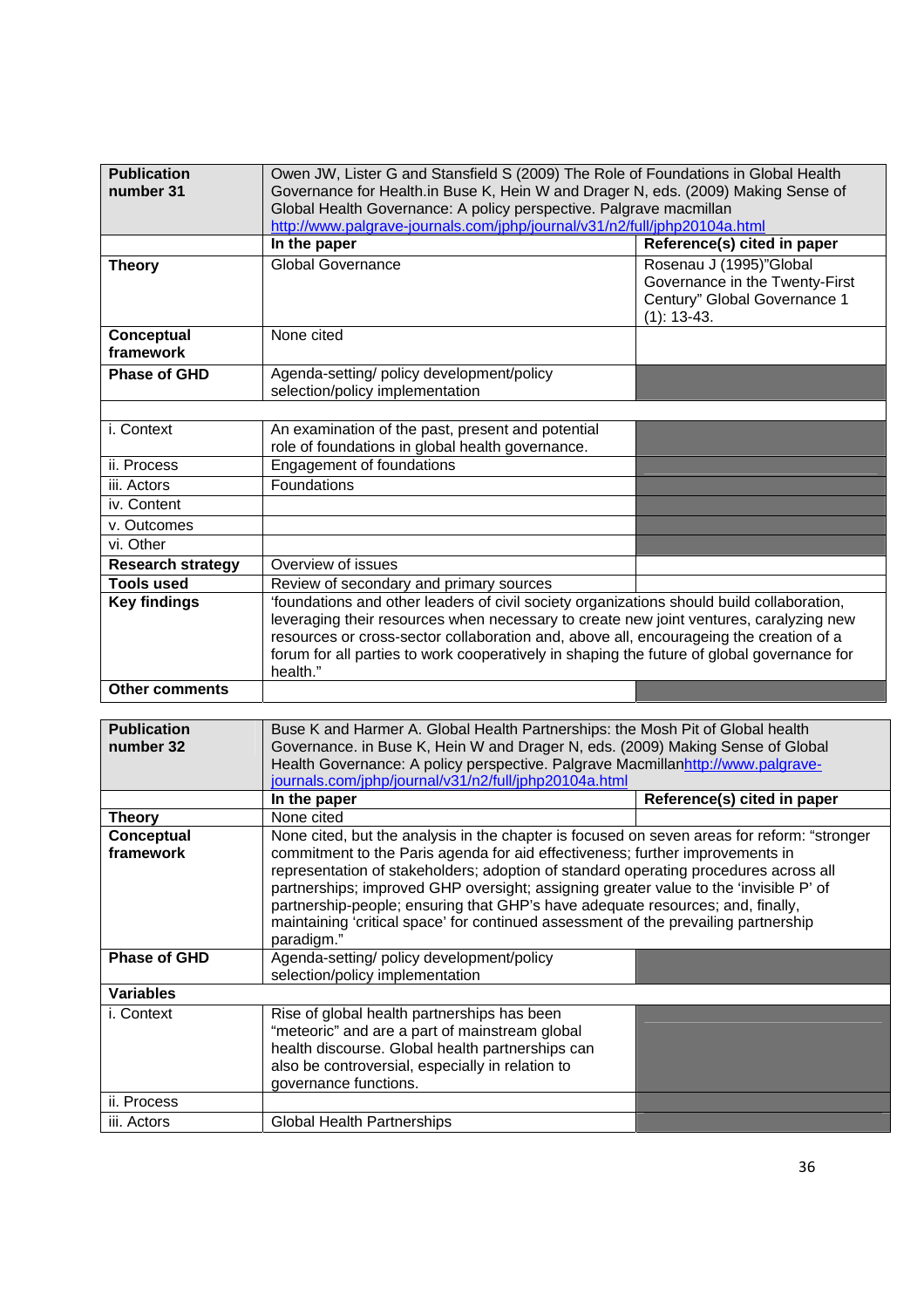| Publication number 31 | Owen JW, Lister G and Stansfield S (2009) The Role of Foundations in Global Health Governance for Health.in Buse K, Hein W and Drager N, eds. (2009) Making Sense of Global Health Governance: A policy perspective. Palgrave macmillan http://www.palgrave-journals.com/jphp/journal/v31/n2/full/jphp20104a.html | |
|---|---|---|
| | **In the paper** | **Reference(s) cited in paper** |
| **Theory** | Global Governance | Rosenau J (1995)"Global Governance in the Twenty-First Century" Global Governance 1 (1): 13-43. |
| **Conceptual framework** | None cited | |
| **Phase of GHD** | Agenda-setting/ policy development/policy selection/policy implementation | |
| | | |
| i. Context | An examination of the past, present and potential role of foundations in global health governance. | |
| ii. Process | Engagement of foundations | |
| iii. Actors | Foundations | |
| iv. Content | | |
| v. Outcomes | | |
| vi. Other | | |
| **Research strategy** | Overview of issues | |
| **Tools used** | Review of secondary and primary sources | |
| **Key findings** | 'foundations and other leaders of civil society organizations should build collaboration, leveraging their resources when necessary to create new joint ventures, caralyzing new resources or cross-sector collaboration and, above all, encourageing the creation of a forum for all parties to work cooperatively in shaping the future of global governance for health." | |
| **Other comments** | | |

| Publication number 32 | Buse K and Harmer A. Global Health Partnerships: the Mosh Pit of Global health Governance. in Buse K, Hein W and Drager N, eds. (2009) Making Sense of Global Health Governance: A policy perspective. Palgrave Macmillanhttp://www.palgrave-journals.com/jphp/journal/v31/n2/full/jphp20104a.html | |
|---|---|---|
| | **In the paper** | **Reference(s) cited in paper** |
| **Theory** | None cited | |
| **Conceptual framework** | None cited, but the analysis in the chapter is focused on seven areas for reform: "stronger commitment to the Paris agenda for aid effectiveness; further improvements in representation of stakeholders; adoption of standard operating procedures across all partnerships; improved GHP oversight; assigning greater value to the 'invisible P' of partnership-people; ensuring that GHP's have adequate resources; and, finally, maintaining 'critical space' for continued assessment of the prevailing partnership paradigm." | |
| **Phase of GHD** | Agenda-setting/ policy development/policy selection/policy implementation | |
| **Variables** | | |
| i. Context | Rise of global health partnerships has been "meteoric" and are a part of mainstream global health discourse. Global health partnerships can also be controversial, especially in relation to governance functions. | |
| ii. Process | | |
| iii. Actors | Global Health Partnerships | |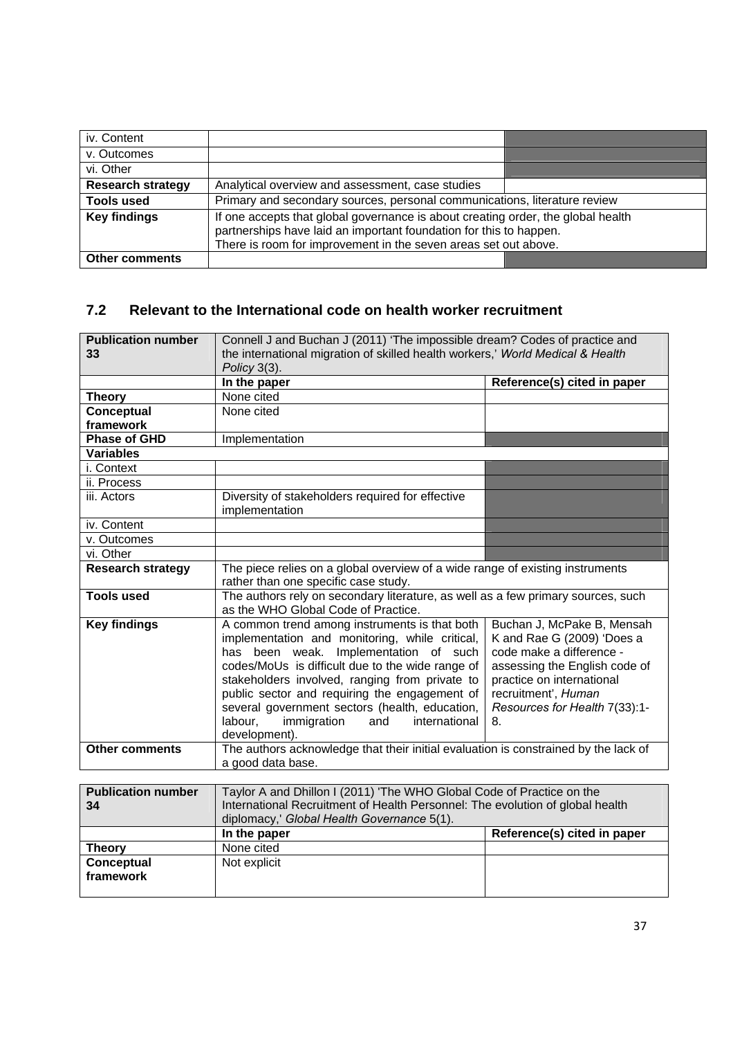| | | |
|---|---|---|
| iv. Content | | |
| v. Outcomes | | |
| vi. Other | | |
| **Research strategy** | Analytical overview and assessment, case studies | |
| **Tools used** | Primary and secondary sources, personal communications, literature review | |
| **Key findings** | If one accepts that global governance is about creating order, the global health partnerships have laid an important foundation for this to happen. There is room for improvement in the seven areas set out above. | |
| **Other comments** | | |

## 7.2 Relevant to the International code on health worker recruitment

| **Publication number 33** | Connell J and Buchan J (2011) 'The impossible dream? Codes of practice and the international migration of skilled health workers,' *World Medical & Health Policy* 3(3). | |
|---|---|---|
| | **In the paper** | **Reference(s) cited in paper** |
| **Theory** | None cited | |
| **Conceptual framework** | None cited | |
| **Phase of GHD** | Implementation | |
| **Variables** | | |
| i. Context | | |
| ii. Process | | |
| iii. Actors | Diversity of stakeholders required for effective implementation | |
| iv. Content | | |
| v. Outcomes | | |
| vi. Other | | |
| **Research strategy** | The piece relies on a global overview of a wide range of existing instruments rather than one specific case study. | |
| **Tools used** | The authors rely on secondary literature, as well as a few primary sources, such as the WHO Global Code of Practice. | |
| **Key findings** | A common trend among instruments is that both implementation and monitoring, while critical, has been weak. Implementation of such codes/MoUs is difficult due to the wide range of stakeholders involved, ranging from private to public sector and requiring the engagement of several government sectors (health, education, labour, immigration and international development). | Buchan J, McPake B, Mensah K and Rae G (2009) 'Does a code make a difference - assessing the English code of practice on international recruitment', *Human Resources for Health* 7(33):1-8. |
| **Other comments** | The authors acknowledge that their initial evaluation is constrained by the lack of a good data base. | |

| **Publication number 34** | Taylor A and Dhillon I (2011) 'The WHO Global Code of Practice on the International Recruitment of Health Personnel: The evolution of global health diplomacy,' *Global Health Governance* 5(1). | |
|---|---|---|
| | **In the paper** | **Reference(s) cited in paper** |
| **Theory** | None cited | |
| **Conceptual framework** | Not explicit | |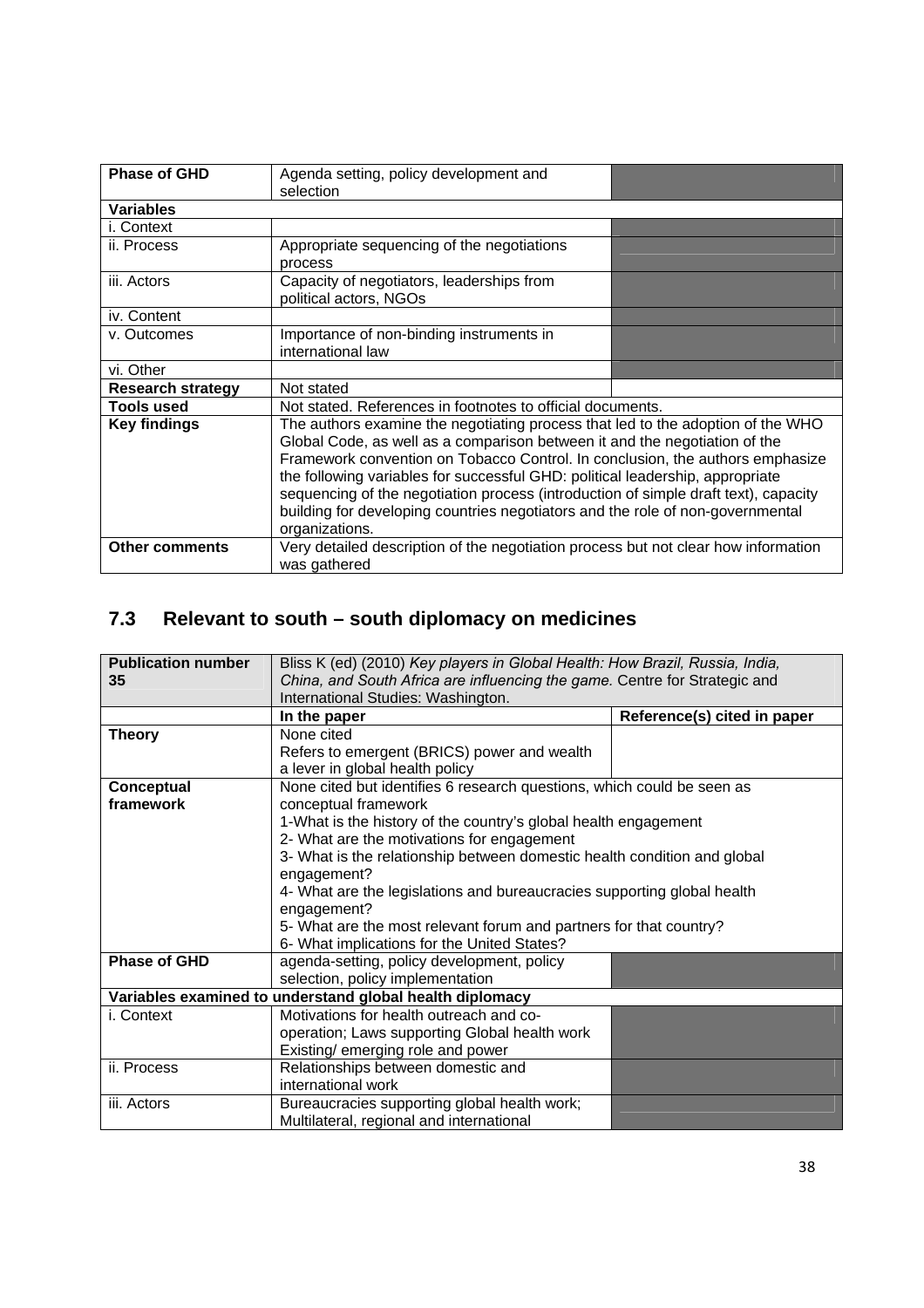| Phase of GHD | Agenda setting, policy development and selection | |
|---|---|---|
| **Variables** | | |
| i. Context | | |
| ii. Process | Appropriate sequencing of the negotiations process | |
| iii. Actors | Capacity of negotiators, leaderships from political actors, NGOs | |
| iv. Content | | |
| v. Outcomes | Importance of non-binding instruments in international law | |
| vi. Other | | |
| **Research strategy** | Not stated | |
| **Tools used** | Not stated. References in footnotes to official documents. | |
| **Key findings** | The authors examine the negotiating process that led to the adoption of the WHO Global Code, as well as a comparison between it and the negotiation of the Framework convention on Tobacco Control. In conclusion, the authors emphasize the following variables for successful GHD: political leadership, appropriate sequencing of the negotiation process (introduction of simple draft text), capacity building for developing countries negotiators and the role of non-governmental organizations. | |
| **Other comments** | Very detailed description of the negotiation process but not clear how information was gathered | |

## 7.3 Relevant to south – south diplomacy on medicines

| Publication number 35 | Bliss K (ed) (2010) *Key players in Global Health: How Brazil, Russia, India, China, and South Africa are influencing the game.* Centre for Strategic and International Studies: Washington. | |
|---|---|---|
| | **In the paper** | **Reference(s) cited in paper** |
| **Theory** | None cited<br>Refers to emergent (BRICS) power and wealth a lever in global health policy | |
| **Conceptual framework** | None cited but identifies 6 research questions, which could be seen as conceptual framework<br>1-What is the history of the country's global health engagement<br>2- What are the motivations for engagement<br>3- What is the relationship between domestic health condition and global engagement?<br>4- What are the legislations and bureaucracies supporting global health engagement?<br>5- What are the most relevant forum and partners for that country?<br>6- What implications for the United States? | |
| **Phase of GHD** | agenda-setting, policy development, policy selection, policy implementation | |
| **Variables examined to understand global health diplomacy** | | |
| i. Context | Motivations for health outreach and co-operation; Laws supporting Global health work<br>Existing/ emerging role and power | |
| ii. Process | Relationships between domestic and international work | |
| iii. Actors | Bureaucracies supporting global health work; Multilateral, regional and international | |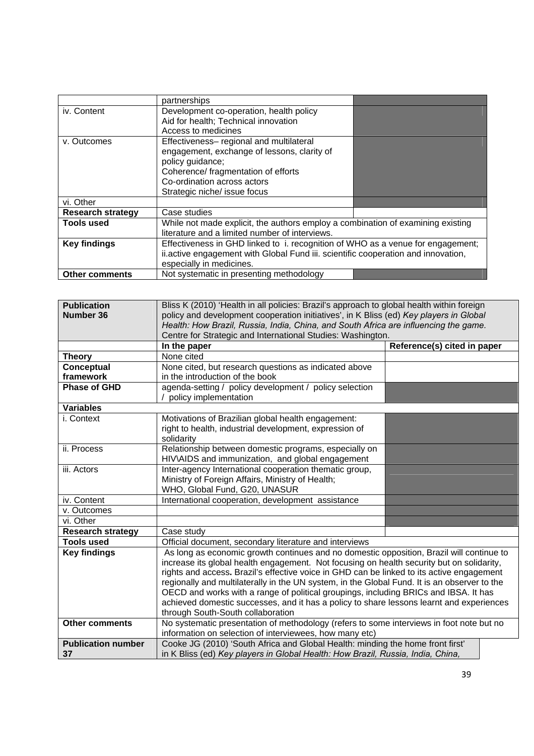|  |  |  |
|---|---|---|
|  | partnerships |  |
| iv. Content | Development co-operation, health policy<br>Aid for health; Technical innovation<br>Access to medicines |  |
| v. Outcomes | Effectiveness– regional and multilateral engagement, exchange of lessons, clarity of policy guidance;<br>Coherence/ fragmentation of efforts<br>Co-ordination across actors<br>Strategic niche/ issue focus |  |
| vi. Other |  |  |
| **Research strategy** | Case studies |  |
| **Tools used** | While not made explicit, the authors employ a combination of examining existing literature and a limited number of interviews. |  |
| **Key findings** | Effectiveness in GHD linked to i. recognition of WHO as a venue for engagement; ii.active engagement with Global Fund iii. scientific cooperation and innovation, especially in medicines. |  |
| **Other comments** | Not systematic in presenting methodology |  |

| **Publication Number 36** | Bliss K (2010) 'Health in all policies: Brazil's approach to global health within foreign policy and development cooperation initiatives', in K Bliss (ed) *Key players in Global Health: How Brazil, Russia, India, China, and South Africa are influencing the game.* Centre for Strategic and International Studies: Washington. | |
|---|---|---|
|  | **In the paper** | **Reference(s) cited in paper** |
| **Theory** | None cited |  |
| **Conceptual framework** | None cited, but research questions as indicated above in the introduction of the book |  |
| **Phase of GHD** | agenda-setting / policy development / policy selection / policy implementation |  |
| **Variables** |  |  |
| i. Context | Motivations of Brazilian global health engagement: right to health, industrial development, expression of solidarity |  |
| ii. Process | Relationship between domestic programs, especially on HIV\AIDS and immunization, and global engagement |  |
| iii. Actors | Inter-agency International cooperation thematic group, Ministry of Foreign Affairs, Ministry of Health; WHO, Global Fund, G20, UNASUR |  |
| iv. Content | International cooperation, development assistance |  |
| v. Outcomes |  |  |
| vi. Other |  |  |
| **Research strategy** | Case study |  |
| **Tools used** | Official document, secondary literature and interviews |  |
| **Key findings** | As long as economic growth continues and no domestic opposition, Brazil will continue to increase its global health engagement. Not focusing on health security but on solidarity, rights and access**.** Brazil's effective voice in GHD can be linked to its active engagement regionally and multilaterally in the UN system, in the Global Fund. It is an observer to the OECD and works with a range of political groupings, including BRICs and IBSA. It has achieved domestic successes, and it has a policy to share lessons learnt and experiences through South-South collaboration |  |
| **Other comments** | No systematic presentation of methodology (refers to some interviews in foot note but no information on selection of interviewees, how many etc) |  |
| **Publication number 37** | Cooke JG (2010) 'South Africa and Global Health: minding the home front first' in K Bliss (ed) *Key players in Global Health: How Brazil, Russia, India, China,* |  |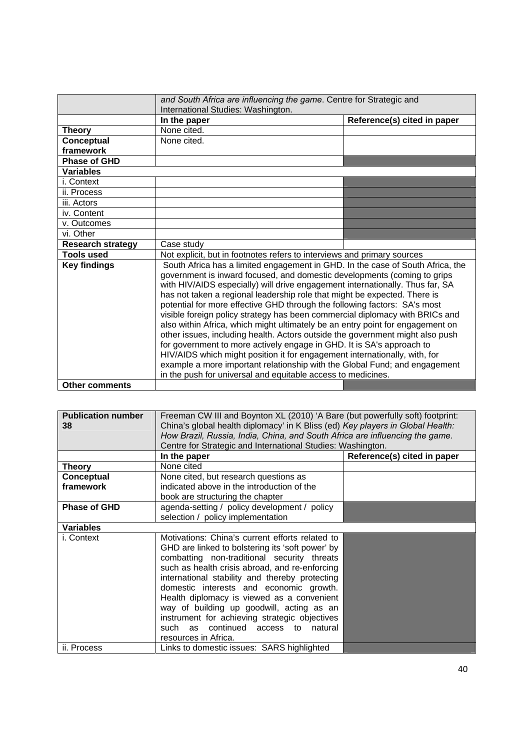| | *and South Africa are influencing the game*. Centre for Strategic and International Studies: Washington. | |
|---|---|---|
| | **In the paper** | **Reference(s) cited in paper** |
| **Theory** | None cited. | |
| **Conceptual framework** | None cited. | |
| **Phase of GHD** | | |
| **Variables** | | |
| i. Context | | |
| ii. Process | | |
| iii. Actors | | |
| iv. Content | | |
| v. Outcomes | | |
| vi. Other | | |
| **Research strategy** | Case study | |
| **Tools used** | Not explicit, but in footnotes refers to interviews and primary sources | |
| **Key findings** | South Africa has a limited engagement in GHD. In the case of South Africa, the government is inward focused, and domestic developments (coming to grips with HIV/AIDS especially) will drive engagement internationally. Thus far, SA has not taken a regional leadership role that might be expected. There is potential for more effective GHD through the following factors: SA's most visible foreign policy strategy has been commercial diplomacy with BRICs and also within Africa, which might ultimately be an entry point for engagement on other issues, including health. Actors outside the government might also push for government to more actively engage in GHD. It is SA's approach to HIV/AIDS which might position it for engagement internationally, with, for example a more important relationship with the Global Fund; and engagement in the push for universal and equitable access to medicines. | |
| **Other comments** | | |

| **Publication number 38** | Freeman CW III and Boynton XL (2010) 'A Bare (but powerfully soft) footprint: China's global health diplomacy' in K Bliss (ed) *Key players in Global Health: How Brazil, Russia, India, China, and South Africa are influencing the game.* Centre for Strategic and International Studies: Washington. | |
|---|---|---|
| | **In the paper** | **Reference(s) cited in paper** |
| **Theory** | None cited | |
| **Conceptual framework** | None cited, but research questions as indicated above in the introduction of the book are structuring the chapter | |
| **Phase of GHD** | agenda-setting / policy development / policy selection / policy implementation | |
| **Variables** | | |
| i. Context | Motivations: China's current efforts related to GHD are linked to bolstering its 'soft power' by combatting non-traditional security threats such as health crisis abroad, and re-enforcing international stability and thereby protecting domestic interests and economic growth. Health diplomacy is viewed as a convenient way of building up goodwill, acting as an instrument for achieving strategic objectives such as continued access to natural resources in Africa. | |
| ii. Process | Links to domestic issues: SARS highlighted | |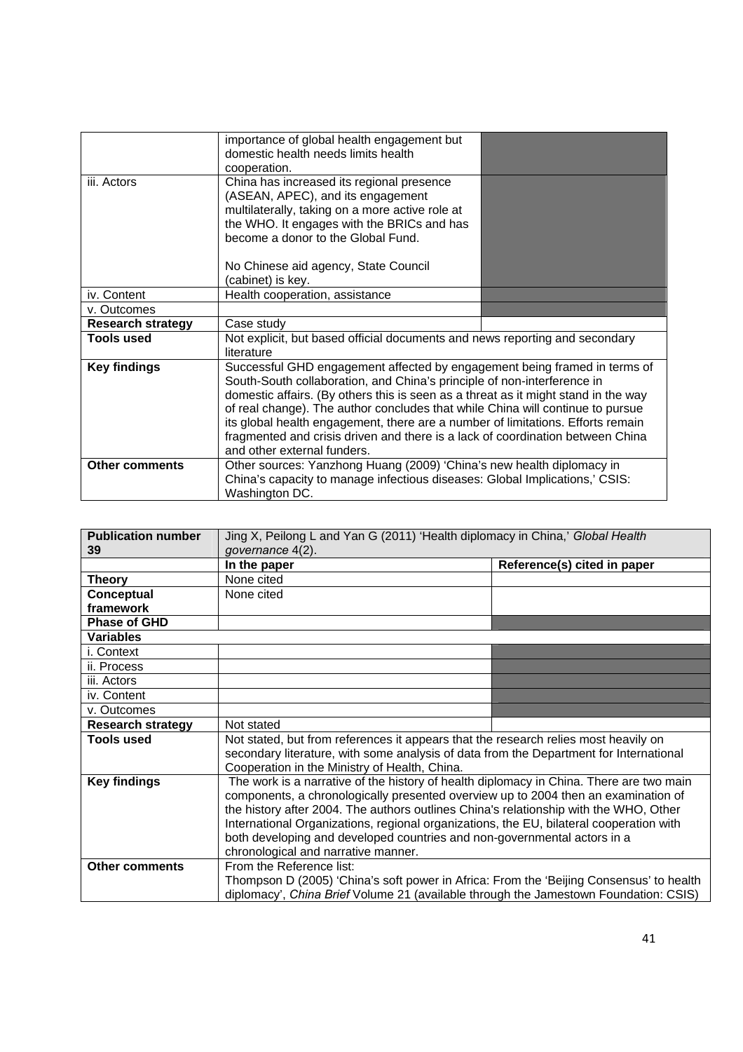| | | |
|---|---|---|
| | importance of global health engagement but domestic health needs limits health cooperation. | |
| iii. Actors | China has increased its regional presence (ASEAN, APEC), and its engagement multilaterally, taking on a more active role at the WHO. It engages with the BRICs and has become a donor to the Global Fund.<br><br>No Chinese aid agency, State Council (cabinet) is key. | |
| iv. Content | Health cooperation, assistance | |
| v. Outcomes | | |
| **Research strategy** | Case study | |
| **Tools used** | Not explicit, but based official documents and news reporting and secondary literature | |
| **Key findings** | Successful GHD engagement affected by engagement being framed in terms of South-South collaboration, and China's principle of non-interference in domestic affairs. (By others this is seen as a threat as it might stand in the way of real change). The author concludes that while China will continue to pursue its global health engagement, there are a number of limitations. Efforts remain fragmented and crisis driven and there is a lack of coordination between China and other external funders. | |
| **Other comments** | Other sources: Yanzhong Huang (2009) 'China's new health diplomacy in China's capacity to manage infectious diseases: Global Implications,' CSIS: Washington DC. | |

| **Publication number 39** | Jing X, Peilong L and Yan G (2011) 'Health diplomacy in China,' *Global Health governance* 4(2). | |
|---|---|---|
| | **In the paper** | **Reference(s) cited in paper** |
| **Theory** | None cited | |
| **Conceptual framework** | None cited | |
| **Phase of GHD** | | |
| **Variables** | | |
| i. Context | | |
| ii. Process | | |
| iii. Actors | | |
| iv. Content | | |
| v. Outcomes | | |
| **Research strategy** | Not stated | |
| **Tools used** | Not stated, but from references it appears that the research relies most heavily on secondary literature, with some analysis of data from the Department for International Cooperation in the Ministry of Health, China. | |
| **Key findings** | The work is a narrative of the history of health diplomacy in China. There are two main components, a chronologically presented overview up to 2004 then an examination of the history after 2004. The authors outlines China's relationship with the WHO, Other International Organizations, regional organizations, the EU, bilateral cooperation with both developing and developed countries and non-governmental actors in a chronological and narrative manner. | |
| **Other comments** | From the Reference list:<br>Thompson D (2005) 'China's soft power in Africa: From the 'Beijing Consensus' to health diplomacy', *China Brief* Volume 21 (available through the Jamestown Foundation: CSIS) | |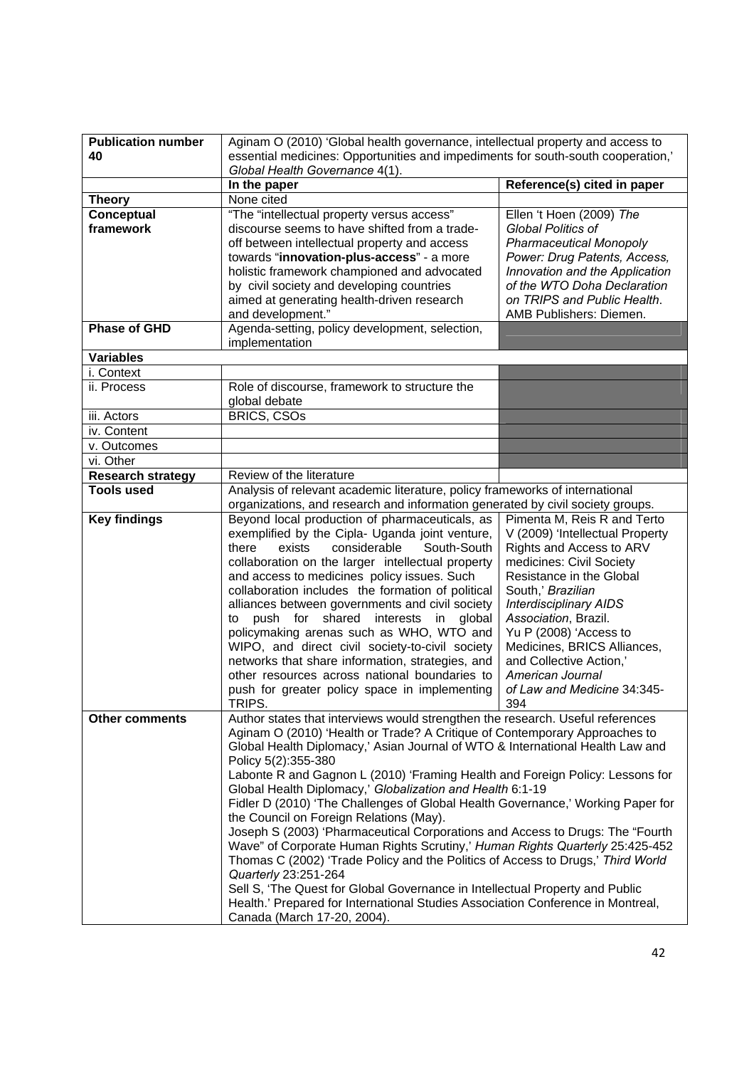| **Publication number 40** | Aginam O (2010) 'Global health governance, intellectual property and access to essential medicines: Opportunities and impediments for south-south cooperation,' *Global Health Governance* 4(1). | |
|---|---|---|
| | **In the paper** | **Reference(s) cited in paper** |
| **Theory** | None cited | |
| **Conceptual framework** | "The "intellectual property versus access" discourse seems to have shifted from a trade-off between intellectual property and access towards "**innovation-plus-access**" - a more holistic framework championed and advocated by civil society and developing countries aimed at generating health-driven research and development." | Ellen 't Hoen (2009) *The Global Politics of Pharmaceutical Monopoly Power: Drug Patents, Access, Innovation and the Application of the WTO Doha Declaration on TRIPS and Public Health*. AMB Publishers: Diemen. |
| **Phase of GHD** | Agenda-setting, policy development, selection, implementation | |
| **Variables** | | |
| i. Context | | |
| ii. Process | Role of discourse, framework to structure the global debate | |
| iii. Actors | BRICS, CSOs | |
| iv. Content | | |
| v. Outcomes | | |
| vi. Other | | |
| **Research strategy** | Review of the literature | |
| **Tools used** | Analysis of relevant academic literature, policy frameworks of international organizations, and research and information generated by civil society groups. | |
| **Key findings** | Beyond local production of pharmaceuticals, as exemplified by the Cipla- Uganda joint venture, there exists considerable South-South collaboration on the larger intellectual property and access to medicines policy issues. Such collaboration includes the formation of political alliances between governments and civil society to push for shared interests in global policymaking arenas such as WHO, WTO and WIPO, and direct civil society-to-civil society networks that share information, strategies, and other resources across national boundaries to push for greater policy space in implementing TRIPS. | Pimenta M, Reis R and Terto V (2009) 'Intellectual Property Rights and Access to ARV medicines: Civil Society Resistance in the Global South,' *Brazilian Interdisciplinary AIDS Association*, Brazil. Yu P (2008) 'Access to Medicines, BRICS Alliances, and Collective Action,' *American Journal of Law and Medicine* 34:345-394 |
| **Other comments** | Author states that interviews would strengthen the research. Useful references Aginam O (2010) 'Health or Trade? A Critique of Contemporary Approaches to Global Health Diplomacy,' Asian Journal of WTO & International Health Law and Policy 5(2):355-380 Labonte R and Gagnon L (2010) 'Framing Health and Foreign Policy: Lessons for Global Health Diplomacy,' *Globalization and Health* 6:1-19 Fidler D (2010) 'The Challenges of Global Health Governance,' Working Paper for the Council on Foreign Relations (May). Joseph S (2003) 'Pharmaceutical Corporations and Access to Drugs: The "Fourth Wave" of Corporate Human Rights Scrutiny,' *Human Rights Quarterly* 25:425-452 Thomas C (2002) 'Trade Policy and the Politics of Access to Drugs,' *Third World Quarterly* 23:251-264 Sell S, 'The Quest for Global Governance in Intellectual Property and Public Health.' Prepared for International Studies Association Conference in Montreal, Canada (March 17-20, 2004). | |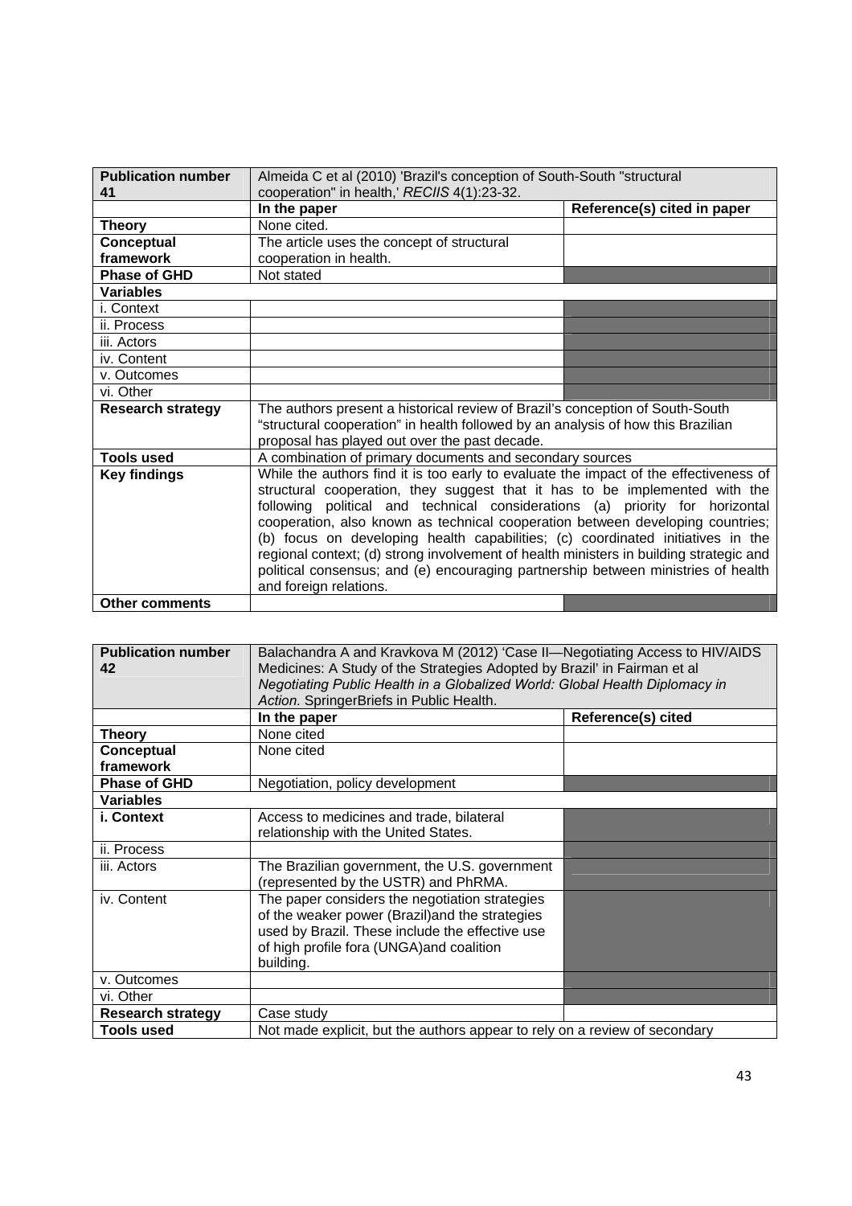| **Publication number 41** | Almeida C et al (2010) 'Brazil's conception of South-South "structural cooperation" in health,' *RECIIS* 4(1):23-32. | |
|---|---|---|
| | **In the paper** | **Reference(s) cited in paper** |
| **Theory** | None cited. | |
| **Conceptual framework** | The article uses the concept of structural cooperation in health. | |
| **Phase of GHD** | Not stated | |
| **Variables** | | |
| i. Context | | |
| ii. Process | | |
| iii. Actors | | |
| iv. Content | | |
| v. Outcomes | | |
| vi. Other | | |
| **Research strategy** | The authors present a historical review of Brazil's conception of South-South "structural cooperation" in health followed by an analysis of how this Brazilian proposal has played out over the past decade. | |
| **Tools used** | A combination of primary documents and secondary sources | |
| **Key findings** | While the authors find it is too early to evaluate the impact of the effectiveness of structural cooperation, they suggest that it has to be implemented with the following political and technical considerations (a) priority for horizontal cooperation, also known as technical cooperation between developing countries; (b) focus on developing health capabilities; (c) coordinated initiatives in the regional context; (d) strong involvement of health ministers in building strategic and political consensus; and (e) encouraging partnership between ministries of health and foreign relations. | |
| **Other comments** | | |

| **Publication number 42** | Balachandra A and Kravkova M (2012) 'Case II—Negotiating Access to HIV/AIDS Medicines: A Study of the Strategies Adopted by Brazil' in Fairman et al *Negotiating Public Health in a Globalized World: Global Health Diplomacy in Action.* SpringerBriefs in Public Health. | |
|---|---|---|
| | **In the paper** | **Reference(s) cited** |
| **Theory** | None cited | |
| **Conceptual framework** | None cited | |
| **Phase of GHD** | Negotiation, policy development | |
| **Variables** | | |
| **i. Context** | Access to medicines and trade, bilateral relationship with the United States. | |
| ii. Process | | |
| iii. Actors | The Brazilian government, the U.S. government (represented by the USTR) and PhRMA. | |
| iv. Content | The paper considers the negotiation strategies of the weaker power (Brazil)and the strategies used by Brazil. These include the effective use of high profile fora (UNGA)and coalition building. | |
| v. Outcomes | | |
| vi. Other | | |
| **Research strategy** | Case study | |
| **Tools used** | Not made explicit, but the authors appear to rely on a review of secondary | |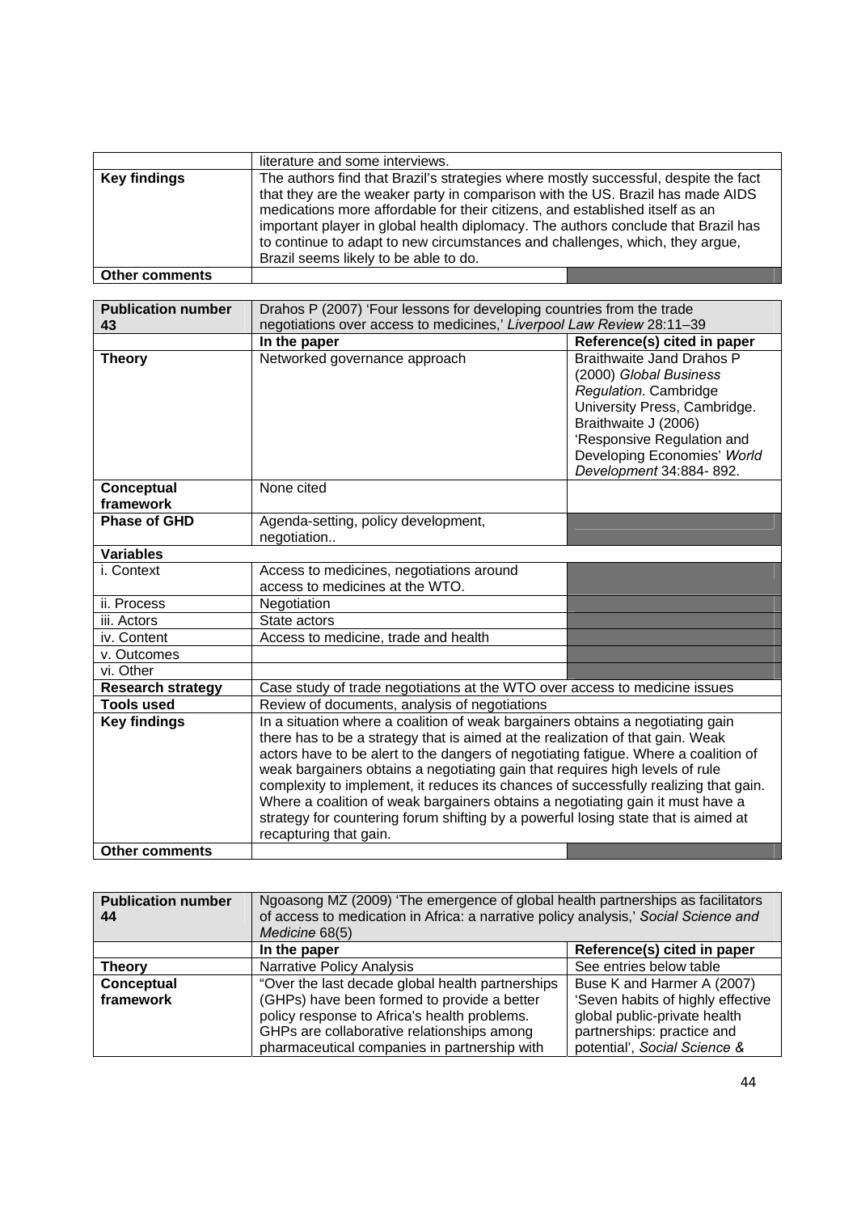| | literature and some interviews. | |
|---|---|---|
| **Key findings** | The authors find that Brazil's strategies where mostly successful, despite the fact that they are the weaker party in comparison with the US. Brazil has made AIDS medications more affordable for their citizens, and established itself as an important player in global health diplomacy. The authors conclude that Brazil has to continue to adapt to new circumstances and challenges, which, they argue, Brazil seems likely to be able to do. | |
| **Other comments** | | |

| **Publication number 43** | Drahos P (2007) 'Four lessons for developing countries from the trade negotiations over access to medicines,' *Liverpool Law Review* 28:11–39 | |
|---|---|---|
| | **In the paper** | **Reference(s) cited in paper** |
| **Theory** | Networked governance approach | Braithwaite Jand Drahos P (2000) *Global Business Regulation*. Cambridge University Press, Cambridge. Braithwaite J (2006) 'Responsive Regulation and Developing Economies' *World Development* 34:884- 892. |
| **Conceptual framework** | None cited | |
| **Phase of GHD** | Agenda-setting, policy development, negotiation.. | |
| **Variables** | | |
| i. Context | Access to medicines, negotiations around access to medicines at the WTO. | |
| ii. Process | Negotiation | |
| iii. Actors | State actors | |
| iv. Content | Access to medicine, trade and health | |
| v. Outcomes | | |
| vi. Other | | |
| **Research strategy** | Case study of trade negotiations at the WTO over access to medicine issues | |
| **Tools used** | Review of documents, analysis of negotiations | |
| **Key findings** | In a situation where a coalition of weak bargainers obtains a negotiating gain there has to be a strategy that is aimed at the realization of that gain. Weak actors have to be alert to the dangers of negotiating fatigue. Where a coalition of weak bargainers obtains a negotiating gain that requires high levels of rule complexity to implement, it reduces its chances of successfully realizing that gain. Where a coalition of weak bargainers obtains a negotiating gain it must have a strategy for countering forum shifting by a powerful losing state that is aimed at recapturing that gain. | |
| **Other comments** | | |

| **Publication number 44** | Ngoasong MZ (2009) 'The emergence of global health partnerships as facilitators of access to medication in Africa: a narrative policy analysis,' *Social Science and Medicine* 68(5) | |
|---|---|---|
| | **In the paper** | **Reference(s) cited in paper** |
| **Theory** | Narrative Policy Analysis | See entries below table |
| **Conceptual framework** | "Over the last decade global health partnerships (GHPs) have been formed to provide a better policy response to Africa's health problems. GHPs are collaborative relationships among pharmaceutical companies in partnership with | Buse K and Harmer A (2007) 'Seven habits of highly effective global public-private health partnerships: practice and potential', *Social Science &* |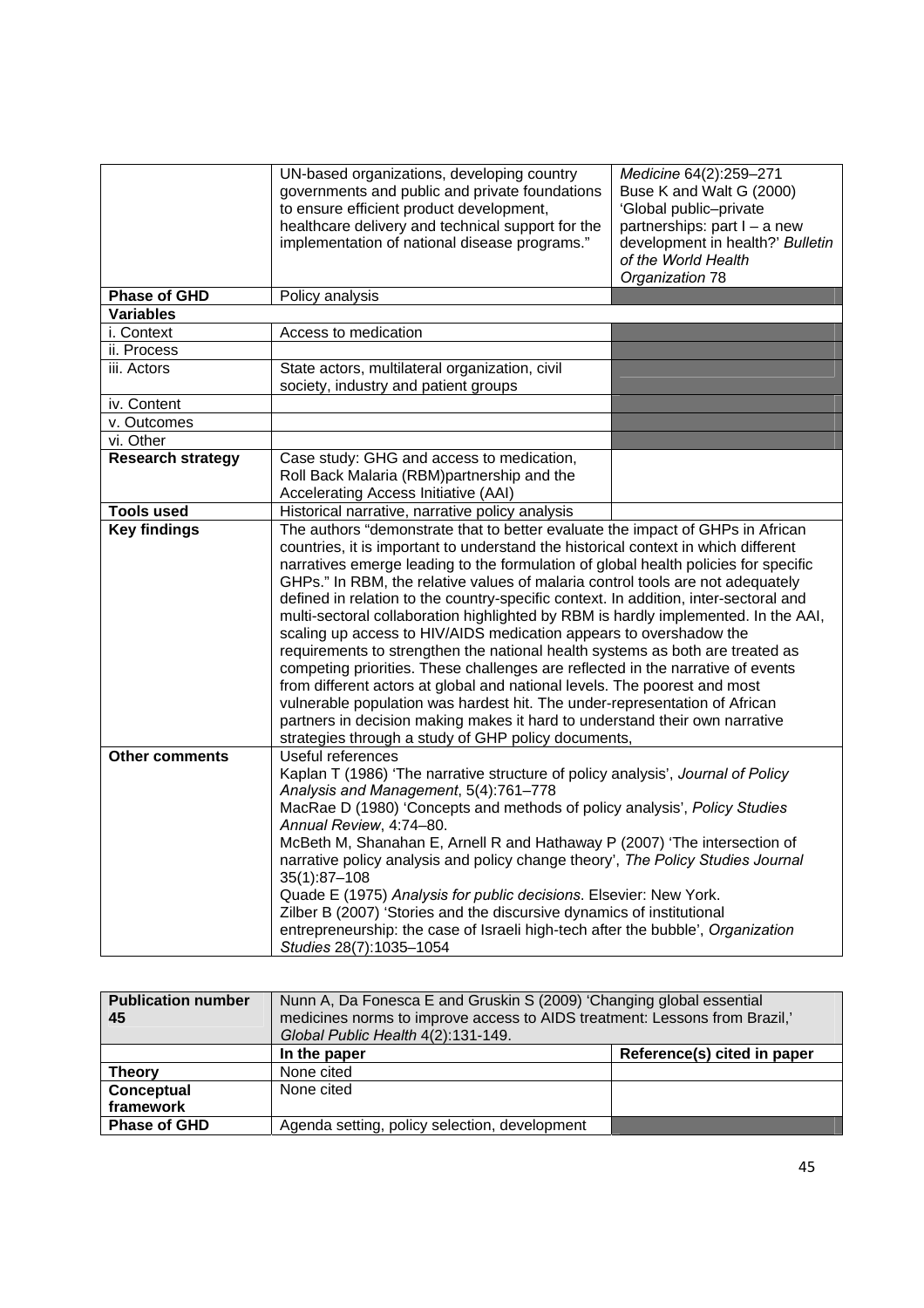| | | |
|---|---|---|
| | UN-based organizations, developing country governments and public and private foundations to ensure efficient product development, healthcare delivery and technical support for the implementation of national disease programs." | *Medicine* 64(2):259–271 Buse K and Walt G (2000) 'Global public–private partnerships: part I – a new development in health?' *Bulletin of the World Health Organization* 78 |
| **Phase of GHD** | Policy analysis | |
| **Variables** | | |
| i. Context | Access to medication | |
| ii. Process | | |
| iii. Actors | State actors, multilateral organization, civil society, industry and patient groups | |
| iv. Content | | |
| v. Outcomes | | |
| vi. Other | | |
| **Research strategy** | Case study: GHG and access to medication, Roll Back Malaria (RBM)partnership and the Accelerating Access Initiative (AAI) | |
| **Tools used** | Historical narrative, narrative policy analysis | |
| **Key findings** | The authors "demonstrate that to better evaluate the impact of GHPs in African countries, it is important to understand the historical context in which different narratives emerge leading to the formulation of global health policies for specific GHPs." In RBM, the relative values of malaria control tools are not adequately defined in relation to the country-specific context. In addition, inter-sectoral and multi-sectoral collaboration highlighted by RBM is hardly implemented. In the AAI, scaling up access to HIV/AIDS medication appears to overshadow the requirements to strengthen the national health systems as both are treated as competing priorities. These challenges are reflected in the narrative of events from different actors at global and national levels. The poorest and most vulnerable population was hardest hit. The under-representation of African partners in decision making makes it hard to understand their own narrative strategies through a study of GHP policy documents, | |
| **Other comments** | Useful references<br>Kaplan T (1986) 'The narrative structure of policy analysis', *Journal of Policy Analysis and Management*, 5(4):761–778<br>MacRae D (1980) 'Concepts and methods of policy analysis', *Policy Studies Annual Review*, 4:74–80.<br>McBeth M, Shanahan E, Arnell R and Hathaway P (2007) 'The intersection of narrative policy analysis and policy change theory', *The Policy Studies Journal* 35(1):87–108<br>Quade E (1975) *Analysis for public decisions*. Elsevier: New York.<br>Zilber B (2007) 'Stories and the discursive dynamics of institutional entrepreneurship: the case of Israeli high-tech after the bubble', *Organization Studies* 28(7):1035–1054 | |

| **Publication number 45** | Nunn A, Da Fonesca E and Gruskin S (2009) 'Changing global essential medicines norms to improve access to AIDS treatment: Lessons from Brazil,' *Global Public Health* 4(2):131-149. | |
|---|---|---|
| | **In the paper** | **Reference(s) cited in paper** |
| **Theory** | None cited | |
| **Conceptual framework** | None cited | |
| **Phase of GHD** | Agenda setting, policy selection, development | |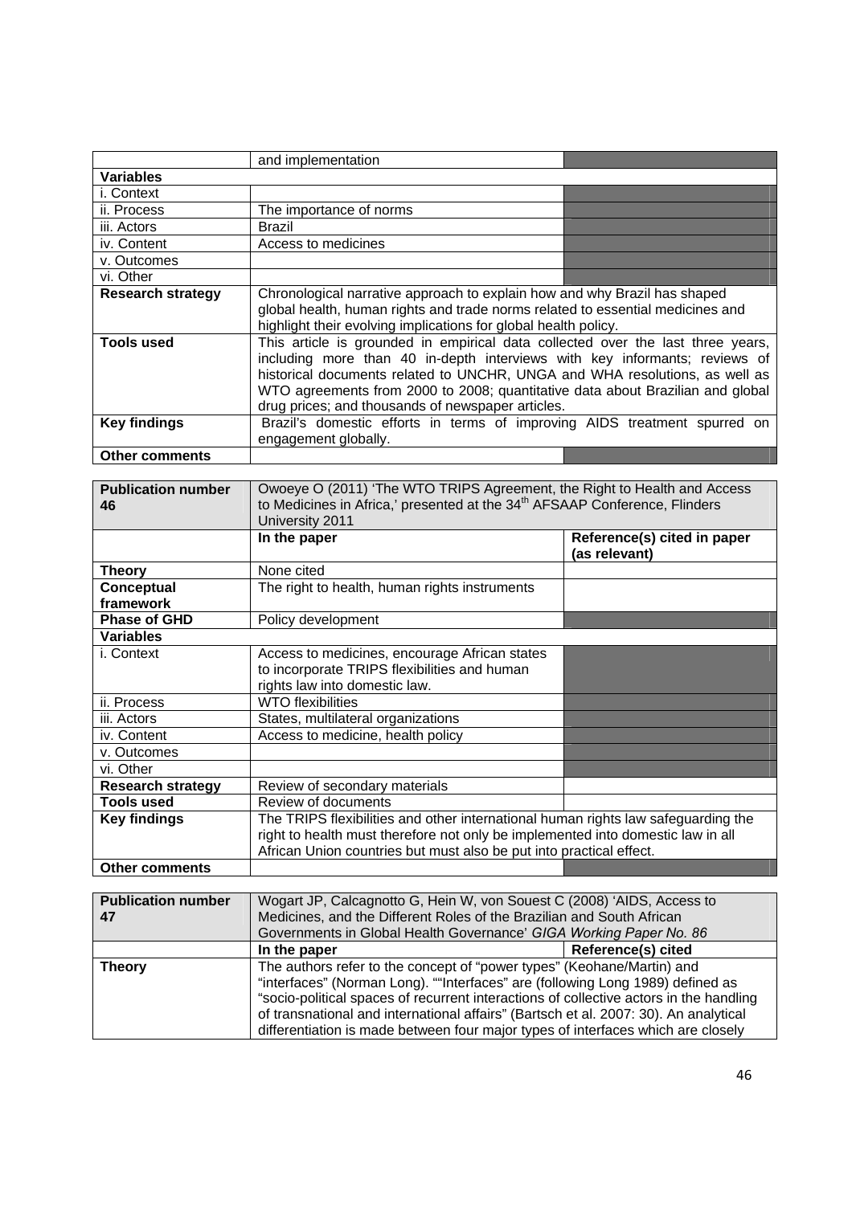|  | and implementation |  |
|---|---|---|
| **Variables** |  |  |
| i. Context |  |  |
| ii. Process | The importance of norms |  |
| iii. Actors | Brazil |  |
| iv. Content | Access to medicines |  |
| v. Outcomes |  |  |
| vi. Other |  |  |
| **Research strategy** | Chronological narrative approach to explain how and why Brazil has shaped global health, human rights and trade norms related to essential medicines and highlight their evolving implications for global health policy. |  |
| **Tools used** | This article is grounded in empirical data collected over the last three years, including more than 40 in-depth interviews with key informants; reviews of historical documents related to UNCHR, UNGA and WHA resolutions, as well as WTO agreements from 2000 to 2008; quantitative data about Brazilian and global drug prices; and thousands of newspaper articles. |  |
| **Key findings** | Brazil's domestic efforts in terms of improving AIDS treatment spurred on engagement globally. |  |
| **Other comments** |  |  |

| **Publication number 46** | Owoeye O (2011) 'The WTO TRIPS Agreement, the Right to Health and Access to Medicines in Africa,' presented at the 34th AFSAAP Conference, Flinders University 2011 |  |
|---|---|---|
|  | **In the paper** | **Reference(s) cited in paper (as relevant)** |
| **Theory** | None cited |  |
| **Conceptual framework** | The right to health, human rights instruments |  |
| **Phase of GHD** | Policy development |  |
| **Variables** |  |  |
| i. Context | Access to medicines, encourage African states to incorporate TRIPS flexibilities and human rights law into domestic law. |  |
| ii. Process | WTO flexibilities |  |
| iii. Actors | States, multilateral organizations |  |
| iv. Content | Access to medicine, health policy |  |
| v. Outcomes |  |  |
| vi. Other |  |  |
| **Research strategy** | Review of secondary materials |  |
| **Tools used** | Review of documents |  |
| **Key findings** | The TRIPS flexibilities and other international human rights law safeguarding the right to health must therefore not only be implemented into domestic law in all African Union countries but must also be put into practical effect. |  |
| **Other comments** |  |  |

| **Publication number 47** | Wogart JP, Calcagnotto G, Hein W, von Souest C (2008) 'AIDS, Access to Medicines, and the Different Roles of the Brazilian and South African Governments in Global Health Governance' *GIGA Working Paper No. 86* |  |
|---|---|---|
|  | **In the paper** | **Reference(s) cited** |
| **Theory** | The authors refer to the concept of "power types" (Keohane/Martin) and "interfaces" (Norman Long). ""Interfaces" are (following Long 1989) defined as "socio-political spaces of recurrent interactions of collective actors in the handling of transnational and international affairs" (Bartsch et al. 2007: 30). An analytical differentiation is made between four major types of interfaces which are closely |  |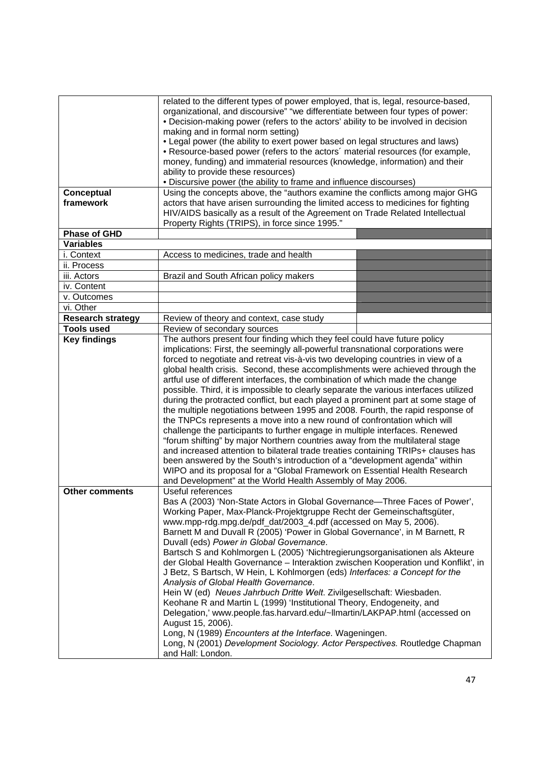| | | |
|---|---|---|
| | related to the different types of power employed, that is, legal, resource-based, organizational, and discoursive" "we differentiate between four types of power:<br>• Decision-making power (refers to the actors' ability to be involved in decision making and in formal norm setting)<br>• Legal power (the ability to exert power based on legal structures and laws)<br>• Resource-based power (refers to the actors´ material resources (for example, money, funding) and immaterial resources (knowledge, information) and their ability to provide these resources)<br>• Discursive power (the ability to frame and influence discourses) | |
| **Conceptual framework** | Using the concepts above, the "authors examine the conflicts among major GHG actors that have arisen surrounding the limited access to medicines for fighting HIV/AIDS basically as a result of the Agreement on Trade Related Intellectual Property Rights (TRIPS), in force since 1995." | |
| **Phase of GHD** | | |
| **Variables** | | |
| i. Context | Access to medicines, trade and health | |
| ii. Process | | |
| iii. Actors | Brazil and South African policy makers | |
| iv. Content | | |
| v. Outcomes | | |
| vi. Other | | |
| **Research strategy** | Review of theory and context, case study | |
| **Tools used** | Review of secondary sources | |
| **Key findings** | The authors present four finding which they feel could have future policy implications: First, the seemingly all-powerful transnational corporations were forced to negotiate and retreat vis-à-vis two developing countries in view of a global health crisis. Second, these accomplishments were achieved through the artful use of different interfaces, the combination of which made the change possible. Third, it is impossible to clearly separate the various interfaces utilized during the protracted conflict, but each played a prominent part at some stage of the multiple negotiations between 1995 and 2008. Fourth, the rapid response of the TNPCs represents a move into a new round of confrontation which will challenge the participants to further engage in multiple interfaces. Renewed "forum shifting" by major Northern countries away from the multilateral stage and increased attention to bilateral trade treaties containing TRIPs+ clauses has been answered by the South's introduction of a "development agenda" within WIPO and its proposal for a "Global Framework on Essential Health Research and Development" at the World Health Assembly of May 2006. | |
| **Other comments** | Useful references<br>Bas A (2003) 'Non-State Actors in Global Governance—Three Faces of Power', Working Paper, Max-Planck-Projektgruppe Recht der Gemeinschaftsgüter, www.mpp-rdg.mpg.de/pdf_dat/2003_4.pdf (accessed on May 5, 2006).<br>Barnett M and Duvall R (2005) 'Power in Global Governance', in M Barnett, R Duvall (eds) *Power in Global Governance*.<br>Bartsch S and Kohlmorgen L (2005) 'Nichtregierungsorganisationen als Akteure der Global Health Governance – Interaktion zwischen Kooperation und Konflikt', in J Betz, S Bartsch, W Hein, L Kohlmorgen (eds) *Interfaces: a Concept for the Analysis of Global Health Governance*.<br>Hein W (ed) *Neues Jahrbuch Dritte Welt*. Zivilgesellschaft: Wiesbaden.<br>Keohane R and Martin L (1999) 'Institutional Theory, Endogeneity, and Delegation,' www.people.fas.harvard.edu/~llmartin/LAKPAP.html (accessed on August 15, 2006).<br>Long, N (1989) *Encounters at the Interface*. Wageningen.<br>Long, N (2001) *Development Sociology. Actor Perspectives.* Routledge Chapman and Hall: London. | |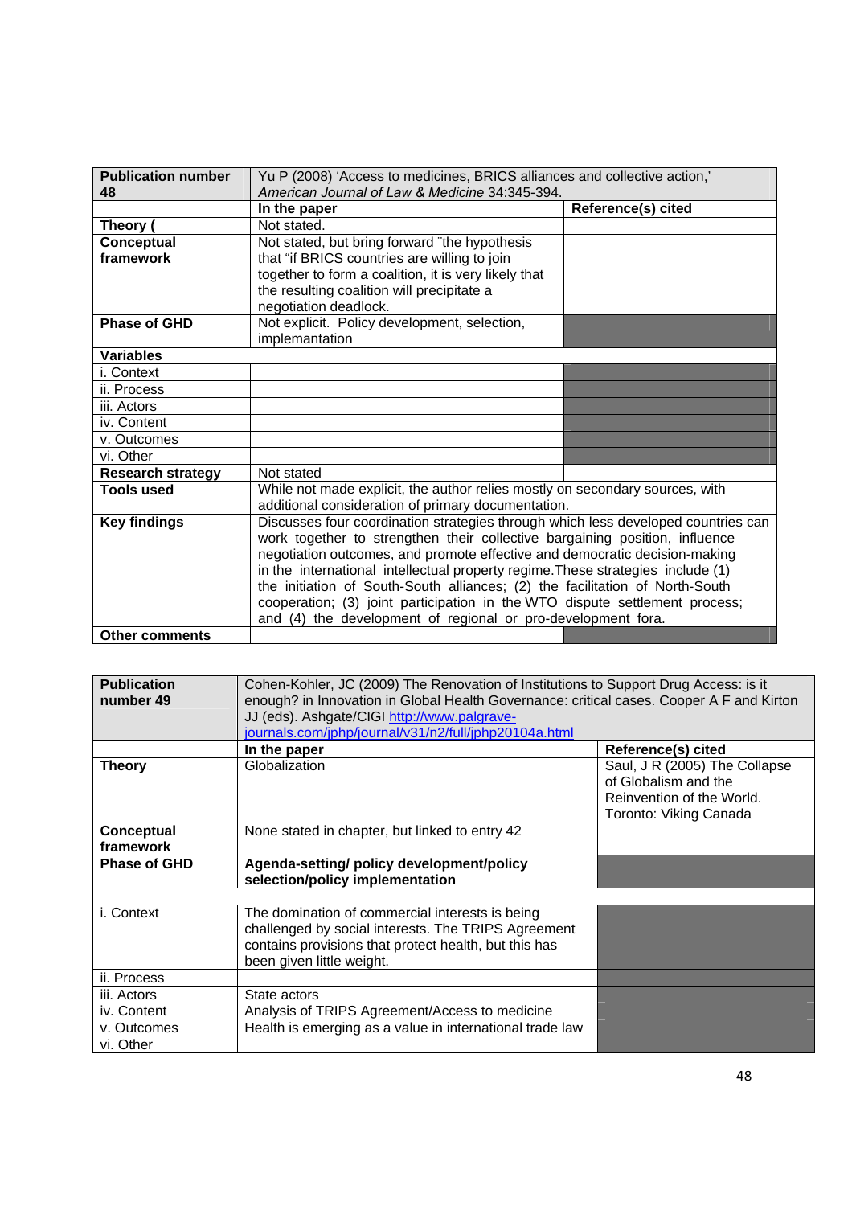| Publication number 48 | Yu P (2008) 'Access to medicines, BRICS alliances and collective action,' *American Journal of Law & Medicine* 34:345-394. | |
|---|---|---|
| | **In the paper** | **Reference(s) cited** |
| **Theory (** | Not stated. | |
| **Conceptual framework** | Not stated, but bring forward ¨the hypothesis that "if BRICS countries are willing to join together to form a coalition, it is very likely that the resulting coalition will precipitate a negotiation deadlock. | |
| **Phase of GHD** | Not explicit. Policy development, selection, implementation | |
| **Variables** | | |
| i. Context | | |
| ii. Process | | |
| iii. Actors | | |
| iv. Content | | |
| v. Outcomes | | |
| vi. Other | | |
| **Research strategy** | Not stated | |
| **Tools used** | While not made explicit, the author relies mostly on secondary sources, with additional consideration of primary documentation. | |
| **Key findings** | Discusses four coordination strategies through which less developed countries can work together to strengthen their collective bargaining position, influence negotiation outcomes, and promote effective and democratic decision-making in the international intellectual property regime.These strategies include (1) the initiation of South-South alliances; (2) the facilitation of North-South cooperation; (3) joint participation in the WTO dispute settlement process; and (4) the development of regional or pro-development fora. | |
| **Other comments** | | |

| Publication number 49 | Cohen-Kohler, JC (2009) The Renovation of Institutions to Support Drug Access: is it enough? in Innovation in Global Health Governance: critical cases. Cooper A F and Kirton JJ (eds). Ashgate/CIGI http://www.palgrave-journals.com/jphp/journal/v31/n2/full/jphp20104a.html | |
|---|---|---|
| | **In the paper** | **Reference(s) cited** |
| **Theory** | Globalization | Saul, J R (2005) The Collapse of Globalism and the Reinvention of the World. Toronto: Viking Canada |
| **Conceptual framework** | None stated in chapter, but linked to entry 42 | |
| **Phase of GHD** | **Agenda-setting/ policy development/policy selection/policy implementation** | |
| | | |
| i. Context | The domination of commercial interests is being challenged by social interests. The TRIPS Agreement contains provisions that protect health, but this has been given little weight. | |
| ii. Process | | |
| iii. Actors | State actors | |
| iv. Content | Analysis of TRIPS Agreement/Access to medicine | |
| v. Outcomes | Health is emerging as a value in international trade law | |
| vi. Other | | |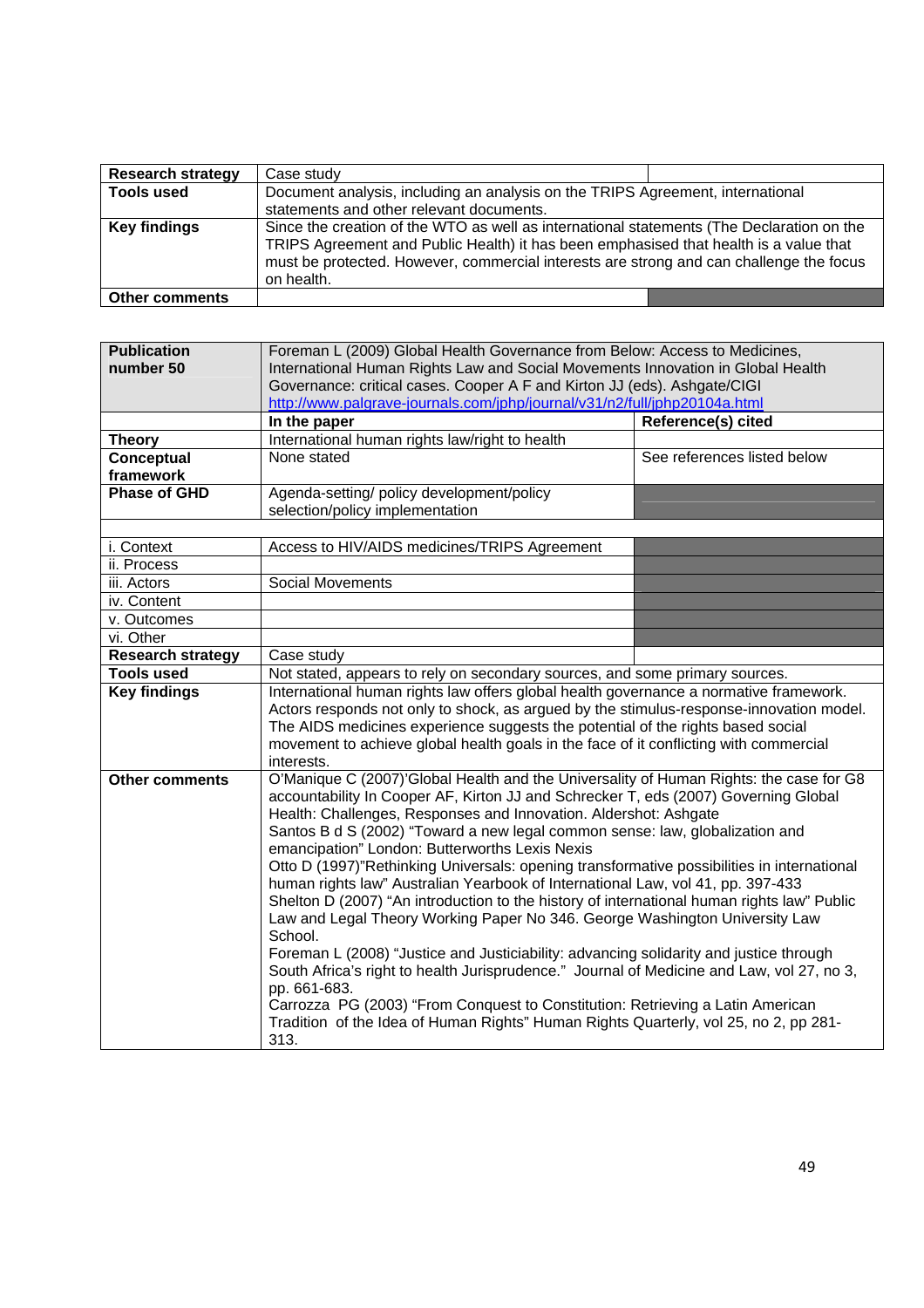| Research strategy | Case study | |
|---|---|---|
| Tools used | Document analysis, including an analysis on the TRIPS Agreement, international statements and other relevant documents. | |
| Key findings | Since the creation of the WTO as well as international statements (The Declaration on the TRIPS Agreement and Public Health) it has been emphasised that health is a value that must be protected. However, commercial interests are strong and can challenge the focus on health. | |
| Other comments | | |

| Publication number 50 | Foreman L (2009) Global Health Governance from Below: Access to Medicines, International Human Rights Law and Social Movements Innovation in Global Health Governance: critical cases. Cooper A F and Kirton JJ (eds). Ashgate/CIGI http://www.palgrave-journals.com/jphp/journal/v31/n2/full/jphp20104a.html | |
|---|---|---|
| | **In the paper** | **Reference(s) cited** |
| **Theory** | International human rights law/right to health | |
| **Conceptual framework** | None stated | See references listed below |
| **Phase of GHD** | Agenda-setting/ policy development/policy selection/policy implementation | |
| | | |
| i. Context | Access to HIV/AIDS medicines/TRIPS Agreement | |
| ii. Process | | |
| iii. Actors | Social Movements | |
| iv. Content | | |
| v. Outcomes | | |
| vi. Other | | |
| **Research strategy** | Case study | |
| **Tools used** | Not stated, appears to rely on secondary sources, and some primary sources. | |
| **Key findings** | International human rights law offers global health governance a normative framework. Actors responds not only to shock, as argued by the stimulus-response-innovation model. The AIDS medicines experience suggests the potential of the rights based social movement to achieve global health goals in the face of it conflicting with commercial interests. | |
| **Other comments** | O'Manique C (2007)'Global Health and the Universality of Human Rights: the case for G8 accountability In Cooper AF, Kirton JJ and Schrecker T, eds (2007) Governing Global Health: Challenges, Responses and Innovation. Aldershot: Ashgate<br>Santos B d S (2002) "Toward a new legal common sense: law, globalization and emancipation" London: Butterworths Lexis Nexis<br>Otto D (1997)"Rethinking Universals: opening transformative possibilities in international human rights law" Australian Yearbook of International Law, vol 41, pp. 397-433<br>Shelton D (2007) "An introduction to the history of international human rights law" Public Law and Legal Theory Working Paper No 346. George Washington University Law School.<br>Foreman L (2008) "Justice and Justiciability: advancing solidarity and justice through South Africa's right to health Jurisprudence." Journal of Medicine and Law, vol 27, no 3, pp. 661-683.<br>Carrozza PG (2003) "From Conquest to Constitution: Retrieving a Latin American Tradition of the Idea of Human Rights" Human Rights Quarterly, vol 25, no 2, pp 281-313. | |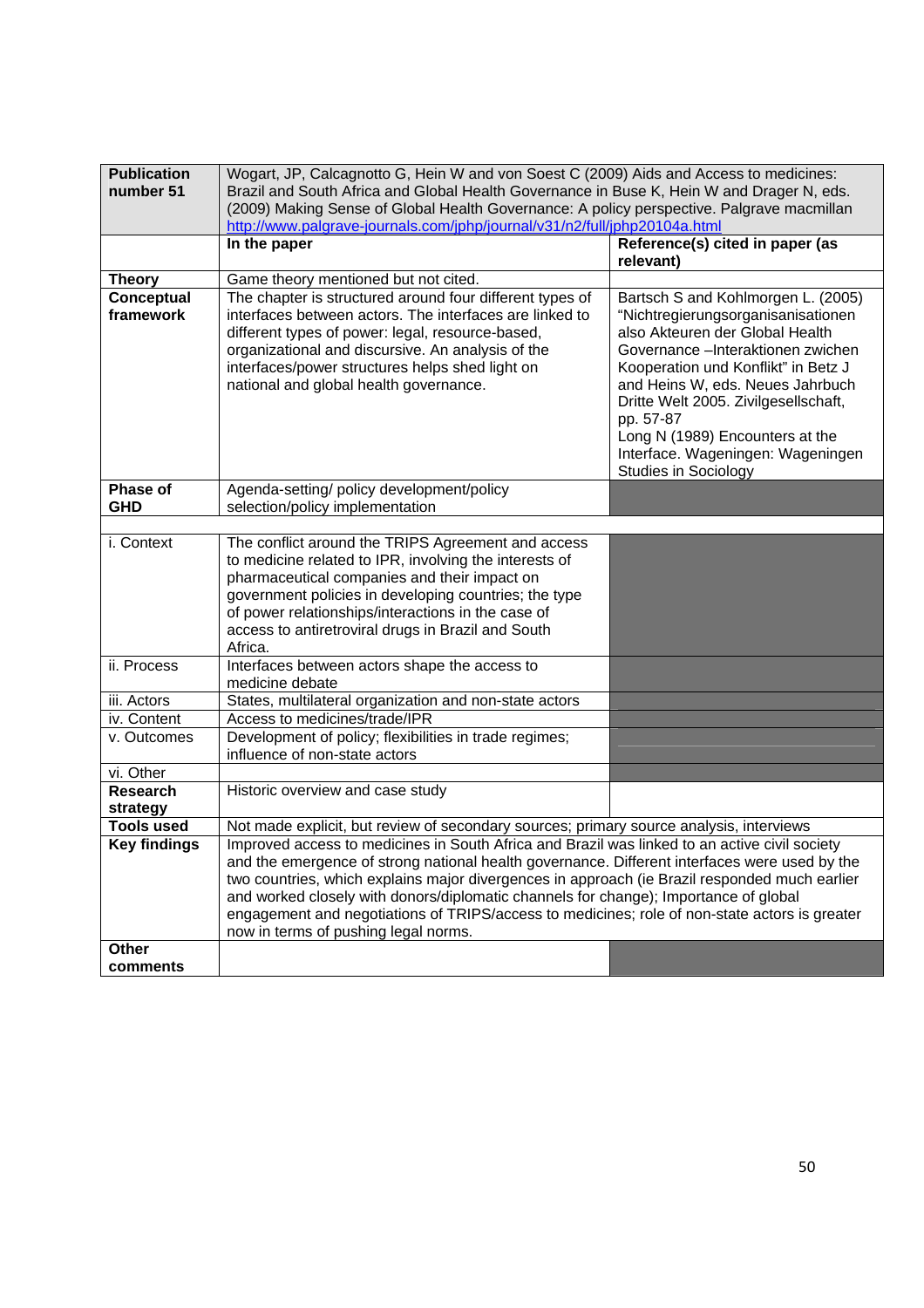| **Publication number 51** | Wogart, JP, Calcagnotto G, Hein W and von Soest C (2009) Aids and Access to medicines: Brazil and South Africa and Global Health Governance in Buse K, Hein W and Drager N, eds. (2009) Making Sense of Global Health Governance: A policy perspective. Palgrave macmillan http://www.palgrave-journals.com/jphp/journal/v31/n2/full/jphp20104a.html | |
|---|---|---|
| | **In the paper** | **Reference(s) cited in paper (as relevant)** |
| **Theory** | Game theory mentioned but not cited. | |
| **Conceptual framework** | The chapter is structured around four different types of interfaces between actors. The interfaces are linked to different types of power: legal, resource-based, organizational and discursive. An analysis of the interfaces/power structures helps shed light on national and global health governance. | Bartsch S and Kohlmorgen L. (2005) "Nichtregierungsorganisanisationen also Akteuren der Global Health Governance –Interaktionen zwichen Kooperation und Konflikt" in Betz J and Heins W, eds. Neues Jahrbuch Dritte Welt 2005. Zivilgesellschaft, pp. 57-87<br>Long N (1989) Encounters at the Interface. Wageningen: Wageningen Studies in Sociology |
| **Phase of GHD** | Agenda-setting/ policy development/policy selection/policy implementation | |
| | | |
| i. Context | The conflict around the TRIPS Agreement and access to medicine related to IPR, involving the interests of pharmaceutical companies and their impact on government policies in developing countries; the type of power relationships/interactions in the case of access to antiretroviral drugs in Brazil and South Africa. | |
| ii. Process | Interfaces between actors shape the access to medicine debate | |
| iii. Actors | States, multilateral organization and non-state actors | |
| iv. Content | Access to medicines/trade/IPR | |
| v. Outcomes | Development of policy; flexibilities in trade regimes; influence of non-state actors | |
| vi. Other | | |
| **Research strategy** | Historic overview and case study | |
| **Tools used** | Not made explicit, but review of secondary sources; primary source analysis, interviews | |
| **Key findings** | Improved access to medicines in South Africa and Brazil was linked to an active civil society and the emergence of strong national health governance. Different interfaces were used by the two countries, which explains major divergences in approach (ie Brazil responded much earlier and worked closely with donors/diplomatic channels for change); Importance of global engagement and negotiations of TRIPS/access to medicines; role of non-state actors is greater now in terms of pushing legal norms. | |
| **Other comments** | | |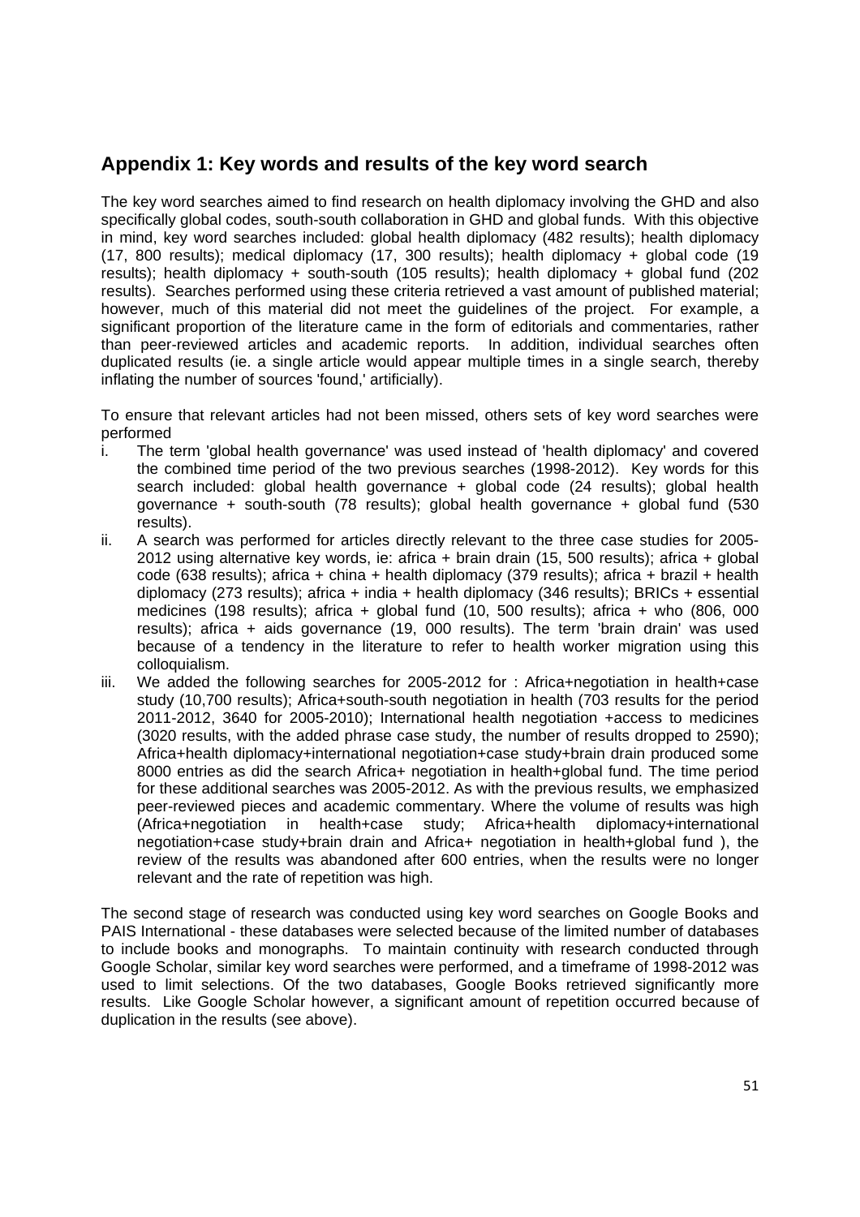## Appendix 1: Key words and results of the key word search

The key word searches aimed to find research on health diplomacy involving the GHD and also specifically global codes, south-south collaboration in GHD and global funds. With this objective in mind, key word searches included: global health diplomacy (482 results); health diplomacy (17, 800 results); medical diplomacy (17, 300 results); health diplomacy + global code (19 results); health diplomacy + south-south (105 results); health diplomacy + global fund (202 results). Searches performed using these criteria retrieved a vast amount of published material; however, much of this material did not meet the guidelines of the project. For example, a significant proportion of the literature came in the form of editorials and commentaries, rather than peer-reviewed articles and academic reports. In addition, individual searches often duplicated results (ie. a single article would appear multiple times in a single search, thereby inflating the number of sources 'found,' artificially).

To ensure that relevant articles had not been missed, others sets of key word searches were performed

i. The term 'global health governance' was used instead of 'health diplomacy' and covered the combined time period of the two previous searches (1998-2012). Key words for this search included: global health governance + global code (24 results); global health governance + south-south (78 results); global health governance + global fund (530 results).
ii. A search was performed for articles directly relevant to the three case studies for 2005-2012 using alternative key words, ie: africa + brain drain (15, 500 results); africa + global code (638 results); africa + china + health diplomacy (379 results); africa + brazil + health diplomacy (273 results); africa + india + health diplomacy (346 results); BRICs + essential medicines (198 results); africa + global fund (10, 500 results); africa + who (806, 000 results); africa + aids governance (19, 000 results). The term 'brain drain' was used because of a tendency in the literature to refer to health worker migration using this colloquialism.
iii. We added the following searches for 2005-2012 for : Africa+negotiation in health+case study (10,700 results); Africa+south-south negotiation in health (703 results for the period 2011-2012, 3640 for 2005-2010); International health negotiation +access to medicines (3020 results, with the added phrase case study, the number of results dropped to 2590); Africa+health diplomacy+international negotiation+case study+brain drain produced some 8000 entries as did the search Africa+ negotiation in health+global fund. The time period for these additional searches was 2005-2012. As with the previous results, we emphasized peer-reviewed pieces and academic commentary. Where the volume of results was high (Africa+negotiation in health+case study; Africa+health diplomacy+international negotiation+case study+brain drain and Africa+ negotiation in health+global fund ), the review of the results was abandoned after 600 entries, when the results were no longer relevant and the rate of repetition was high.

The second stage of research was conducted using key word searches on Google Books and PAIS International - these databases were selected because of the limited number of databases to include books and monographs. To maintain continuity with research conducted through Google Scholar, similar key word searches were performed, and a timeframe of 1998-2012 was used to limit selections. Of the two databases, Google Books retrieved significantly more results. Like Google Scholar however, a significant amount of repetition occurred because of duplication in the results (see above).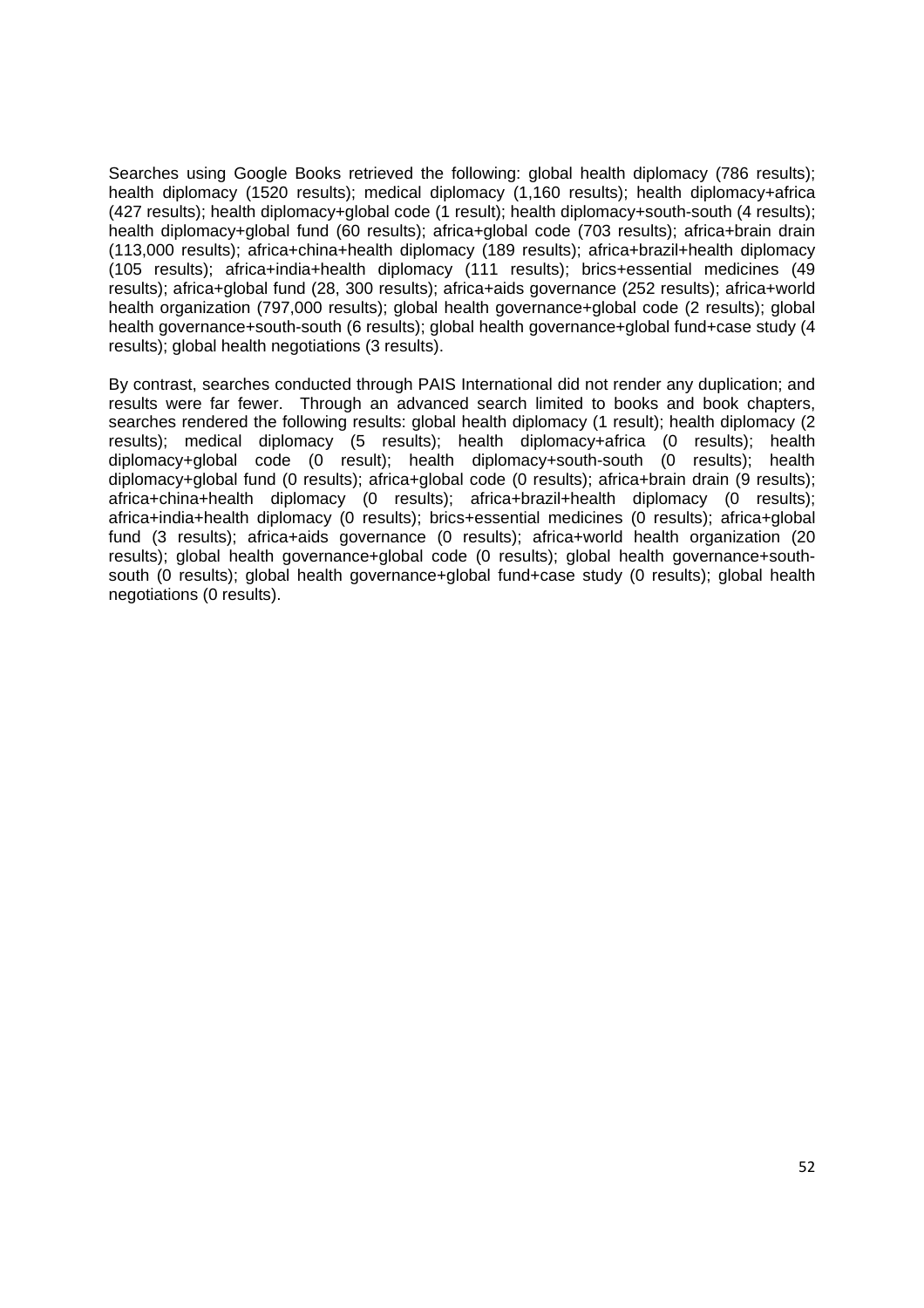Searches using Google Books retrieved the following: global health diplomacy (786 results); health diplomacy (1520 results); medical diplomacy (1,160 results); health diplomacy+africa (427 results); health diplomacy+global code (1 result); health diplomacy+south-south (4 results); health diplomacy+global fund (60 results); africa+global code (703 results); africa+brain drain (113,000 results); africa+china+health diplomacy (189 results); africa+brazil+health diplomacy (105 results); africa+india+health diplomacy (111 results); brics+essential medicines (49 results); africa+global fund (28, 300 results); africa+aids governance (252 results); africa+world health organization (797,000 results); global health governance+global code (2 results); global health governance+south-south (6 results); global health governance+global fund+case study (4 results); global health negotiations (3 results).

By contrast, searches conducted through PAIS International did not render any duplication; and results were far fewer. Through an advanced search limited to books and book chapters, searches rendered the following results: global health diplomacy (1 result); health diplomacy (2 results); medical diplomacy (5 results); health diplomacy+africa (0 results); health diplomacy+global code (0 result); health diplomacy+south-south (0 results); health diplomacy+global fund (0 results); africa+global code (0 results); africa+brain drain (9 results); africa+china+health diplomacy (0 results); africa+brazil+health diplomacy (0 results); africa+india+health diplomacy (0 results); brics+essential medicines (0 results); africa+global fund (3 results); africa+aids governance (0 results); africa+world health organization (20 results); global health governance+global code (0 results); global health governance+south-south (0 results); global health governance+global fund+case study (0 results); global health negotiations (0 results).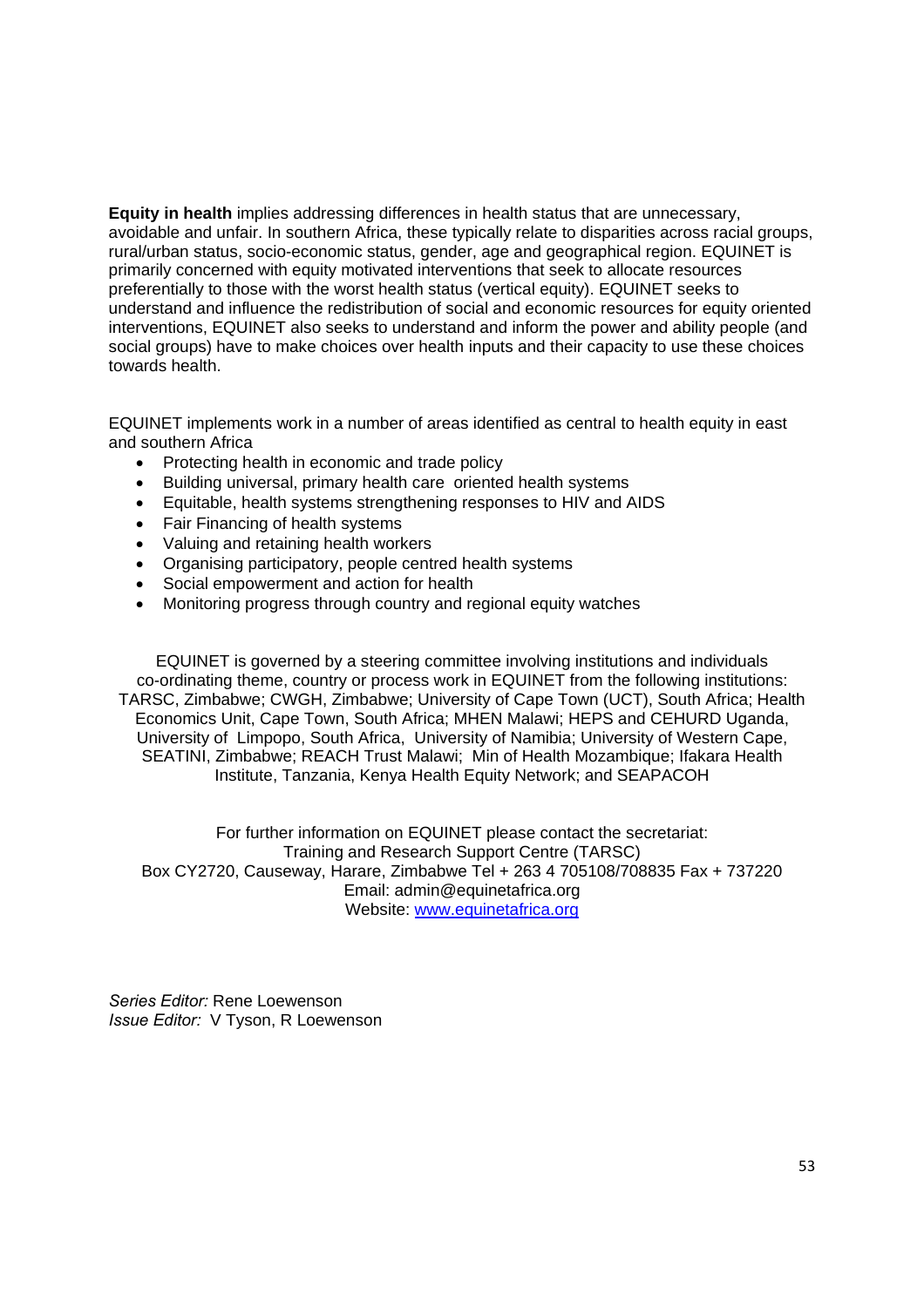**Equity in health** implies addressing differences in health status that are unnecessary, avoidable and unfair. In southern Africa, these typically relate to disparities across racial groups, rural/urban status, socio-economic status, gender, age and geographical region. EQUINET is primarily concerned with equity motivated interventions that seek to allocate resources preferentially to those with the worst health status (vertical equity). EQUINET seeks to understand and influence the redistribution of social and economic resources for equity oriented interventions, EQUINET also seeks to understand and inform the power and ability people (and social groups) have to make choices over health inputs and their capacity to use these choices towards health.

EQUINET implements work in a number of areas identified as central to health equity in east and southern Africa

- Protecting health in economic and trade policy
- Building universal, primary health care oriented health systems
- Equitable, health systems strengthening responses to HIV and AIDS
- Fair Financing of health systems
- Valuing and retaining health workers
- Organising participatory, people centred health systems
- Social empowerment and action for health
- Monitoring progress through country and regional equity watches

EQUINET is governed by a steering committee involving institutions and individuals co-ordinating theme, country or process work in EQUINET from the following institutions: TARSC, Zimbabwe; CWGH, Zimbabwe; University of Cape Town (UCT), South Africa; Health Economics Unit, Cape Town, South Africa; MHEN Malawi; HEPS and CEHURD Uganda, University of Limpopo, South Africa, University of Namibia; University of Western Cape, SEATINI, Zimbabwe; REACH Trust Malawi; Min of Health Mozambique; Ifakara Health Institute, Tanzania, Kenya Health Equity Network; and SEAPACOH

For further information on EQUINET please contact the secretariat:
Training and Research Support Centre (TARSC)
Box CY2720, Causeway, Harare, Zimbabwe Tel + 263 4 705108/708835 Fax + 737220
Email: admin@equinetafrica.org
Website: www.equinetafrica.org

*Series Editor:* Rene Loewenson
*Issue Editor:* V Tyson, R Loewenson